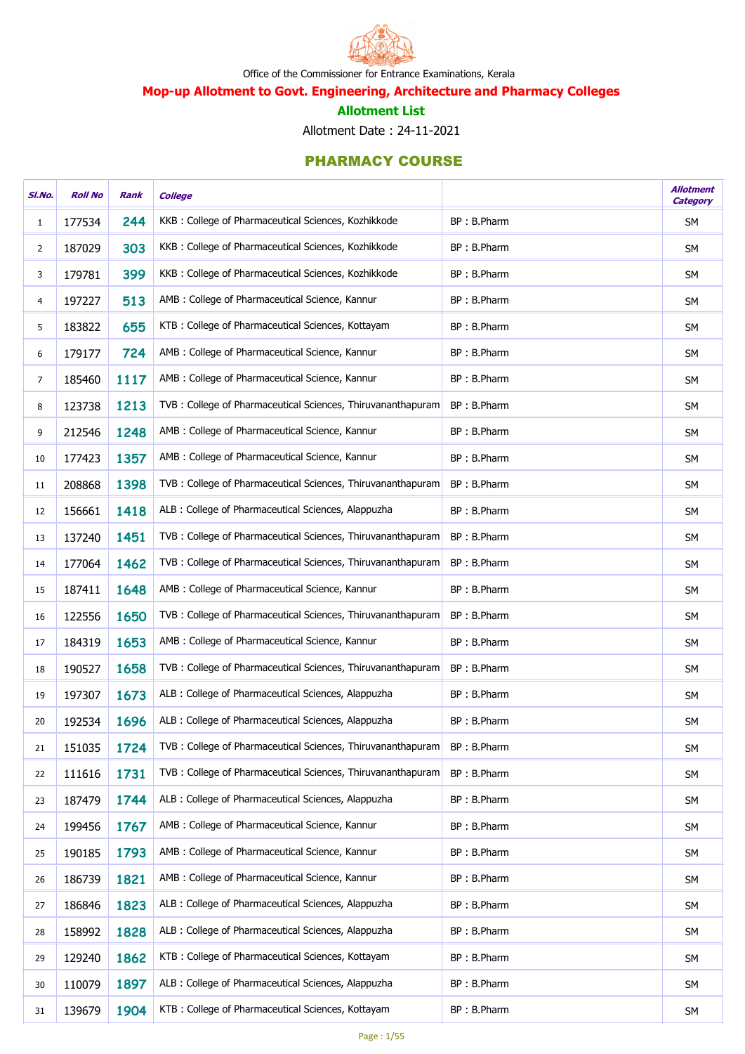Office of the Commissioner for Entrance Examinations, Kerala

## Mop-up Allotment to Govt. Engineering, Architecture and Pharmacy Colleges

### Allotment List

Allotment Date : 24-11-2021

### PHARMACY COURSE

| Sl.No. | Roll No | Rank | College | | Allotment Category |
|---|---|---|---|---|---|
| 1 | 177534 | 244 | KKB : College of Pharmaceutical Sciences, Kozhikkode | BP : B.Pharm | SM |
| 2 | 187029 | 303 | KKB : College of Pharmaceutical Sciences, Kozhikkode | BP : B.Pharm | SM |
| 3 | 179781 | 399 | KKB : College of Pharmaceutical Sciences, Kozhikkode | BP : B.Pharm | SM |
| 4 | 197227 | 513 | AMB : College of Pharmaceutical Science, Kannur | BP : B.Pharm | SM |
| 5 | 183822 | 655 | KTB : College of Pharmaceutical Sciences, Kottayam | BP : B.Pharm | SM |
| 6 | 179177 | 724 | AMB : College of Pharmaceutical Science, Kannur | BP : B.Pharm | SM |
| 7 | 185460 | 1117 | AMB : College of Pharmaceutical Science, Kannur | BP : B.Pharm | SM |
| 8 | 123738 | 1213 | TVB : College of Pharmaceutical Sciences, Thiruvananthapuram | BP : B.Pharm | SM |
| 9 | 212546 | 1248 | AMB : College of Pharmaceutical Science, Kannur | BP : B.Pharm | SM |
| 10 | 177423 | 1357 | AMB : College of Pharmaceutical Science, Kannur | BP : B.Pharm | SM |
| 11 | 208868 | 1398 | TVB : College of Pharmaceutical Sciences, Thiruvananthapuram | BP : B.Pharm | SM |
| 12 | 156661 | 1418 | ALB : College of Pharmaceutical Sciences, Alappuzha | BP : B.Pharm | SM |
| 13 | 137240 | 1451 | TVB : College of Pharmaceutical Sciences, Thiruvananthapuram | BP : B.Pharm | SM |
| 14 | 177064 | 1462 | TVB : College of Pharmaceutical Sciences, Thiruvananthapuram | BP : B.Pharm | SM |
| 15 | 187411 | 1648 | AMB : College of Pharmaceutical Science, Kannur | BP : B.Pharm | SM |
| 16 | 122556 | 1650 | TVB : College of Pharmaceutical Sciences, Thiruvananthapuram | BP : B.Pharm | SM |
| 17 | 184319 | 1653 | AMB : College of Pharmaceutical Science, Kannur | BP : B.Pharm | SM |
| 18 | 190527 | 1658 | TVB : College of Pharmaceutical Sciences, Thiruvananthapuram | BP : B.Pharm | SM |
| 19 | 197307 | 1673 | ALB : College of Pharmaceutical Sciences, Alappuzha | BP : B.Pharm | SM |
| 20 | 192534 | 1696 | ALB : College of Pharmaceutical Sciences, Alappuzha | BP : B.Pharm | SM |
| 21 | 151035 | 1724 | TVB : College of Pharmaceutical Sciences, Thiruvananthapuram | BP : B.Pharm | SM |
| 22 | 111616 | 1731 | TVB : College of Pharmaceutical Sciences, Thiruvananthapuram | BP : B.Pharm | SM |
| 23 | 187479 | 1744 | ALB : College of Pharmaceutical Sciences, Alappuzha | BP : B.Pharm | SM |
| 24 | 199456 | 1767 | AMB : College of Pharmaceutical Science, Kannur | BP : B.Pharm | SM |
| 25 | 190185 | 1793 | AMB : College of Pharmaceutical Science, Kannur | BP : B.Pharm | SM |
| 26 | 186739 | 1821 | AMB : College of Pharmaceutical Science, Kannur | BP : B.Pharm | SM |
| 27 | 186846 | 1823 | ALB : College of Pharmaceutical Sciences, Alappuzha | BP : B.Pharm | SM |
| 28 | 158992 | 1828 | ALB : College of Pharmaceutical Sciences, Alappuzha | BP : B.Pharm | SM |
| 29 | 129240 | 1862 | KTB : College of Pharmaceutical Sciences, Kottayam | BP : B.Pharm | SM |
| 30 | 110079 | 1897 | ALB : College of Pharmaceutical Sciences, Alappuzha | BP : B.Pharm | SM |
| 31 | 139679 | 1904 | KTB : College of Pharmaceutical Sciences, Kottayam | BP : B.Pharm | SM |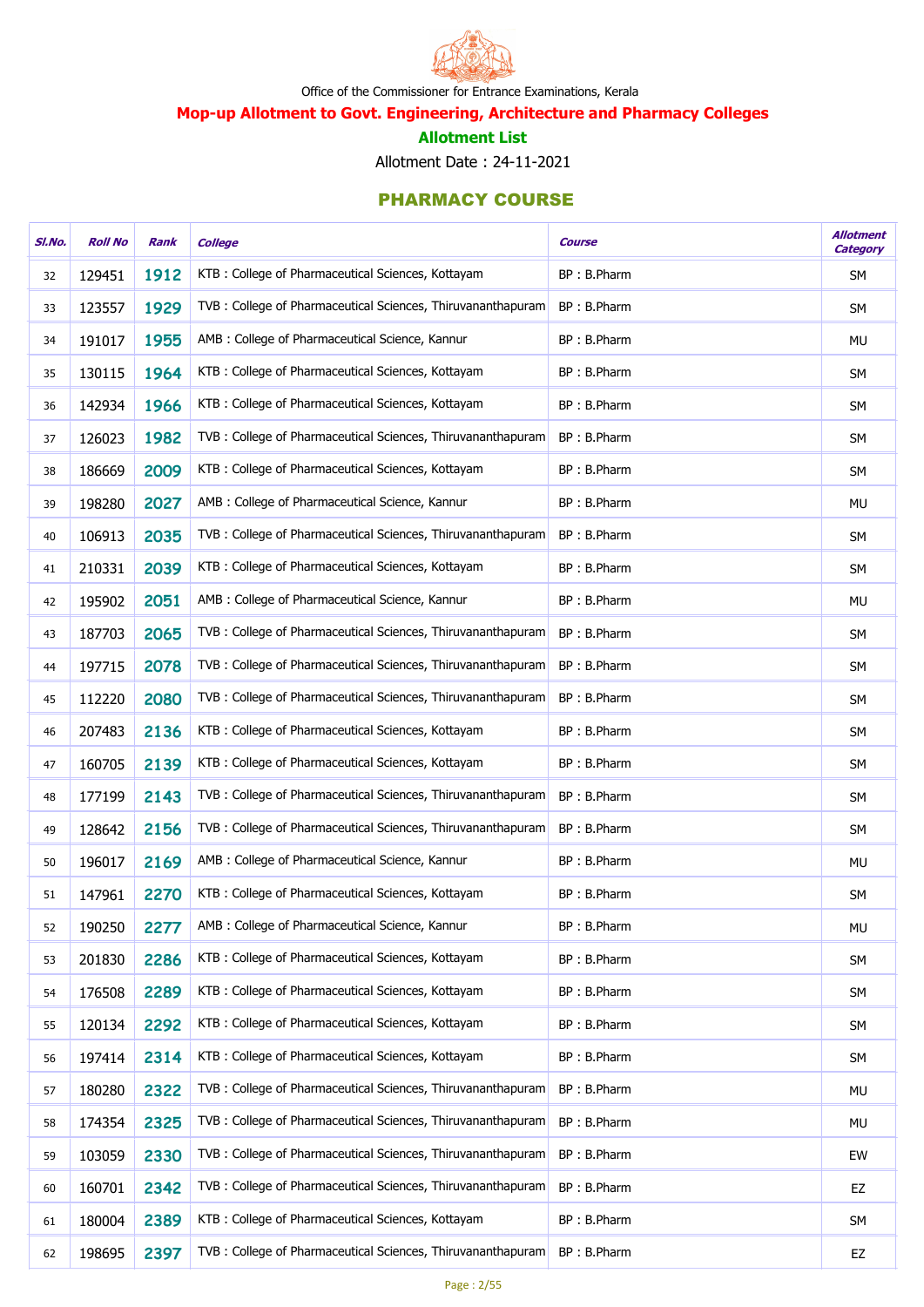Office of the Commissioner for Entrance Examinations, Kerala

**Mop-up Allotment to Govt. Engineering, Architecture and Pharmacy Colleges**

**Allotment List**

Allotment Date : 24-11-2021

## PHARMACY COURSE

| Sl.No. | Roll No | Rank | College | Course | Allotment Category |
|---|---|---|---|---|---|
| 32 | 129451 | 1912 | KTB : College of Pharmaceutical Sciences, Kottayam | BP : B.Pharm | SM |
| 33 | 123557 | 1929 | TVB : College of Pharmaceutical Sciences, Thiruvananthapuram | BP : B.Pharm | SM |
| 34 | 191017 | 1955 | AMB : College of Pharmaceutical Science, Kannur | BP : B.Pharm | MU |
| 35 | 130115 | 1964 | KTB : College of Pharmaceutical Sciences, Kottayam | BP : B.Pharm | SM |
| 36 | 142934 | 1966 | KTB : College of Pharmaceutical Sciences, Kottayam | BP : B.Pharm | SM |
| 37 | 126023 | 1982 | TVB : College of Pharmaceutical Sciences, Thiruvananthapuram | BP : B.Pharm | SM |
| 38 | 186669 | 2009 | KTB : College of Pharmaceutical Sciences, Kottayam | BP : B.Pharm | SM |
| 39 | 198280 | 2027 | AMB : College of Pharmaceutical Science, Kannur | BP : B.Pharm | MU |
| 40 | 106913 | 2035 | TVB : College of Pharmaceutical Sciences, Thiruvananthapuram | BP : B.Pharm | SM |
| 41 | 210331 | 2039 | KTB : College of Pharmaceutical Sciences, Kottayam | BP : B.Pharm | SM |
| 42 | 195902 | 2051 | AMB : College of Pharmaceutical Science, Kannur | BP : B.Pharm | MU |
| 43 | 187703 | 2065 | TVB : College of Pharmaceutical Sciences, Thiruvananthapuram | BP : B.Pharm | SM |
| 44 | 197715 | 2078 | TVB : College of Pharmaceutical Sciences, Thiruvananthapuram | BP : B.Pharm | SM |
| 45 | 112220 | 2080 | TVB : College of Pharmaceutical Sciences, Thiruvananthapuram | BP : B.Pharm | SM |
| 46 | 207483 | 2136 | KTB : College of Pharmaceutical Sciences, Kottayam | BP : B.Pharm | SM |
| 47 | 160705 | 2139 | KTB : College of Pharmaceutical Sciences, Kottayam | BP : B.Pharm | SM |
| 48 | 177199 | 2143 | TVB : College of Pharmaceutical Sciences, Thiruvananthapuram | BP : B.Pharm | SM |
| 49 | 128642 | 2156 | TVB : College of Pharmaceutical Sciences, Thiruvananthapuram | BP : B.Pharm | SM |
| 50 | 196017 | 2169 | AMB : College of Pharmaceutical Science, Kannur | BP : B.Pharm | MU |
| 51 | 147961 | 2270 | KTB : College of Pharmaceutical Sciences, Kottayam | BP : B.Pharm | SM |
| 52 | 190250 | 2277 | AMB : College of Pharmaceutical Science, Kannur | BP : B.Pharm | MU |
| 53 | 201830 | 2286 | KTB : College of Pharmaceutical Sciences, Kottayam | BP : B.Pharm | SM |
| 54 | 176508 | 2289 | KTB : College of Pharmaceutical Sciences, Kottayam | BP : B.Pharm | SM |
| 55 | 120134 | 2292 | KTB : College of Pharmaceutical Sciences, Kottayam | BP : B.Pharm | SM |
| 56 | 197414 | 2314 | KTB : College of Pharmaceutical Sciences, Kottayam | BP : B.Pharm | SM |
| 57 | 180280 | 2322 | TVB : College of Pharmaceutical Sciences, Thiruvananthapuram | BP : B.Pharm | MU |
| 58 | 174354 | 2325 | TVB : College of Pharmaceutical Sciences, Thiruvananthapuram | BP : B.Pharm | MU |
| 59 | 103059 | 2330 | TVB : College of Pharmaceutical Sciences, Thiruvananthapuram | BP : B.Pharm | EW |
| 60 | 160701 | 2342 | TVB : College of Pharmaceutical Sciences, Thiruvananthapuram | BP : B.Pharm | EZ |
| 61 | 180004 | 2389 | KTB : College of Pharmaceutical Sciences, Kottayam | BP : B.Pharm | SM |
| 62 | 198695 | 2397 | TVB : College of Pharmaceutical Sciences, Thiruvananthapuram | BP : B.Pharm | EZ |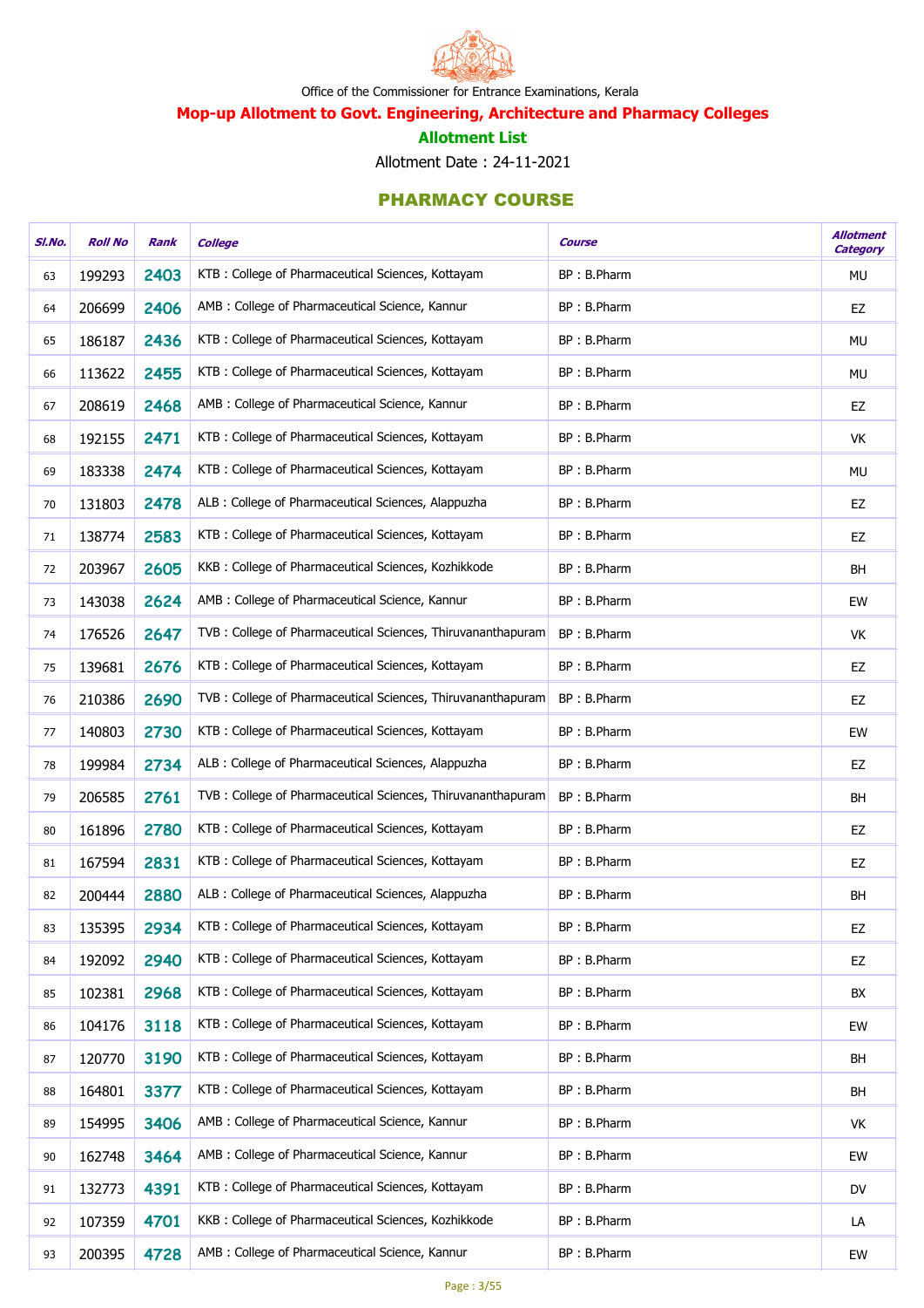Office of the Commissioner for Entrance Examinations, Kerala

## Mop-up Allotment to Govt. Engineering, Architecture and Pharmacy Colleges

### Allotment List

Allotment Date : 24-11-2021

### PHARMACY COURSE

| Sl.No. | Roll No | Rank | College | Course | Allotment Category |
|---|---|---|---|---|---|
| 63 | 199293 | 2403 | KTB : College of Pharmaceutical Sciences, Kottayam | BP : B.Pharm | MU |
| 64 | 206699 | 2406 | AMB : College of Pharmaceutical Science, Kannur | BP : B.Pharm | EZ |
| 65 | 186187 | 2436 | KTB : College of Pharmaceutical Sciences, Kottayam | BP : B.Pharm | MU |
| 66 | 113622 | 2455 | KTB : College of Pharmaceutical Sciences, Kottayam | BP : B.Pharm | MU |
| 67 | 208619 | 2468 | AMB : College of Pharmaceutical Science, Kannur | BP : B.Pharm | EZ |
| 68 | 192155 | 2471 | KTB : College of Pharmaceutical Sciences, Kottayam | BP : B.Pharm | VK |
| 69 | 183338 | 2474 | KTB : College of Pharmaceutical Sciences, Kottayam | BP : B.Pharm | MU |
| 70 | 131803 | 2478 | ALB : College of Pharmaceutical Sciences, Alappuzha | BP : B.Pharm | EZ |
| 71 | 138774 | 2583 | KTB : College of Pharmaceutical Sciences, Kottayam | BP : B.Pharm | EZ |
| 72 | 203967 | 2605 | KKB : College of Pharmaceutical Sciences, Kozhikkode | BP : B.Pharm | BH |
| 73 | 143038 | 2624 | AMB : College of Pharmaceutical Science, Kannur | BP : B.Pharm | EW |
| 74 | 176526 | 2647 | TVB : College of Pharmaceutical Sciences, Thiruvananthapuram | BP : B.Pharm | VK |
| 75 | 139681 | 2676 | KTB : College of Pharmaceutical Sciences, Kottayam | BP : B.Pharm | EZ |
| 76 | 210386 | 2690 | TVB : College of Pharmaceutical Sciences, Thiruvananthapuram | BP : B.Pharm | EZ |
| 77 | 140803 | 2730 | KTB : College of Pharmaceutical Sciences, Kottayam | BP : B.Pharm | EW |
| 78 | 199984 | 2734 | ALB : College of Pharmaceutical Sciences, Alappuzha | BP : B.Pharm | EZ |
| 79 | 206585 | 2761 | TVB : College of Pharmaceutical Sciences, Thiruvananthapuram | BP : B.Pharm | BH |
| 80 | 161896 | 2780 | KTB : College of Pharmaceutical Sciences, Kottayam | BP : B.Pharm | EZ |
| 81 | 167594 | 2831 | KTB : College of Pharmaceutical Sciences, Kottayam | BP : B.Pharm | EZ |
| 82 | 200444 | 2880 | ALB : College of Pharmaceutical Sciences, Alappuzha | BP : B.Pharm | BH |
| 83 | 135395 | 2934 | KTB : College of Pharmaceutical Sciences, Kottayam | BP : B.Pharm | EZ |
| 84 | 192092 | 2940 | KTB : College of Pharmaceutical Sciences, Kottayam | BP : B.Pharm | EZ |
| 85 | 102381 | 2968 | KTB : College of Pharmaceutical Sciences, Kottayam | BP : B.Pharm | BX |
| 86 | 104176 | 3118 | KTB : College of Pharmaceutical Sciences, Kottayam | BP : B.Pharm | EW |
| 87 | 120770 | 3190 | KTB : College of Pharmaceutical Sciences, Kottayam | BP : B.Pharm | BH |
| 88 | 164801 | 3377 | KTB : College of Pharmaceutical Sciences, Kottayam | BP : B.Pharm | BH |
| 89 | 154995 | 3406 | AMB : College of Pharmaceutical Science, Kannur | BP : B.Pharm | VK |
| 90 | 162748 | 3464 | AMB : College of Pharmaceutical Science, Kannur | BP : B.Pharm | EW |
| 91 | 132773 | 4391 | KTB : College of Pharmaceutical Sciences, Kottayam | BP : B.Pharm | DV |
| 92 | 107359 | 4701 | KKB : College of Pharmaceutical Sciences, Kozhikkode | BP : B.Pharm | LA |
| 93 | 200395 | 4728 | AMB : College of Pharmaceutical Science, Kannur | BP : B.Pharm | EW |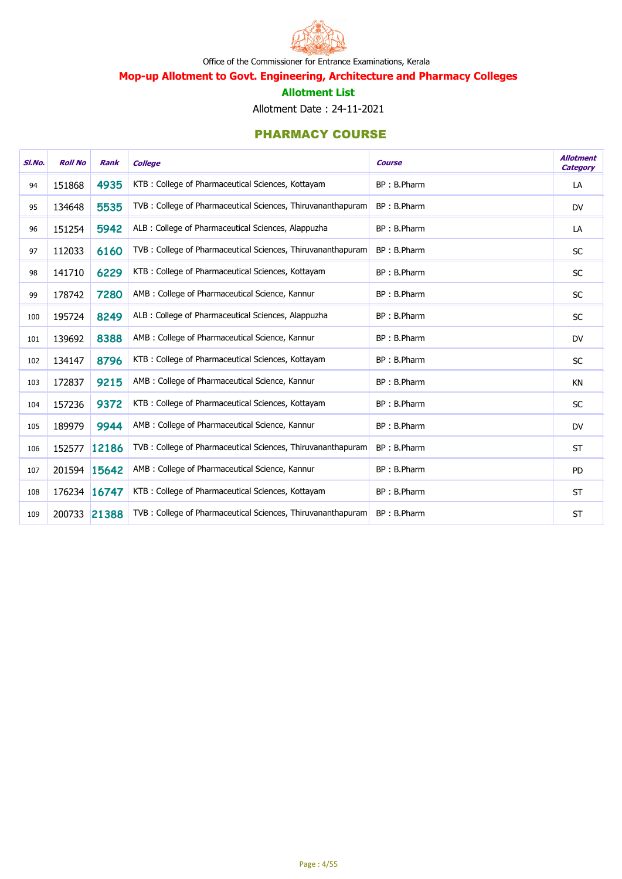Office of the Commissioner for Entrance Examinations, Kerala

## Mop-up Allotment to Govt. Engineering, Architecture and Pharmacy Colleges

### Allotment List

Allotment Date : 24-11-2021

## PHARMACY COURSE

| Sl.No. | Roll No | Rank | College | Course | Allotment Category |
|---|---|---|---|---|---|
| 94 | 151868 | 4935 | KTB : College of Pharmaceutical Sciences, Kottayam | BP : B.Pharm | LA |
| 95 | 134648 | 5535 | TVB : College of Pharmaceutical Sciences, Thiruvananthapuram | BP : B.Pharm | DV |
| 96 | 151254 | 5942 | ALB : College of Pharmaceutical Sciences, Alappuzha | BP : B.Pharm | LA |
| 97 | 112033 | 6160 | TVB : College of Pharmaceutical Sciences, Thiruvananthapuram | BP : B.Pharm | SC |
| 98 | 141710 | 6229 | KTB : College of Pharmaceutical Sciences, Kottayam | BP : B.Pharm | SC |
| 99 | 178742 | 7280 | AMB : College of Pharmaceutical Science, Kannur | BP : B.Pharm | SC |
| 100 | 195724 | 8249 | ALB : College of Pharmaceutical Sciences, Alappuzha | BP : B.Pharm | SC |
| 101 | 139692 | 8388 | AMB : College of Pharmaceutical Science, Kannur | BP : B.Pharm | DV |
| 102 | 134147 | 8796 | KTB : College of Pharmaceutical Sciences, Kottayam | BP : B.Pharm | SC |
| 103 | 172837 | 9215 | AMB : College of Pharmaceutical Science, Kannur | BP : B.Pharm | KN |
| 104 | 157236 | 9372 | KTB : College of Pharmaceutical Sciences, Kottayam | BP : B.Pharm | SC |
| 105 | 189979 | 9944 | AMB : College of Pharmaceutical Science, Kannur | BP : B.Pharm | DV |
| 106 | 152577 | 12186 | TVB : College of Pharmaceutical Sciences, Thiruvananthapuram | BP : B.Pharm | ST |
| 107 | 201594 | 15642 | AMB : College of Pharmaceutical Science, Kannur | BP : B.Pharm | PD |
| 108 | 176234 | 16747 | KTB : College of Pharmaceutical Sciences, Kottayam | BP : B.Pharm | ST |
| 109 | 200733 | 21388 | TVB : College of Pharmaceutical Sciences, Thiruvananthapuram | BP : B.Pharm | ST |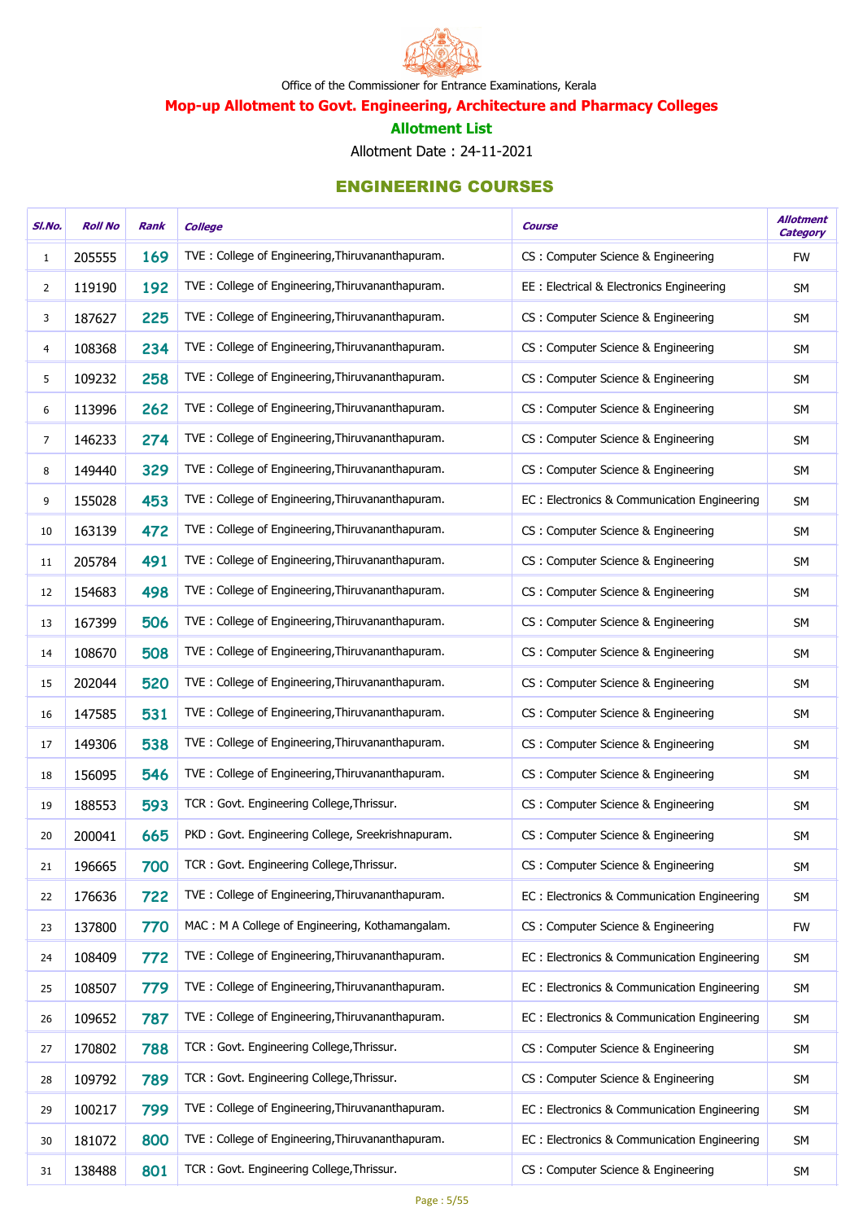Office of the Commissioner for Entrance Examinations, Kerala

**Mop-up Allotment to Govt. Engineering, Architecture and Pharmacy Colleges**

**Allotment List**

Allotment Date : 24-11-2021

## ENGINEERING COURSES

| Sl.No. | Roll No | Rank | College | Course | Allotment Category |
|---|---|---|---|---|---|
| 1 | 205555 | 169 | TVE : College of Engineering,Thiruvananthapuram. | CS : Computer Science & Engineering | FW |
| 2 | 119190 | 192 | TVE : College of Engineering,Thiruvananthapuram. | EE : Electrical & Electronics Engineering | SM |
| 3 | 187627 | 225 | TVE : College of Engineering,Thiruvananthapuram. | CS : Computer Science & Engineering | SM |
| 4 | 108368 | 234 | TVE : College of Engineering,Thiruvananthapuram. | CS : Computer Science & Engineering | SM |
| 5 | 109232 | 258 | TVE : College of Engineering,Thiruvananthapuram. | CS : Computer Science & Engineering | SM |
| 6 | 113996 | 262 | TVE : College of Engineering,Thiruvananthapuram. | CS : Computer Science & Engineering | SM |
| 7 | 146233 | 274 | TVE : College of Engineering,Thiruvananthapuram. | CS : Computer Science & Engineering | SM |
| 8 | 149440 | 329 | TVE : College of Engineering,Thiruvananthapuram. | CS : Computer Science & Engineering | SM |
| 9 | 155028 | 453 | TVE : College of Engineering,Thiruvananthapuram. | EC : Electronics & Communication Engineering | SM |
| 10 | 163139 | 472 | TVE : College of Engineering,Thiruvananthapuram. | CS : Computer Science & Engineering | SM |
| 11 | 205784 | 491 | TVE : College of Engineering,Thiruvananthapuram. | CS : Computer Science & Engineering | SM |
| 12 | 154683 | 498 | TVE : College of Engineering,Thiruvananthapuram. | CS : Computer Science & Engineering | SM |
| 13 | 167399 | 506 | TVE : College of Engineering,Thiruvananthapuram. | CS : Computer Science & Engineering | SM |
| 14 | 108670 | 508 | TVE : College of Engineering,Thiruvananthapuram. | CS : Computer Science & Engineering | SM |
| 15 | 202044 | 520 | TVE : College of Engineering,Thiruvananthapuram. | CS : Computer Science & Engineering | SM |
| 16 | 147585 | 531 | TVE : College of Engineering,Thiruvananthapuram. | CS : Computer Science & Engineering | SM |
| 17 | 149306 | 538 | TVE : College of Engineering,Thiruvananthapuram. | CS : Computer Science & Engineering | SM |
| 18 | 156095 | 546 | TVE : College of Engineering,Thiruvananthapuram. | CS : Computer Science & Engineering | SM |
| 19 | 188553 | 593 | TCR : Govt. Engineering College,Thrissur. | CS : Computer Science & Engineering | SM |
| 20 | 200041 | 665 | PKD : Govt. Engineering College, Sreekrishnapuram. | CS : Computer Science & Engineering | SM |
| 21 | 196665 | 700 | TCR : Govt. Engineering College,Thrissur. | CS : Computer Science & Engineering | SM |
| 22 | 176636 | 722 | TVE : College of Engineering,Thiruvananthapuram. | EC : Electronics & Communication Engineering | SM |
| 23 | 137800 | 770 | MAC : M A College of Engineering, Kothamangalam. | CS : Computer Science & Engineering | FW |
| 24 | 108409 | 772 | TVE : College of Engineering,Thiruvananthapuram. | EC : Electronics & Communication Engineering | SM |
| 25 | 108507 | 779 | TVE : College of Engineering,Thiruvananthapuram. | EC : Electronics & Communication Engineering | SM |
| 26 | 109652 | 787 | TVE : College of Engineering,Thiruvananthapuram. | EC : Electronics & Communication Engineering | SM |
| 27 | 170802 | 788 | TCR : Govt. Engineering College,Thrissur. | CS : Computer Science & Engineering | SM |
| 28 | 109792 | 789 | TCR : Govt. Engineering College,Thrissur. | CS : Computer Science & Engineering | SM |
| 29 | 100217 | 799 | TVE : College of Engineering,Thiruvananthapuram. | EC : Electronics & Communication Engineering | SM |
| 30 | 181072 | 800 | TVE : College of Engineering,Thiruvananthapuram. | EC : Electronics & Communication Engineering | SM |
| 31 | 138488 | 801 | TCR : Govt. Engineering College,Thrissur. | CS : Computer Science & Engineering | SM |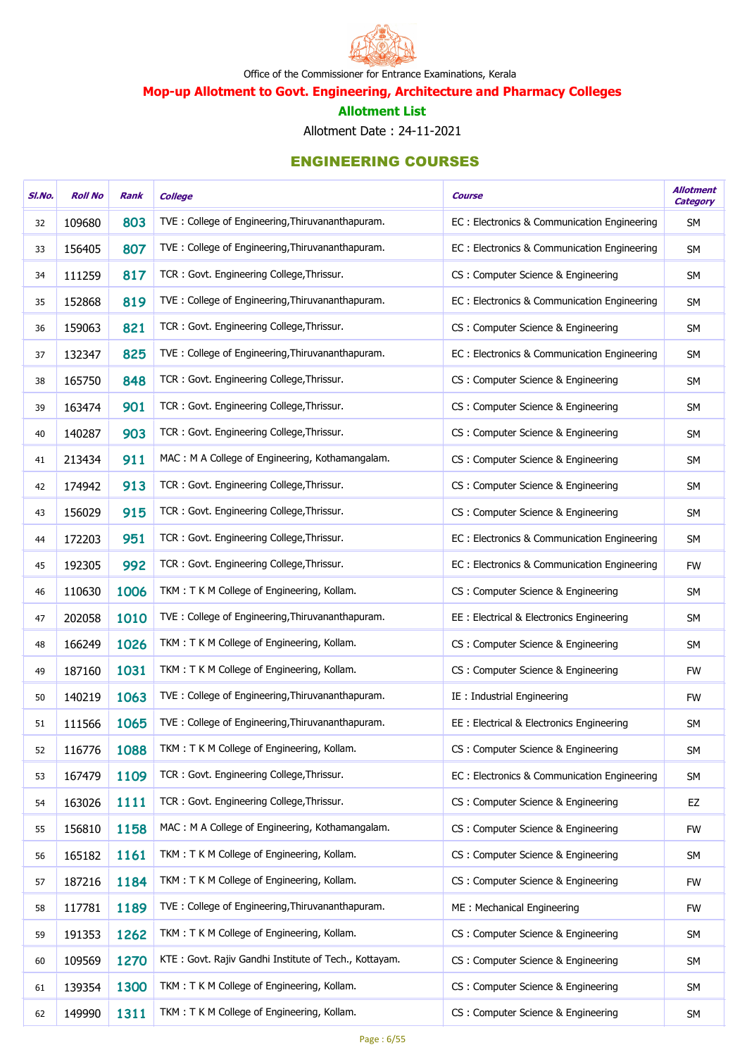Office of the Commissioner for Entrance Examinations, Kerala

## Mop-up Allotment to Govt. Engineering, Architecture and Pharmacy Colleges

### Allotment List

Allotment Date : 24-11-2021

### ENGINEERING COURSES

| Sl.No. | Roll No | Rank | College | Course | Allotment Category |
|---|---|---|---|---|---|
| 32 | 109680 | 803 | TVE : College of Engineering,Thiruvananthapuram. | EC : Electronics & Communication Engineering | SM |
| 33 | 156405 | 807 | TVE : College of Engineering,Thiruvananthapuram. | EC : Electronics & Communication Engineering | SM |
| 34 | 111259 | 817 | TCR : Govt. Engineering College,Thrissur. | CS : Computer Science & Engineering | SM |
| 35 | 152868 | 819 | TVE : College of Engineering,Thiruvananthapuram. | EC : Electronics & Communication Engineering | SM |
| 36 | 159063 | 821 | TCR : Govt. Engineering College,Thrissur. | CS : Computer Science & Engineering | SM |
| 37 | 132347 | 825 | TVE : College of Engineering,Thiruvananthapuram. | EC : Electronics & Communication Engineering | SM |
| 38 | 165750 | 848 | TCR : Govt. Engineering College,Thrissur. | CS : Computer Science & Engineering | SM |
| 39 | 163474 | 901 | TCR : Govt. Engineering College,Thrissur. | CS : Computer Science & Engineering | SM |
| 40 | 140287 | 903 | TCR : Govt. Engineering College,Thrissur. | CS : Computer Science & Engineering | SM |
| 41 | 213434 | 911 | MAC : M A College of Engineering, Kothamangalam. | CS : Computer Science & Engineering | SM |
| 42 | 174942 | 913 | TCR : Govt. Engineering College,Thrissur. | CS : Computer Science & Engineering | SM |
| 43 | 156029 | 915 | TCR : Govt. Engineering College,Thrissur. | CS : Computer Science & Engineering | SM |
| 44 | 172203 | 951 | TCR : Govt. Engineering College,Thrissur. | EC : Electronics & Communication Engineering | SM |
| 45 | 192305 | 992 | TCR : Govt. Engineering College,Thrissur. | EC : Electronics & Communication Engineering | FW |
| 46 | 110630 | 1006 | TKM : T K M College of Engineering, Kollam. | CS : Computer Science & Engineering | SM |
| 47 | 202058 | 1010 | TVE : College of Engineering,Thiruvananthapuram. | EE : Electrical & Electronics Engineering | SM |
| 48 | 166249 | 1026 | TKM : T K M College of Engineering, Kollam. | CS : Computer Science & Engineering | SM |
| 49 | 187160 | 1031 | TKM : T K M College of Engineering, Kollam. | CS : Computer Science & Engineering | FW |
| 50 | 140219 | 1063 | TVE : College of Engineering,Thiruvananthapuram. | IE : Industrial Engineering | FW |
| 51 | 111566 | 1065 | TVE : College of Engineering,Thiruvananthapuram. | EE : Electrical & Electronics Engineering | SM |
| 52 | 116776 | 1088 | TKM : T K M College of Engineering, Kollam. | CS : Computer Science & Engineering | SM |
| 53 | 167479 | 1109 | TCR : Govt. Engineering College,Thrissur. | EC : Electronics & Communication Engineering | SM |
| 54 | 163026 | 1111 | TCR : Govt. Engineering College,Thrissur. | CS : Computer Science & Engineering | EZ |
| 55 | 156810 | 1158 | MAC : M A College of Engineering, Kothamangalam. | CS : Computer Science & Engineering | FW |
| 56 | 165182 | 1161 | TKM : T K M College of Engineering, Kollam. | CS : Computer Science & Engineering | SM |
| 57 | 187216 | 1184 | TKM : T K M College of Engineering, Kollam. | CS : Computer Science & Engineering | FW |
| 58 | 117781 | 1189 | TVE : College of Engineering,Thiruvananthapuram. | ME : Mechanical Engineering | FW |
| 59 | 191353 | 1262 | TKM : T K M College of Engineering, Kollam. | CS : Computer Science & Engineering | SM |
| 60 | 109569 | 1270 | KTE : Govt. Rajiv Gandhi Institute of Tech., Kottayam. | CS : Computer Science & Engineering | SM |
| 61 | 139354 | 1300 | TKM : T K M College of Engineering, Kollam. | CS : Computer Science & Engineering | SM |
| 62 | 149990 | 1311 | TKM : T K M College of Engineering, Kollam. | CS : Computer Science & Engineering | SM |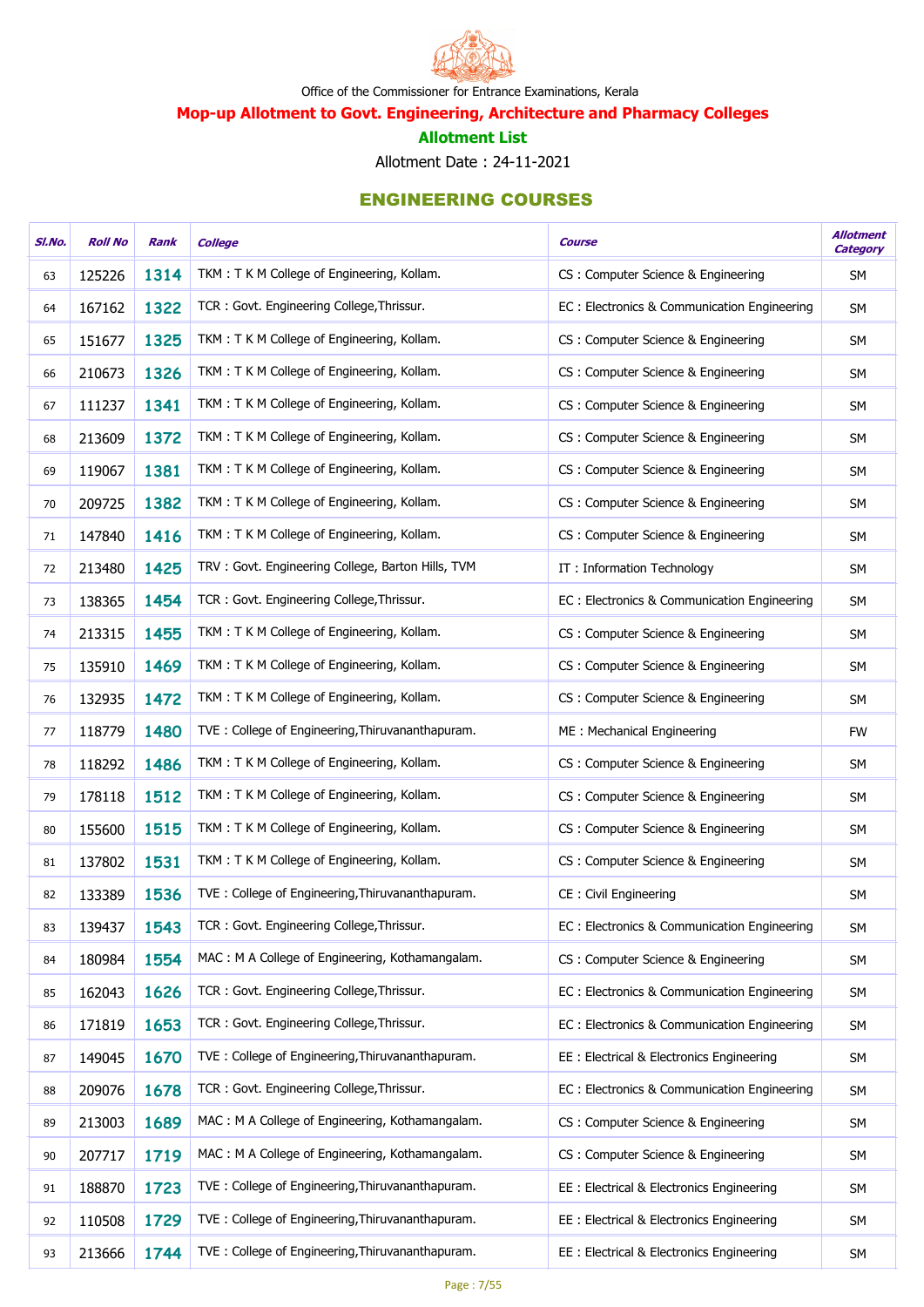Office of the Commissioner for Entrance Examinations, Kerala

**Mop-up Allotment to Govt. Engineering, Architecture and Pharmacy Colleges**

**Allotment List**

Allotment Date : 24-11-2021

## ENGINEERING COURSES

| Sl.No. | Roll No | Rank | College | Course | Allotment Category |
|---|---|---|---|---|---|
| 63 | 125226 | 1314 | TKM : T K M College of Engineering, Kollam. | CS : Computer Science & Engineering | SM |
| 64 | 167162 | 1322 | TCR : Govt. Engineering College,Thrissur. | EC : Electronics & Communication Engineering | SM |
| 65 | 151677 | 1325 | TKM : T K M College of Engineering, Kollam. | CS : Computer Science & Engineering | SM |
| 66 | 210673 | 1326 | TKM : T K M College of Engineering, Kollam. | CS : Computer Science & Engineering | SM |
| 67 | 111237 | 1341 | TKM : T K M College of Engineering, Kollam. | CS : Computer Science & Engineering | SM |
| 68 | 213609 | 1372 | TKM : T K M College of Engineering, Kollam. | CS : Computer Science & Engineering | SM |
| 69 | 119067 | 1381 | TKM : T K M College of Engineering, Kollam. | CS : Computer Science & Engineering | SM |
| 70 | 209725 | 1382 | TKM : T K M College of Engineering, Kollam. | CS : Computer Science & Engineering | SM |
| 71 | 147840 | 1416 | TKM : T K M College of Engineering, Kollam. | CS : Computer Science & Engineering | SM |
| 72 | 213480 | 1425 | TRV : Govt. Engineering College, Barton Hills, TVM | IT : Information Technology | SM |
| 73 | 138365 | 1454 | TCR : Govt. Engineering College,Thrissur. | EC : Electronics & Communication Engineering | SM |
| 74 | 213315 | 1455 | TKM : T K M College of Engineering, Kollam. | CS : Computer Science & Engineering | SM |
| 75 | 135910 | 1469 | TKM : T K M College of Engineering, Kollam. | CS : Computer Science & Engineering | SM |
| 76 | 132935 | 1472 | TKM : T K M College of Engineering, Kollam. | CS : Computer Science & Engineering | SM |
| 77 | 118779 | 1480 | TVE : College of Engineering,Thiruvananthapuram. | ME : Mechanical Engineering | FW |
| 78 | 118292 | 1486 | TKM : T K M College of Engineering, Kollam. | CS : Computer Science & Engineering | SM |
| 79 | 178118 | 1512 | TKM : T K M College of Engineering, Kollam. | CS : Computer Science & Engineering | SM |
| 80 | 155600 | 1515 | TKM : T K M College of Engineering, Kollam. | CS : Computer Science & Engineering | SM |
| 81 | 137802 | 1531 | TKM : T K M College of Engineering, Kollam. | CS : Computer Science & Engineering | SM |
| 82 | 133389 | 1536 | TVE : College of Engineering,Thiruvananthapuram. | CE : Civil Engineering | SM |
| 83 | 139437 | 1543 | TCR : Govt. Engineering College,Thrissur. | EC : Electronics & Communication Engineering | SM |
| 84 | 180984 | 1554 | MAC : M A College of Engineering, Kothamangalam. | CS : Computer Science & Engineering | SM |
| 85 | 162043 | 1626 | TCR : Govt. Engineering College,Thrissur. | EC : Electronics & Communication Engineering | SM |
| 86 | 171819 | 1653 | TCR : Govt. Engineering College,Thrissur. | EC : Electronics & Communication Engineering | SM |
| 87 | 149045 | 1670 | TVE : College of Engineering,Thiruvananthapuram. | EE : Electrical & Electronics Engineering | SM |
| 88 | 209076 | 1678 | TCR : Govt. Engineering College,Thrissur. | EC : Electronics & Communication Engineering | SM |
| 89 | 213003 | 1689 | MAC : M A College of Engineering, Kothamangalam. | CS : Computer Science & Engineering | SM |
| 90 | 207717 | 1719 | MAC : M A College of Engineering, Kothamangalam. | CS : Computer Science & Engineering | SM |
| 91 | 188870 | 1723 | TVE : College of Engineering,Thiruvananthapuram. | EE : Electrical & Electronics Engineering | SM |
| 92 | 110508 | 1729 | TVE : College of Engineering,Thiruvananthapuram. | EE : Electrical & Electronics Engineering | SM |
| 93 | 213666 | 1744 | TVE : College of Engineering,Thiruvananthapuram. | EE : Electrical & Electronics Engineering | SM |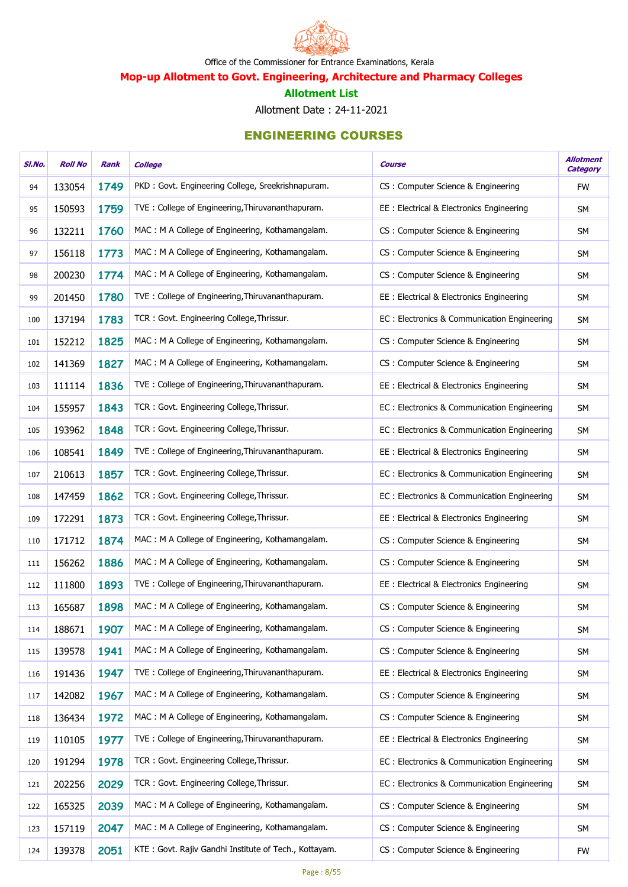Office of the Commissioner for Entrance Examinations, Kerala

## Mop-up Allotment to Govt. Engineering, Architecture and Pharmacy Colleges

### Allotment List

Allotment Date : 24-11-2021

## ENGINEERING COURSES

| Sl.No. | Roll No | Rank | College | Course | Allotment Category |
|---|---|---|---|---|---|
| 94 | 133054 | 1749 | PKD : Govt. Engineering College, Sreekrishnapuram. | CS : Computer Science & Engineering | FW |
| 95 | 150593 | 1759 | TVE : College of Engineering,Thiruvananthapuram. | EE : Electrical & Electronics Engineering | SM |
| 96 | 132211 | 1760 | MAC : M A College of Engineering, Kothamangalam. | CS : Computer Science & Engineering | SM |
| 97 | 156118 | 1773 | MAC : M A College of Engineering, Kothamangalam. | CS : Computer Science & Engineering | SM |
| 98 | 200230 | 1774 | MAC : M A College of Engineering, Kothamangalam. | CS : Computer Science & Engineering | SM |
| 99 | 201450 | 1780 | TVE : College of Engineering,Thiruvananthapuram. | EE : Electrical & Electronics Engineering | SM |
| 100 | 137194 | 1783 | TCR : Govt. Engineering College,Thrissur. | EC : Electronics & Communication Engineering | SM |
| 101 | 152212 | 1825 | MAC : M A College of Engineering, Kothamangalam. | CS : Computer Science & Engineering | SM |
| 102 | 141369 | 1827 | MAC : M A College of Engineering, Kothamangalam. | CS : Computer Science & Engineering | SM |
| 103 | 111114 | 1836 | TVE : College of Engineering,Thiruvananthapuram. | EE : Electrical & Electronics Engineering | SM |
| 104 | 155957 | 1843 | TCR : Govt. Engineering College,Thrissur. | EC : Electronics & Communication Engineering | SM |
| 105 | 193962 | 1848 | TCR : Govt. Engineering College,Thrissur. | EC : Electronics & Communication Engineering | SM |
| 106 | 108541 | 1849 | TVE : College of Engineering,Thiruvananthapuram. | EE : Electrical & Electronics Engineering | SM |
| 107 | 210613 | 1857 | TCR : Govt. Engineering College,Thrissur. | EC : Electronics & Communication Engineering | SM |
| 108 | 147459 | 1862 | TCR : Govt. Engineering College,Thrissur. | EC : Electronics & Communication Engineering | SM |
| 109 | 172291 | 1873 | TCR : Govt. Engineering College,Thrissur. | EE : Electrical & Electronics Engineering | SM |
| 110 | 171712 | 1874 | MAC : M A College of Engineering, Kothamangalam. | CS : Computer Science & Engineering | SM |
| 111 | 156262 | 1886 | MAC : M A College of Engineering, Kothamangalam. | CS : Computer Science & Engineering | SM |
| 112 | 111800 | 1893 | TVE : College of Engineering,Thiruvananthapuram. | EE : Electrical & Electronics Engineering | SM |
| 113 | 165687 | 1898 | MAC : M A College of Engineering, Kothamangalam. | CS : Computer Science & Engineering | SM |
| 114 | 188671 | 1907 | MAC : M A College of Engineering, Kothamangalam. | CS : Computer Science & Engineering | SM |
| 115 | 139578 | 1941 | MAC : M A College of Engineering, Kothamangalam. | CS : Computer Science & Engineering | SM |
| 116 | 191436 | 1947 | TVE : College of Engineering,Thiruvananthapuram. | EE : Electrical & Electronics Engineering | SM |
| 117 | 142082 | 1967 | MAC : M A College of Engineering, Kothamangalam. | CS : Computer Science & Engineering | SM |
| 118 | 136434 | 1972 | MAC : M A College of Engineering, Kothamangalam. | CS : Computer Science & Engineering | SM |
| 119 | 110105 | 1977 | TVE : College of Engineering,Thiruvananthapuram. | EE : Electrical & Electronics Engineering | SM |
| 120 | 191294 | 1978 | TCR : Govt. Engineering College,Thrissur. | EC : Electronics & Communication Engineering | SM |
| 121 | 202256 | 2029 | TCR : Govt. Engineering College,Thrissur. | EC : Electronics & Communication Engineering | SM |
| 122 | 165325 | 2039 | MAC : M A College of Engineering, Kothamangalam. | CS : Computer Science & Engineering | SM |
| 123 | 157119 | 2047 | MAC : M A College of Engineering, Kothamangalam. | CS : Computer Science & Engineering | SM |
| 124 | 139378 | 2051 | KTE : Govt. Rajiv Gandhi Institute of Tech., Kottayam. | CS : Computer Science & Engineering | FW |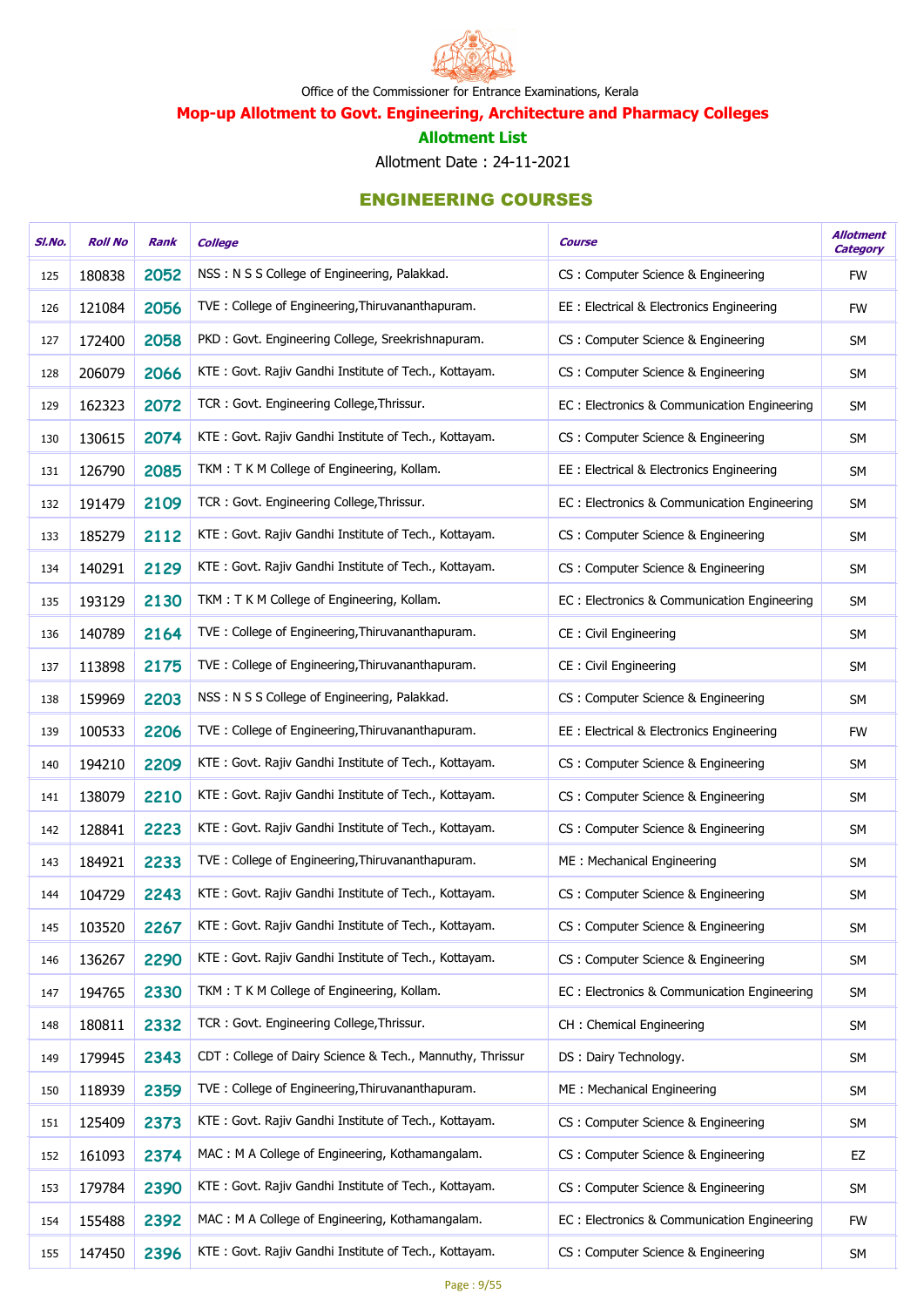Office of the Commissioner for Entrance Examinations, Kerala

## Mop-up Allotment to Govt. Engineering, Architecture and Pharmacy Colleges

### Allotment List

Allotment Date : 24-11-2021

## ENGINEERING COURSES

| Sl.No. | Roll No | Rank | College | Course | Allotment Category |
|---|---|---|---|---|---|
| 125 | 180838 | 2052 | NSS : N S S College of Engineering, Palakkad. | CS : Computer Science & Engineering | FW |
| 126 | 121084 | 2056 | TVE : College of Engineering,Thiruvananthapuram. | EE : Electrical & Electronics Engineering | FW |
| 127 | 172400 | 2058 | PKD : Govt. Engineering College, Sreekrishnapuram. | CS : Computer Science & Engineering | SM |
| 128 | 206079 | 2066 | KTE : Govt. Rajiv Gandhi Institute of Tech., Kottayam. | CS : Computer Science & Engineering | SM |
| 129 | 162323 | 2072 | TCR : Govt. Engineering College,Thrissur. | EC : Electronics & Communication Engineering | SM |
| 130 | 130615 | 2074 | KTE : Govt. Rajiv Gandhi Institute of Tech., Kottayam. | CS : Computer Science & Engineering | SM |
| 131 | 126790 | 2085 | TKM : T K M College of Engineering, Kollam. | EE : Electrical & Electronics Engineering | SM |
| 132 | 191479 | 2109 | TCR : Govt. Engineering College,Thrissur. | EC : Electronics & Communication Engineering | SM |
| 133 | 185279 | 2112 | KTE : Govt. Rajiv Gandhi Institute of Tech., Kottayam. | CS : Computer Science & Engineering | SM |
| 134 | 140291 | 2129 | KTE : Govt. Rajiv Gandhi Institute of Tech., Kottayam. | CS : Computer Science & Engineering | SM |
| 135 | 193129 | 2130 | TKM : T K M College of Engineering, Kollam. | EC : Electronics & Communication Engineering | SM |
| 136 | 140789 | 2164 | TVE : College of Engineering,Thiruvananthapuram. | CE : Civil Engineering | SM |
| 137 | 113898 | 2175 | TVE : College of Engineering,Thiruvananthapuram. | CE : Civil Engineering | SM |
| 138 | 159969 | 2203 | NSS : N S S College of Engineering, Palakkad. | CS : Computer Science & Engineering | SM |
| 139 | 100533 | 2206 | TVE : College of Engineering,Thiruvananthapuram. | EE : Electrical & Electronics Engineering | FW |
| 140 | 194210 | 2209 | KTE : Govt. Rajiv Gandhi Institute of Tech., Kottayam. | CS : Computer Science & Engineering | SM |
| 141 | 138079 | 2210 | KTE : Govt. Rajiv Gandhi Institute of Tech., Kottayam. | CS : Computer Science & Engineering | SM |
| 142 | 128841 | 2223 | KTE : Govt. Rajiv Gandhi Institute of Tech., Kottayam. | CS : Computer Science & Engineering | SM |
| 143 | 184921 | 2233 | TVE : College of Engineering,Thiruvananthapuram. | ME : Mechanical Engineering | SM |
| 144 | 104729 | 2243 | KTE : Govt. Rajiv Gandhi Institute of Tech., Kottayam. | CS : Computer Science & Engineering | SM |
| 145 | 103520 | 2267 | KTE : Govt. Rajiv Gandhi Institute of Tech., Kottayam. | CS : Computer Science & Engineering | SM |
| 146 | 136267 | 2290 | KTE : Govt. Rajiv Gandhi Institute of Tech., Kottayam. | CS : Computer Science & Engineering | SM |
| 147 | 194765 | 2330 | TKM : T K M College of Engineering, Kollam. | EC : Electronics & Communication Engineering | SM |
| 148 | 180811 | 2332 | TCR : Govt. Engineering College,Thrissur. | CH : Chemical Engineering | SM |
| 149 | 179945 | 2343 | CDT : College of Dairy Science & Tech., Mannuthy, Thrissur | DS : Dairy Technology. | SM |
| 150 | 118939 | 2359 | TVE : College of Engineering,Thiruvananthapuram. | ME : Mechanical Engineering | SM |
| 151 | 125409 | 2373 | KTE : Govt. Rajiv Gandhi Institute of Tech., Kottayam. | CS : Computer Science & Engineering | SM |
| 152 | 161093 | 2374 | MAC : M A College of Engineering, Kothamangalam. | CS : Computer Science & Engineering | EZ |
| 153 | 179784 | 2390 | KTE : Govt. Rajiv Gandhi Institute of Tech., Kottayam. | CS : Computer Science & Engineering | SM |
| 154 | 155488 | 2392 | MAC : M A College of Engineering, Kothamangalam. | EC : Electronics & Communication Engineering | FW |
| 155 | 147450 | 2396 | KTE : Govt. Rajiv Gandhi Institute of Tech., Kottayam. | CS : Computer Science & Engineering | SM |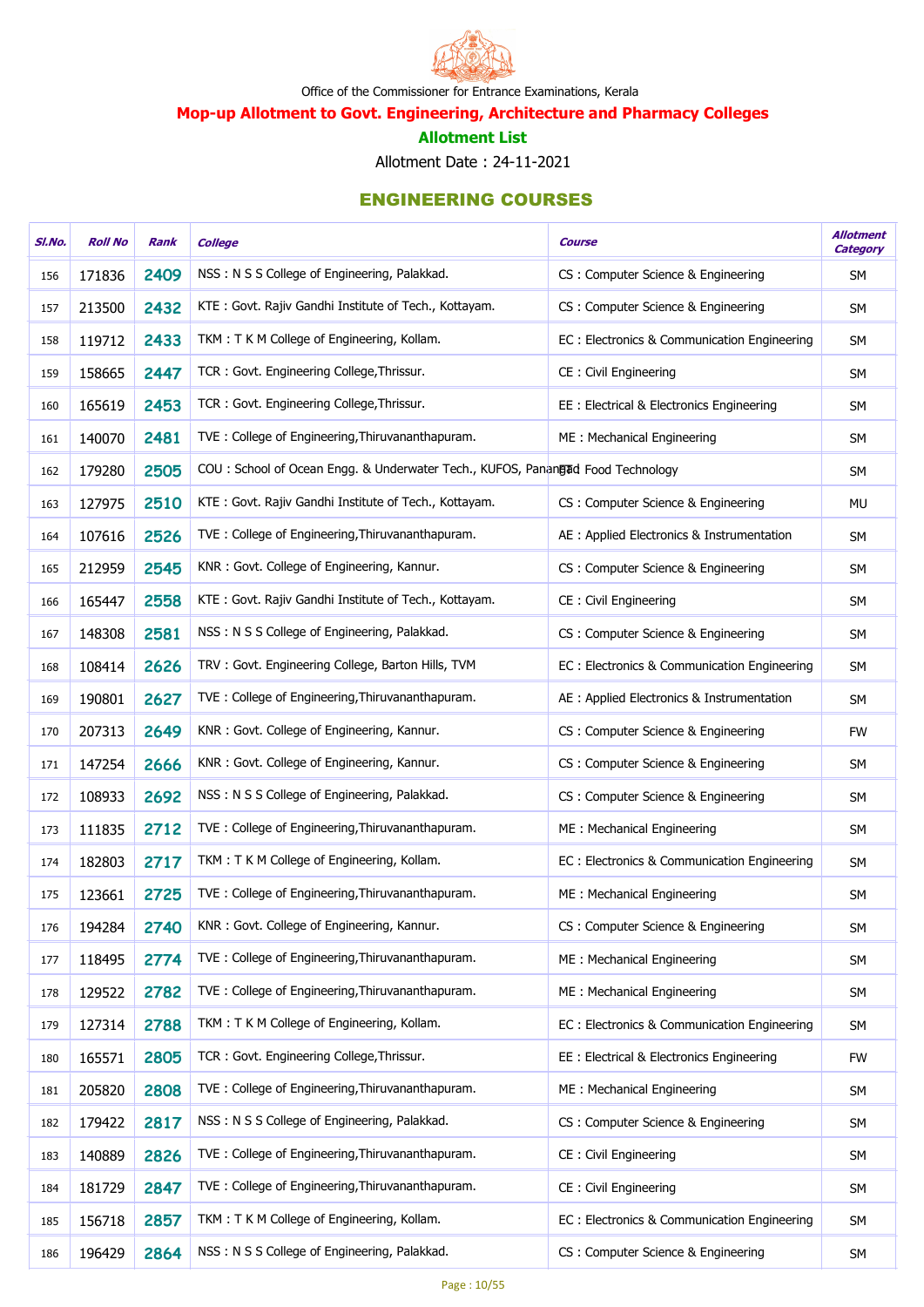Office of the Commissioner for Entrance Examinations, Kerala

## Mop-up Allotment to Govt. Engineering, Architecture and Pharmacy Colleges

### Allotment List

Allotment Date : 24-11-2021

## ENGINEERING COURSES

| Sl.No. | Roll No | Rank | College | Course | Allotment Category |
|---|---|---|---|---|---|
| 156 | 171836 | 2409 | NSS : N S S College of Engineering, Palakkad. | CS : Computer Science & Engineering | SM |
| 157 | 213500 | 2432 | KTE : Govt. Rajiv Gandhi Institute of Tech., Kottayam. | CS : Computer Science & Engineering | SM |
| 158 | 119712 | 2433 | TKM : T K M College of Engineering, Kollam. | EC : Electronics & Communication Engineering | SM |
| 159 | 158665 | 2447 | TCR : Govt. Engineering College,Thrissur. | CE : Civil Engineering | SM |
| 160 | 165619 | 2453 | TCR : Govt. Engineering College,Thrissur. | EE : Electrical & Electronics Engineering | SM |
| 161 | 140070 | 2481 | TVE : College of Engineering,Thiruvananthapuram. | ME : Mechanical Engineering | SM |
| 162 | 179280 | 2505 | COU : School of Ocean Engg. & Underwater Tech., KUFOS, Panangad | FT : Food Technology | SM |
| 163 | 127975 | 2510 | KTE : Govt. Rajiv Gandhi Institute of Tech., Kottayam. | CS : Computer Science & Engineering | MU |
| 164 | 107616 | 2526 | TVE : College of Engineering,Thiruvananthapuram. | AE : Applied Electronics & Instrumentation | SM |
| 165 | 212959 | 2545 | KNR : Govt. College of Engineering, Kannur. | CS : Computer Science & Engineering | SM |
| 166 | 165447 | 2558 | KTE : Govt. Rajiv Gandhi Institute of Tech., Kottayam. | CE : Civil Engineering | SM |
| 167 | 148308 | 2581 | NSS : N S S College of Engineering, Palakkad. | CS : Computer Science & Engineering | SM |
| 168 | 108414 | 2626 | TRV : Govt. Engineering College, Barton Hills, TVM | EC : Electronics & Communication Engineering | SM |
| 169 | 190801 | 2627 | TVE : College of Engineering,Thiruvananthapuram. | AE : Applied Electronics & Instrumentation | SM |
| 170 | 207313 | 2649 | KNR : Govt. College of Engineering, Kannur. | CS : Computer Science & Engineering | FW |
| 171 | 147254 | 2666 | KNR : Govt. College of Engineering, Kannur. | CS : Computer Science & Engineering | SM |
| 172 | 108933 | 2692 | NSS : N S S College of Engineering, Palakkad. | CS : Computer Science & Engineering | SM |
| 173 | 111835 | 2712 | TVE : College of Engineering,Thiruvananthapuram. | ME : Mechanical Engineering | SM |
| 174 | 182803 | 2717 | TKM : T K M College of Engineering, Kollam. | EC : Electronics & Communication Engineering | SM |
| 175 | 123661 | 2725 | TVE : College of Engineering,Thiruvananthapuram. | ME : Mechanical Engineering | SM |
| 176 | 194284 | 2740 | KNR : Govt. College of Engineering, Kannur. | CS : Computer Science & Engineering | SM |
| 177 | 118495 | 2774 | TVE : College of Engineering,Thiruvananthapuram. | ME : Mechanical Engineering | SM |
| 178 | 129522 | 2782 | TVE : College of Engineering,Thiruvananthapuram. | ME : Mechanical Engineering | SM |
| 179 | 127314 | 2788 | TKM : T K M College of Engineering, Kollam. | EC : Electronics & Communication Engineering | SM |
| 180 | 165571 | 2805 | TCR : Govt. Engineering College,Thrissur. | EE : Electrical & Electronics Engineering | FW |
| 181 | 205820 | 2808 | TVE : College of Engineering,Thiruvananthapuram. | ME : Mechanical Engineering | SM |
| 182 | 179422 | 2817 | NSS : N S S College of Engineering, Palakkad. | CS : Computer Science & Engineering | SM |
| 183 | 140889 | 2826 | TVE : College of Engineering,Thiruvananthapuram. | CE : Civil Engineering | SM |
| 184 | 181729 | 2847 | TVE : College of Engineering,Thiruvananthapuram. | CE : Civil Engineering | SM |
| 185 | 156718 | 2857 | TKM : T K M College of Engineering, Kollam. | EC : Electronics & Communication Engineering | SM |
| 186 | 196429 | 2864 | NSS : N S S College of Engineering, Palakkad. | CS : Computer Science & Engineering | SM |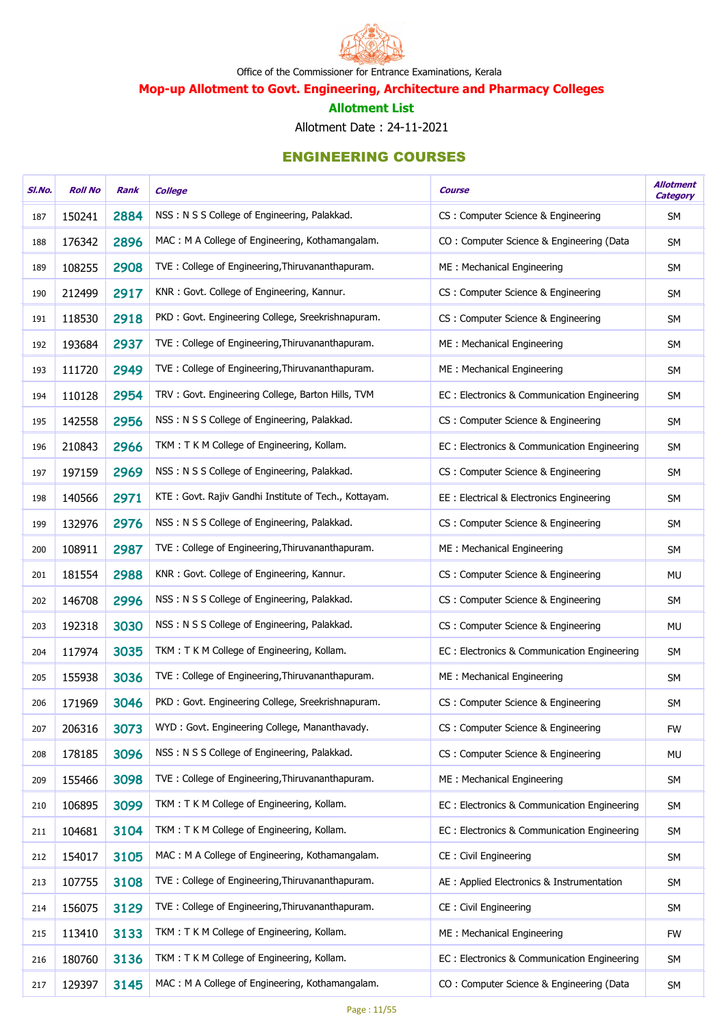Office of the Commissioner for Entrance Examinations, Kerala

## Mop-up Allotment to Govt. Engineering, Architecture and Pharmacy Colleges

### Allotment List

Allotment Date : 24-11-2021

### ENGINEERING COURSES

| Sl.No. | Roll No | Rank | College | Course | Allotment Category |
|---|---|---|---|---|---|
| 187 | 150241 | 2884 | NSS : N S S College of Engineering, Palakkad. | CS : Computer Science & Engineering | SM |
| 188 | 176342 | 2896 | MAC : M A College of Engineering, Kothamangalam. | CO : Computer Science & Engineering (Data | SM |
| 189 | 108255 | 2908 | TVE : College of Engineering,Thiruvananthapuram. | ME : Mechanical Engineering | SM |
| 190 | 212499 | 2917 | KNR : Govt. College of Engineering, Kannur. | CS : Computer Science & Engineering | SM |
| 191 | 118530 | 2918 | PKD : Govt. Engineering College, Sreekrishnapuram. | CS : Computer Science & Engineering | SM |
| 192 | 193684 | 2937 | TVE : College of Engineering,Thiruvananthapuram. | ME : Mechanical Engineering | SM |
| 193 | 111720 | 2949 | TVE : College of Engineering,Thiruvananthapuram. | ME : Mechanical Engineering | SM |
| 194 | 110128 | 2954 | TRV : Govt. Engineering College, Barton Hills, TVM | EC : Electronics & Communication Engineering | SM |
| 195 | 142558 | 2956 | NSS : N S S College of Engineering, Palakkad. | CS : Computer Science & Engineering | SM |
| 196 | 210843 | 2966 | TKM : T K M College of Engineering, Kollam. | EC : Electronics & Communication Engineering | SM |
| 197 | 197159 | 2969 | NSS : N S S College of Engineering, Palakkad. | CS : Computer Science & Engineering | SM |
| 198 | 140566 | 2971 | KTE : Govt. Rajiv Gandhi Institute of Tech., Kottayam. | EE : Electrical & Electronics Engineering | SM |
| 199 | 132976 | 2976 | NSS : N S S College of Engineering, Palakkad. | CS : Computer Science & Engineering | SM |
| 200 | 108911 | 2987 | TVE : College of Engineering,Thiruvananthapuram. | ME : Mechanical Engineering | SM |
| 201 | 181554 | 2988 | KNR : Govt. College of Engineering, Kannur. | CS : Computer Science & Engineering | MU |
| 202 | 146708 | 2996 | NSS : N S S College of Engineering, Palakkad. | CS : Computer Science & Engineering | SM |
| 203 | 192318 | 3030 | NSS : N S S College of Engineering, Palakkad. | CS : Computer Science & Engineering | MU |
| 204 | 117974 | 3035 | TKM : T K M College of Engineering, Kollam. | EC : Electronics & Communication Engineering | SM |
| 205 | 155938 | 3036 | TVE : College of Engineering,Thiruvananthapuram. | ME : Mechanical Engineering | SM |
| 206 | 171969 | 3046 | PKD : Govt. Engineering College, Sreekrishnapuram. | CS : Computer Science & Engineering | SM |
| 207 | 206316 | 3073 | WYD : Govt. Engineering College, Mananthavady. | CS : Computer Science & Engineering | FW |
| 208 | 178185 | 3096 | NSS : N S S College of Engineering, Palakkad. | CS : Computer Science & Engineering | MU |
| 209 | 155466 | 3098 | TVE : College of Engineering,Thiruvananthapuram. | ME : Mechanical Engineering | SM |
| 210 | 106895 | 3099 | TKM : T K M College of Engineering, Kollam. | EC : Electronics & Communication Engineering | SM |
| 211 | 104681 | 3104 | TKM : T K M College of Engineering, Kollam. | EC : Electronics & Communication Engineering | SM |
| 212 | 154017 | 3105 | MAC : M A College of Engineering, Kothamangalam. | CE : Civil Engineering | SM |
| 213 | 107755 | 3108 | TVE : College of Engineering,Thiruvananthapuram. | AE : Applied Electronics & Instrumentation | SM |
| 214 | 156075 | 3129 | TVE : College of Engineering,Thiruvananthapuram. | CE : Civil Engineering | SM |
| 215 | 113410 | 3133 | TKM : T K M College of Engineering, Kollam. | ME : Mechanical Engineering | FW |
| 216 | 180760 | 3136 | TKM : T K M College of Engineering, Kollam. | EC : Electronics & Communication Engineering | SM |
| 217 | 129397 | 3145 | MAC : M A College of Engineering, Kothamangalam. | CO : Computer Science & Engineering (Data | SM |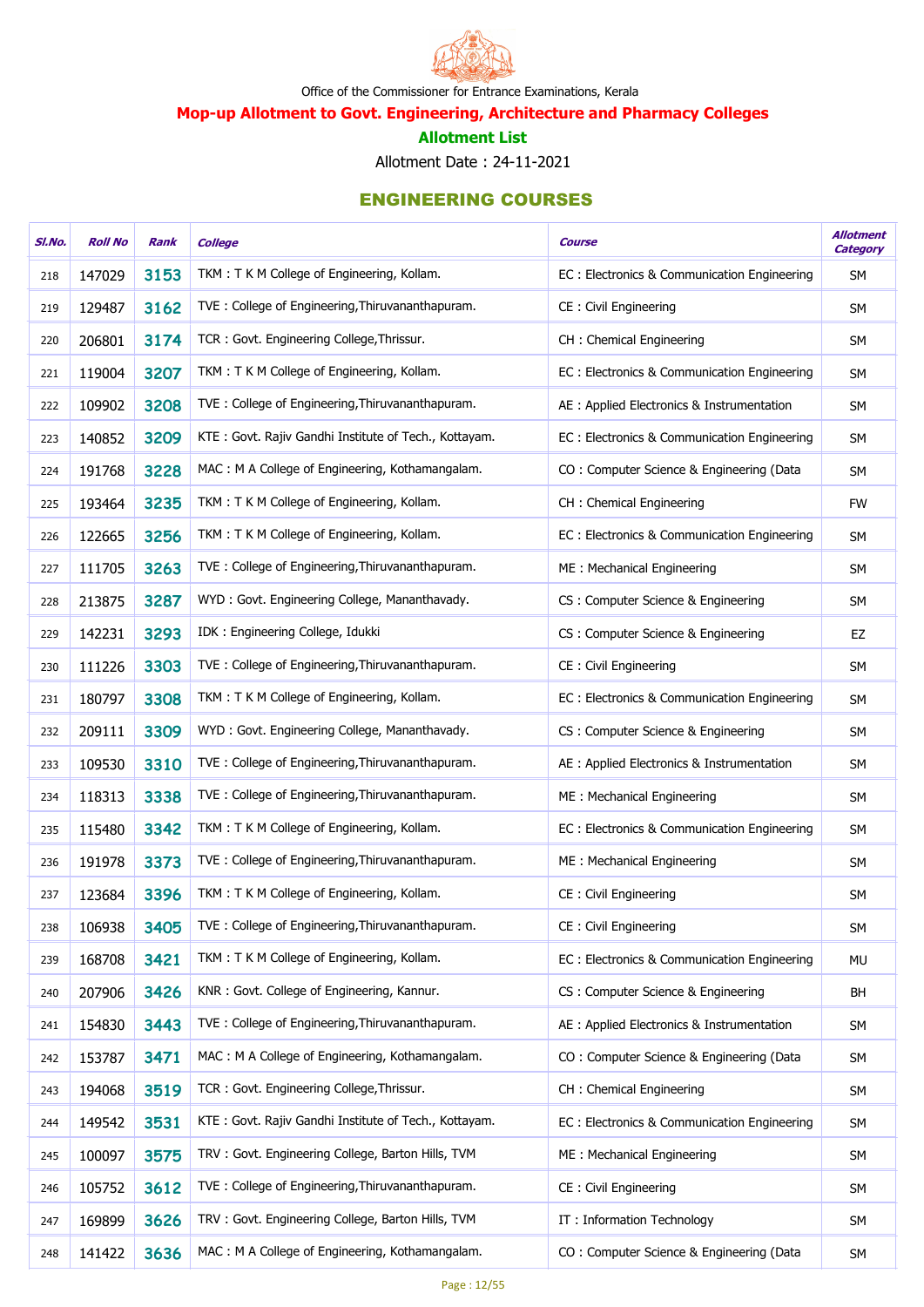Office of the Commissioner for Entrance Examinations, Kerala

## Mop-up Allotment to Govt. Engineering, Architecture and Pharmacy Colleges

### Allotment List

Allotment Date : 24-11-2021

## ENGINEERING COURSES

| Sl.No. | Roll No | Rank | College | Course | Allotment Category |
|---|---|---|---|---|---|
| 218 | 147029 | 3153 | TKM : T K M College of Engineering, Kollam. | EC : Electronics & Communication Engineering | SM |
| 219 | 129487 | 3162 | TVE : College of Engineering,Thiruvananthapuram. | CE : Civil Engineering | SM |
| 220 | 206801 | 3174 | TCR : Govt. Engineering College,Thrissur. | CH : Chemical Engineering | SM |
| 221 | 119004 | 3207 | TKM : T K M College of Engineering, Kollam. | EC : Electronics & Communication Engineering | SM |
| 222 | 109902 | 3208 | TVE : College of Engineering,Thiruvananthapuram. | AE : Applied Electronics & Instrumentation | SM |
| 223 | 140852 | 3209 | KTE : Govt. Rajiv Gandhi Institute of Tech., Kottayam. | EC : Electronics & Communication Engineering | SM |
| 224 | 191768 | 3228 | MAC : M A College of Engineering, Kothamangalam. | CO : Computer Science & Engineering (Data | SM |
| 225 | 193464 | 3235 | TKM : T K M College of Engineering, Kollam. | CH : Chemical Engineering | FW |
| 226 | 122665 | 3256 | TKM : T K M College of Engineering, Kollam. | EC : Electronics & Communication Engineering | SM |
| 227 | 111705 | 3263 | TVE : College of Engineering,Thiruvananthapuram. | ME : Mechanical Engineering | SM |
| 228 | 213875 | 3287 | WYD : Govt. Engineering College, Mananthavady. | CS : Computer Science & Engineering | SM |
| 229 | 142231 | 3293 | IDK : Engineering College, Idukki | CS : Computer Science & Engineering | EZ |
| 230 | 111226 | 3303 | TVE : College of Engineering,Thiruvananthapuram. | CE : Civil Engineering | SM |
| 231 | 180797 | 3308 | TKM : T K M College of Engineering, Kollam. | EC : Electronics & Communication Engineering | SM |
| 232 | 209111 | 3309 | WYD : Govt. Engineering College, Mananthavady. | CS : Computer Science & Engineering | SM |
| 233 | 109530 | 3310 | TVE : College of Engineering,Thiruvananthapuram. | AE : Applied Electronics & Instrumentation | SM |
| 234 | 118313 | 3338 | TVE : College of Engineering,Thiruvananthapuram. | ME : Mechanical Engineering | SM |
| 235 | 115480 | 3342 | TKM : T K M College of Engineering, Kollam. | EC : Electronics & Communication Engineering | SM |
| 236 | 191978 | 3373 | TVE : College of Engineering,Thiruvananthapuram. | ME : Mechanical Engineering | SM |
| 237 | 123684 | 3396 | TKM : T K M College of Engineering, Kollam. | CE : Civil Engineering | SM |
| 238 | 106938 | 3405 | TVE : College of Engineering,Thiruvananthapuram. | CE : Civil Engineering | SM |
| 239 | 168708 | 3421 | TKM : T K M College of Engineering, Kollam. | EC : Electronics & Communication Engineering | MU |
| 240 | 207906 | 3426 | KNR : Govt. College of Engineering, Kannur. | CS : Computer Science & Engineering | BH |
| 241 | 154830 | 3443 | TVE : College of Engineering,Thiruvananthapuram. | AE : Applied Electronics & Instrumentation | SM |
| 242 | 153787 | 3471 | MAC : M A College of Engineering, Kothamangalam. | CO : Computer Science & Engineering (Data | SM |
| 243 | 194068 | 3519 | TCR : Govt. Engineering College,Thrissur. | CH : Chemical Engineering | SM |
| 244 | 149542 | 3531 | KTE : Govt. Rajiv Gandhi Institute of Tech., Kottayam. | EC : Electronics & Communication Engineering | SM |
| 245 | 100097 | 3575 | TRV : Govt. Engineering College, Barton Hills, TVM | ME : Mechanical Engineering | SM |
| 246 | 105752 | 3612 | TVE : College of Engineering,Thiruvananthapuram. | CE : Civil Engineering | SM |
| 247 | 169899 | 3626 | TRV : Govt. Engineering College, Barton Hills, TVM | IT : Information Technology | SM |
| 248 | 141422 | 3636 | MAC : M A College of Engineering, Kothamangalam. | CO : Computer Science & Engineering (Data | SM |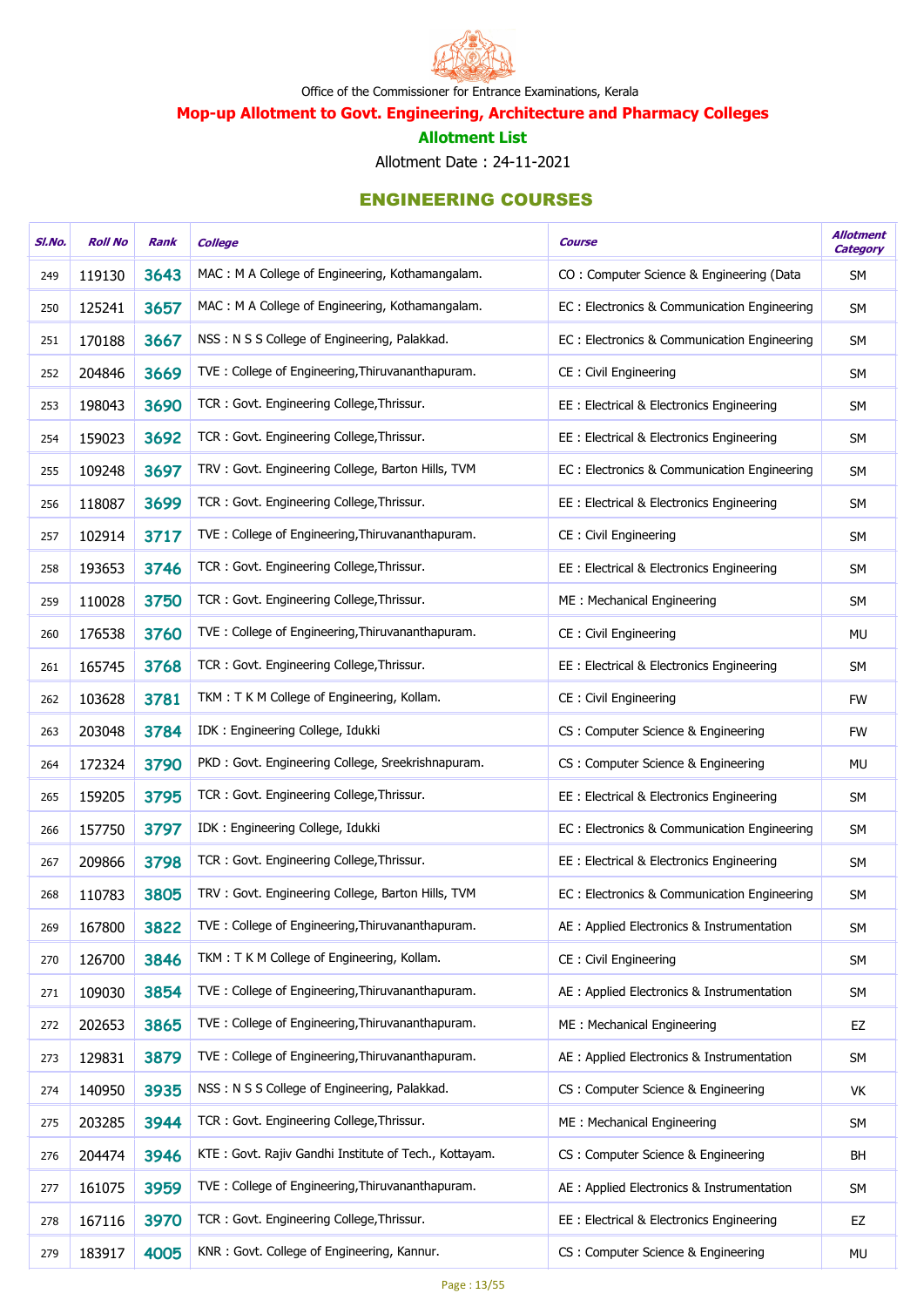Office of the Commissioner for Entrance Examinations, Kerala

## Mop-up Allotment to Govt. Engineering, Architecture and Pharmacy Colleges

### Allotment List

Allotment Date : 24-11-2021

### ENGINEERING COURSES

| Sl.No. | Roll No | Rank | College | Course | Allotment Category |
|---|---|---|---|---|---|
| 249 | 119130 | 3643 | MAC : M A College of Engineering, Kothamangalam. | CO : Computer Science & Engineering (Data | SM |
| 250 | 125241 | 3657 | MAC : M A College of Engineering, Kothamangalam. | EC : Electronics & Communication Engineering | SM |
| 251 | 170188 | 3667 | NSS : N S S College of Engineering, Palakkad. | EC : Electronics & Communication Engineering | SM |
| 252 | 204846 | 3669 | TVE : College of Engineering,Thiruvananthapuram. | CE : Civil Engineering | SM |
| 253 | 198043 | 3690 | TCR : Govt. Engineering College,Thrissur. | EE : Electrical & Electronics Engineering | SM |
| 254 | 159023 | 3692 | TCR : Govt. Engineering College,Thrissur. | EE : Electrical & Electronics Engineering | SM |
| 255 | 109248 | 3697 | TRV : Govt. Engineering College, Barton Hills, TVM | EC : Electronics & Communication Engineering | SM |
| 256 | 118087 | 3699 | TCR : Govt. Engineering College,Thrissur. | EE : Electrical & Electronics Engineering | SM |
| 257 | 102914 | 3717 | TVE : College of Engineering,Thiruvananthapuram. | CE : Civil Engineering | SM |
| 258 | 193653 | 3746 | TCR : Govt. Engineering College,Thrissur. | EE : Electrical & Electronics Engineering | SM |
| 259 | 110028 | 3750 | TCR : Govt. Engineering College,Thrissur. | ME : Mechanical Engineering | SM |
| 260 | 176538 | 3760 | TVE : College of Engineering,Thiruvananthapuram. | CE : Civil Engineering | MU |
| 261 | 165745 | 3768 | TCR : Govt. Engineering College,Thrissur. | EE : Electrical & Electronics Engineering | SM |
| 262 | 103628 | 3781 | TKM : T K M College of Engineering, Kollam. | CE : Civil Engineering | FW |
| 263 | 203048 | 3784 | IDK : Engineering College, Idukki | CS : Computer Science & Engineering | FW |
| 264 | 172324 | 3790 | PKD : Govt. Engineering College, Sreekrishnapuram. | CS : Computer Science & Engineering | MU |
| 265 | 159205 | 3795 | TCR : Govt. Engineering College,Thrissur. | EE : Electrical & Electronics Engineering | SM |
| 266 | 157750 | 3797 | IDK : Engineering College, Idukki | EC : Electronics & Communication Engineering | SM |
| 267 | 209866 | 3798 | TCR : Govt. Engineering College,Thrissur. | EE : Electrical & Electronics Engineering | SM |
| 268 | 110783 | 3805 | TRV : Govt. Engineering College, Barton Hills, TVM | EC : Electronics & Communication Engineering | SM |
| 269 | 167800 | 3822 | TVE : College of Engineering,Thiruvananthapuram. | AE : Applied Electronics & Instrumentation | SM |
| 270 | 126700 | 3846 | TKM : T K M College of Engineering, Kollam. | CE : Civil Engineering | SM |
| 271 | 109030 | 3854 | TVE : College of Engineering,Thiruvananthapuram. | AE : Applied Electronics & Instrumentation | SM |
| 272 | 202653 | 3865 | TVE : College of Engineering,Thiruvananthapuram. | ME : Mechanical Engineering | EZ |
| 273 | 129831 | 3879 | TVE : College of Engineering,Thiruvananthapuram. | AE : Applied Electronics & Instrumentation | SM |
| 274 | 140950 | 3935 | NSS : N S S College of Engineering, Palakkad. | CS : Computer Science & Engineering | VK |
| 275 | 203285 | 3944 | TCR : Govt. Engineering College,Thrissur. | ME : Mechanical Engineering | SM |
| 276 | 204474 | 3946 | KTE : Govt. Rajiv Gandhi Institute of Tech., Kottayam. | CS : Computer Science & Engineering | BH |
| 277 | 161075 | 3959 | TVE : College of Engineering,Thiruvananthapuram. | AE : Applied Electronics & Instrumentation | SM |
| 278 | 167116 | 3970 | TCR : Govt. Engineering College,Thrissur. | EE : Electrical & Electronics Engineering | EZ |
| 279 | 183917 | 4005 | KNR : Govt. College of Engineering, Kannur. | CS : Computer Science & Engineering | MU |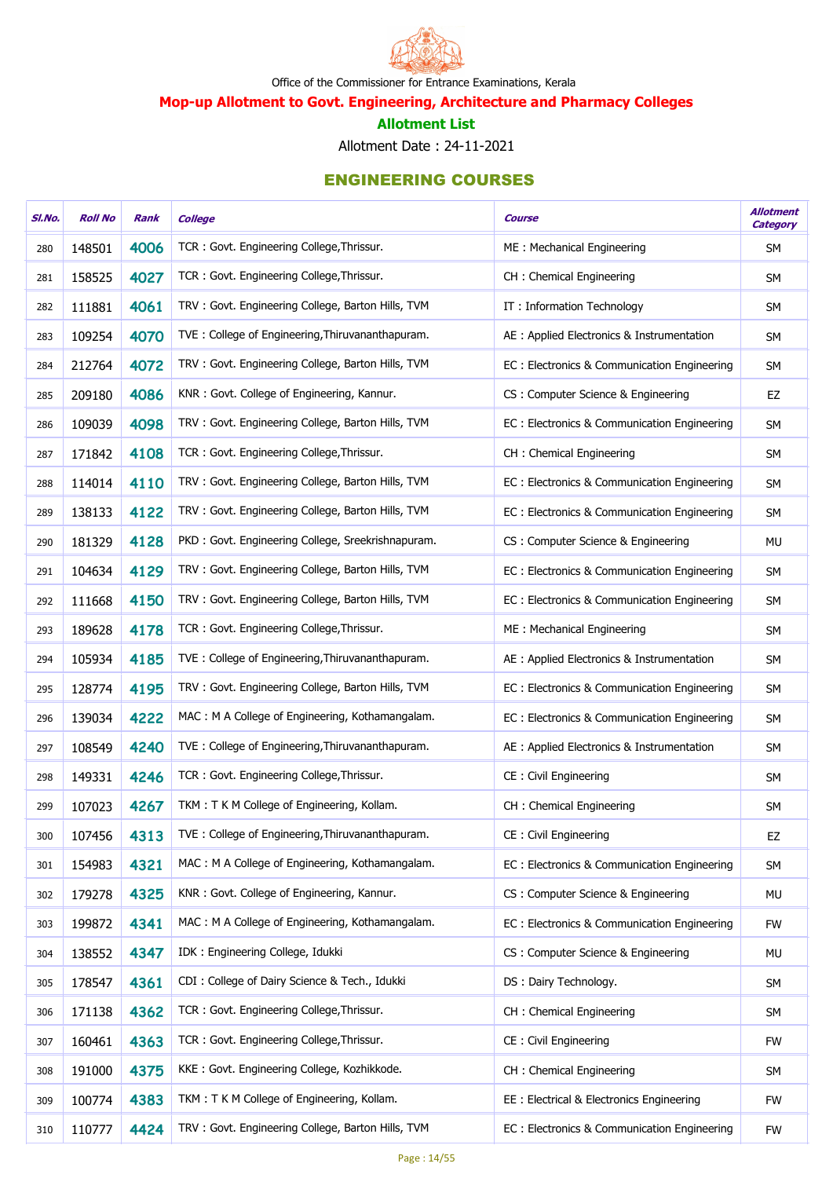Office of the Commissioner for Entrance Examinations, Kerala

## Mop-up Allotment to Govt. Engineering, Architecture and Pharmacy Colleges

### Allotment List

Allotment Date : 24-11-2021

### ENGINEERING COURSES

| Sl.No. | Roll No | Rank | College | Course | Allotment Category |
|---|---|---|---|---|---|
| 280 | 148501 | 4006 | TCR : Govt. Engineering College,Thrissur. | ME : Mechanical Engineering | SM |
| 281 | 158525 | 4027 | TCR : Govt. Engineering College,Thrissur. | CH : Chemical Engineering | SM |
| 282 | 111881 | 4061 | TRV : Govt. Engineering College, Barton Hills, TVM | IT : Information Technology | SM |
| 283 | 109254 | 4070 | TVE : College of Engineering,Thiruvananthapuram. | AE : Applied Electronics & Instrumentation | SM |
| 284 | 212764 | 4072 | TRV : Govt. Engineering College, Barton Hills, TVM | EC : Electronics & Communication Engineering | SM |
| 285 | 209180 | 4086 | KNR : Govt. College of Engineering, Kannur. | CS : Computer Science & Engineering | EZ |
| 286 | 109039 | 4098 | TRV : Govt. Engineering College, Barton Hills, TVM | EC : Electronics & Communication Engineering | SM |
| 287 | 171842 | 4108 | TCR : Govt. Engineering College,Thrissur. | CH : Chemical Engineering | SM |
| 288 | 114014 | 4110 | TRV : Govt. Engineering College, Barton Hills, TVM | EC : Electronics & Communication Engineering | SM |
| 289 | 138133 | 4122 | TRV : Govt. Engineering College, Barton Hills, TVM | EC : Electronics & Communication Engineering | SM |
| 290 | 181329 | 4128 | PKD : Govt. Engineering College, Sreekrishnapuram. | CS : Computer Science & Engineering | MU |
| 291 | 104634 | 4129 | TRV : Govt. Engineering College, Barton Hills, TVM | EC : Electronics & Communication Engineering | SM |
| 292 | 111668 | 4150 | TRV : Govt. Engineering College, Barton Hills, TVM | EC : Electronics & Communication Engineering | SM |
| 293 | 189628 | 4178 | TCR : Govt. Engineering College,Thrissur. | ME : Mechanical Engineering | SM |
| 294 | 105934 | 4185 | TVE : College of Engineering,Thiruvananthapuram. | AE : Applied Electronics & Instrumentation | SM |
| 295 | 128774 | 4195 | TRV : Govt. Engineering College, Barton Hills, TVM | EC : Electronics & Communication Engineering | SM |
| 296 | 139034 | 4222 | MAC : M A College of Engineering, Kothamangalam. | EC : Electronics & Communication Engineering | SM |
| 297 | 108549 | 4240 | TVE : College of Engineering,Thiruvananthapuram. | AE : Applied Electronics & Instrumentation | SM |
| 298 | 149331 | 4246 | TCR : Govt. Engineering College,Thrissur. | CE : Civil Engineering | SM |
| 299 | 107023 | 4267 | TKM : T K M College of Engineering, Kollam. | CH : Chemical Engineering | SM |
| 300 | 107456 | 4313 | TVE : College of Engineering,Thiruvananthapuram. | CE : Civil Engineering | EZ |
| 301 | 154983 | 4321 | MAC : M A College of Engineering, Kothamangalam. | EC : Electronics & Communication Engineering | SM |
| 302 | 179278 | 4325 | KNR : Govt. College of Engineering, Kannur. | CS : Computer Science & Engineering | MU |
| 303 | 199872 | 4341 | MAC : M A College of Engineering, Kothamangalam. | EC : Electronics & Communication Engineering | FW |
| 304 | 138552 | 4347 | IDK : Engineering College, Idukki | CS : Computer Science & Engineering | MU |
| 305 | 178547 | 4361 | CDI : College of Dairy Science & Tech., Idukki | DS : Dairy Technology. | SM |
| 306 | 171138 | 4362 | TCR : Govt. Engineering College,Thrissur. | CH : Chemical Engineering | SM |
| 307 | 160461 | 4363 | TCR : Govt. Engineering College,Thrissur. | CE : Civil Engineering | FW |
| 308 | 191000 | 4375 | KKE : Govt. Engineering College, Kozhikkode. | CH : Chemical Engineering | SM |
| 309 | 100774 | 4383 | TKM : T K M College of Engineering, Kollam. | EE : Electrical & Electronics Engineering | FW |
| 310 | 110777 | 4424 | TRV : Govt. Engineering College, Barton Hills, TVM | EC : Electronics & Communication Engineering | FW |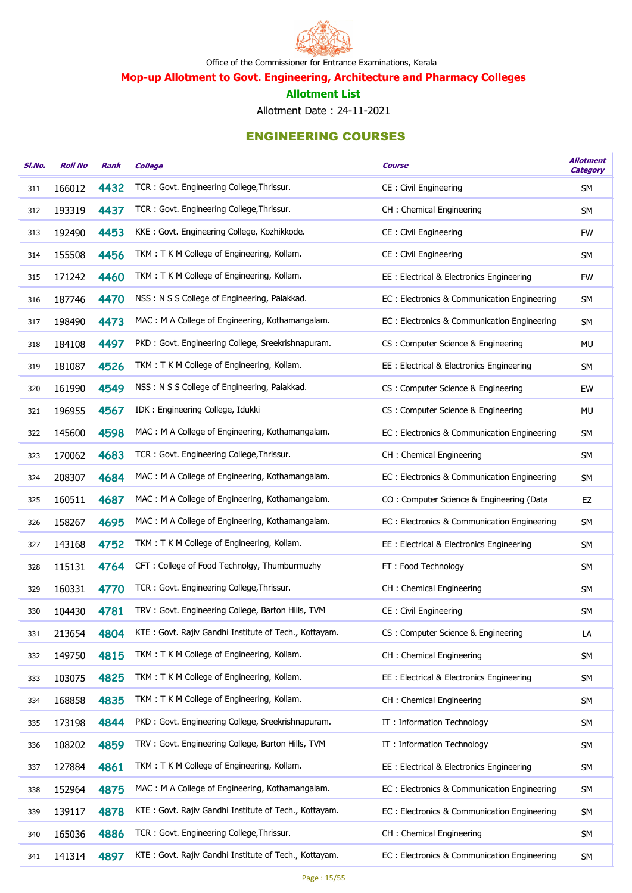Office of the Commissioner for Entrance Examinations, Kerala

## Mop-up Allotment to Govt. Engineering, Architecture and Pharmacy Colleges

### Allotment List

Allotment Date : 24-11-2021

### ENGINEERING COURSES

| Sl.No. | Roll No | Rank | College | Course | Allotment Category |
|---|---|---|---|---|---|
| 311 | 166012 | 4432 | TCR : Govt. Engineering College,Thrissur. | CE : Civil Engineering | SM |
| 312 | 193319 | 4437 | TCR : Govt. Engineering College,Thrissur. | CH : Chemical Engineering | SM |
| 313 | 192490 | 4453 | KKE : Govt. Engineering College, Kozhikkode. | CE : Civil Engineering | FW |
| 314 | 155508 | 4456 | TKM : T K M College of Engineering, Kollam. | CE : Civil Engineering | SM |
| 315 | 171242 | 4460 | TKM : T K M College of Engineering, Kollam. | EE : Electrical & Electronics Engineering | FW |
| 316 | 187746 | 4470 | NSS : N S S College of Engineering, Palakkad. | EC : Electronics & Communication Engineering | SM |
| 317 | 198490 | 4473 | MAC : M A College of Engineering, Kothamangalam. | EC : Electronics & Communication Engineering | SM |
| 318 | 184108 | 4497 | PKD : Govt. Engineering College, Sreekrishnapuram. | CS : Computer Science & Engineering | MU |
| 319 | 181087 | 4526 | TKM : T K M College of Engineering, Kollam. | EE : Electrical & Electronics Engineering | SM |
| 320 | 161990 | 4549 | NSS : N S S College of Engineering, Palakkad. | CS : Computer Science & Engineering | EW |
| 321 | 196955 | 4567 | IDK : Engineering College, Idukki | CS : Computer Science & Engineering | MU |
| 322 | 145600 | 4598 | MAC : M A College of Engineering, Kothamangalam. | EC : Electronics & Communication Engineering | SM |
| 323 | 170062 | 4683 | TCR : Govt. Engineering College,Thrissur. | CH : Chemical Engineering | SM |
| 324 | 208307 | 4684 | MAC : M A College of Engineering, Kothamangalam. | EC : Electronics & Communication Engineering | SM |
| 325 | 160511 | 4687 | MAC : M A College of Engineering, Kothamangalam. | CO : Computer Science & Engineering (Data | EZ |
| 326 | 158267 | 4695 | MAC : M A College of Engineering, Kothamangalam. | EC : Electronics & Communication Engineering | SM |
| 327 | 143168 | 4752 | TKM : T K M College of Engineering, Kollam. | EE : Electrical & Electronics Engineering | SM |
| 328 | 115131 | 4764 | CFT : College of Food Technolgy, Thumburmuzhy | FT : Food Technology | SM |
| 329 | 160331 | 4770 | TCR : Govt. Engineering College,Thrissur. | CH : Chemical Engineering | SM |
| 330 | 104430 | 4781 | TRV : Govt. Engineering College, Barton Hills, TVM | CE : Civil Engineering | SM |
| 331 | 213654 | 4804 | KTE : Govt. Rajiv Gandhi Institute of Tech., Kottayam. | CS : Computer Science & Engineering | LA |
| 332 | 149750 | 4815 | TKM : T K M College of Engineering, Kollam. | CH : Chemical Engineering | SM |
| 333 | 103075 | 4825 | TKM : T K M College of Engineering, Kollam. | EE : Electrical & Electronics Engineering | SM |
| 334 | 168858 | 4835 | TKM : T K M College of Engineering, Kollam. | CH : Chemical Engineering | SM |
| 335 | 173198 | 4844 | PKD : Govt. Engineering College, Sreekrishnapuram. | IT : Information Technology | SM |
| 336 | 108202 | 4859 | TRV : Govt. Engineering College, Barton Hills, TVM | IT : Information Technology | SM |
| 337 | 127884 | 4861 | TKM : T K M College of Engineering, Kollam. | EE : Electrical & Electronics Engineering | SM |
| 338 | 152964 | 4875 | MAC : M A College of Engineering, Kothamangalam. | EC : Electronics & Communication Engineering | SM |
| 339 | 139117 | 4878 | KTE : Govt. Rajiv Gandhi Institute of Tech., Kottayam. | EC : Electronics & Communication Engineering | SM |
| 340 | 165036 | 4886 | TCR : Govt. Engineering College,Thrissur. | CH : Chemical Engineering | SM |
| 341 | 141314 | 4897 | KTE : Govt. Rajiv Gandhi Institute of Tech., Kottayam. | EC : Electronics & Communication Engineering | SM |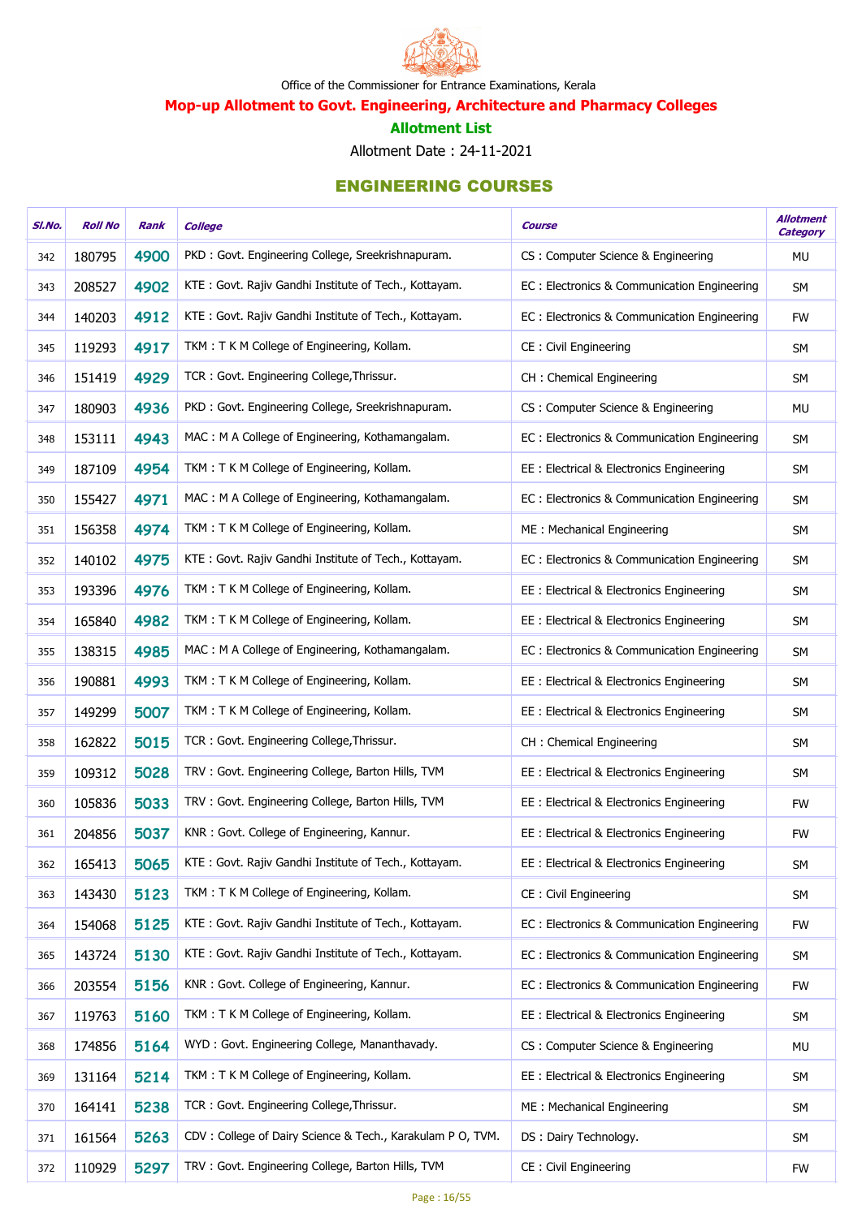Office of the Commissioner for Entrance Examinations, Kerala

## Mop-up Allotment to Govt. Engineering, Architecture and Pharmacy Colleges

### Allotment List

Allotment Date : 24-11-2021

## ENGINEERING COURSES

| Sl.No. | Roll No | Rank | College | Course | Allotment Category |
|---|---|---|---|---|---|
| 342 | 180795 | 4900 | PKD : Govt. Engineering College, Sreekrishnapuram. | CS : Computer Science & Engineering | MU |
| 343 | 208527 | 4902 | KTE : Govt. Rajiv Gandhi Institute of Tech., Kottayam. | EC : Electronics & Communication Engineering | SM |
| 344 | 140203 | 4912 | KTE : Govt. Rajiv Gandhi Institute of Tech., Kottayam. | EC : Electronics & Communication Engineering | FW |
| 345 | 119293 | 4917 | TKM : T K M College of Engineering, Kollam. | CE : Civil Engineering | SM |
| 346 | 151419 | 4929 | TCR : Govt. Engineering College,Thrissur. | CH : Chemical Engineering | SM |
| 347 | 180903 | 4936 | PKD : Govt. Engineering College, Sreekrishnapuram. | CS : Computer Science & Engineering | MU |
| 348 | 153111 | 4943 | MAC : M A College of Engineering, Kothamangalam. | EC : Electronics & Communication Engineering | SM |
| 349 | 187109 | 4954 | TKM : T K M College of Engineering, Kollam. | EE : Electrical & Electronics Engineering | SM |
| 350 | 155427 | 4971 | MAC : M A College of Engineering, Kothamangalam. | EC : Electronics & Communication Engineering | SM |
| 351 | 156358 | 4974 | TKM : T K M College of Engineering, Kollam. | ME : Mechanical Engineering | SM |
| 352 | 140102 | 4975 | KTE : Govt. Rajiv Gandhi Institute of Tech., Kottayam. | EC : Electronics & Communication Engineering | SM |
| 353 | 193396 | 4976 | TKM : T K M College of Engineering, Kollam. | EE : Electrical & Electronics Engineering | SM |
| 354 | 165840 | 4982 | TKM : T K M College of Engineering, Kollam. | EE : Electrical & Electronics Engineering | SM |
| 355 | 138315 | 4985 | MAC : M A College of Engineering, Kothamangalam. | EC : Electronics & Communication Engineering | SM |
| 356 | 190881 | 4993 | TKM : T K M College of Engineering, Kollam. | EE : Electrical & Electronics Engineering | SM |
| 357 | 149299 | 5007 | TKM : T K M College of Engineering, Kollam. | EE : Electrical & Electronics Engineering | SM |
| 358 | 162822 | 5015 | TCR : Govt. Engineering College,Thrissur. | CH : Chemical Engineering | SM |
| 359 | 109312 | 5028 | TRV : Govt. Engineering College, Barton Hills, TVM | EE : Electrical & Electronics Engineering | SM |
| 360 | 105836 | 5033 | TRV : Govt. Engineering College, Barton Hills, TVM | EE : Electrical & Electronics Engineering | FW |
| 361 | 204856 | 5037 | KNR : Govt. College of Engineering, Kannur. | EE : Electrical & Electronics Engineering | FW |
| 362 | 165413 | 5065 | KTE : Govt. Rajiv Gandhi Institute of Tech., Kottayam. | EE : Electrical & Electronics Engineering | SM |
| 363 | 143430 | 5123 | TKM : T K M College of Engineering, Kollam. | CE : Civil Engineering | SM |
| 364 | 154068 | 5125 | KTE : Govt. Rajiv Gandhi Institute of Tech., Kottayam. | EC : Electronics & Communication Engineering | FW |
| 365 | 143724 | 5130 | KTE : Govt. Rajiv Gandhi Institute of Tech., Kottayam. | EC : Electronics & Communication Engineering | SM |
| 366 | 203554 | 5156 | KNR : Govt. College of Engineering, Kannur. | EC : Electronics & Communication Engineering | FW |
| 367 | 119763 | 5160 | TKM : T K M College of Engineering, Kollam. | EE : Electrical & Electronics Engineering | SM |
| 368 | 174856 | 5164 | WYD : Govt. Engineering College, Mananthavady. | CS : Computer Science & Engineering | MU |
| 369 | 131164 | 5214 | TKM : T K M College of Engineering, Kollam. | EE : Electrical & Electronics Engineering | SM |
| 370 | 164141 | 5238 | TCR : Govt. Engineering College,Thrissur. | ME : Mechanical Engineering | SM |
| 371 | 161564 | 5263 | CDV : College of Dairy Science & Tech., Karakulam P O, TVM. | DS : Dairy Technology. | SM |
| 372 | 110929 | 5297 | TRV : Govt. Engineering College, Barton Hills, TVM | CE : Civil Engineering | FW |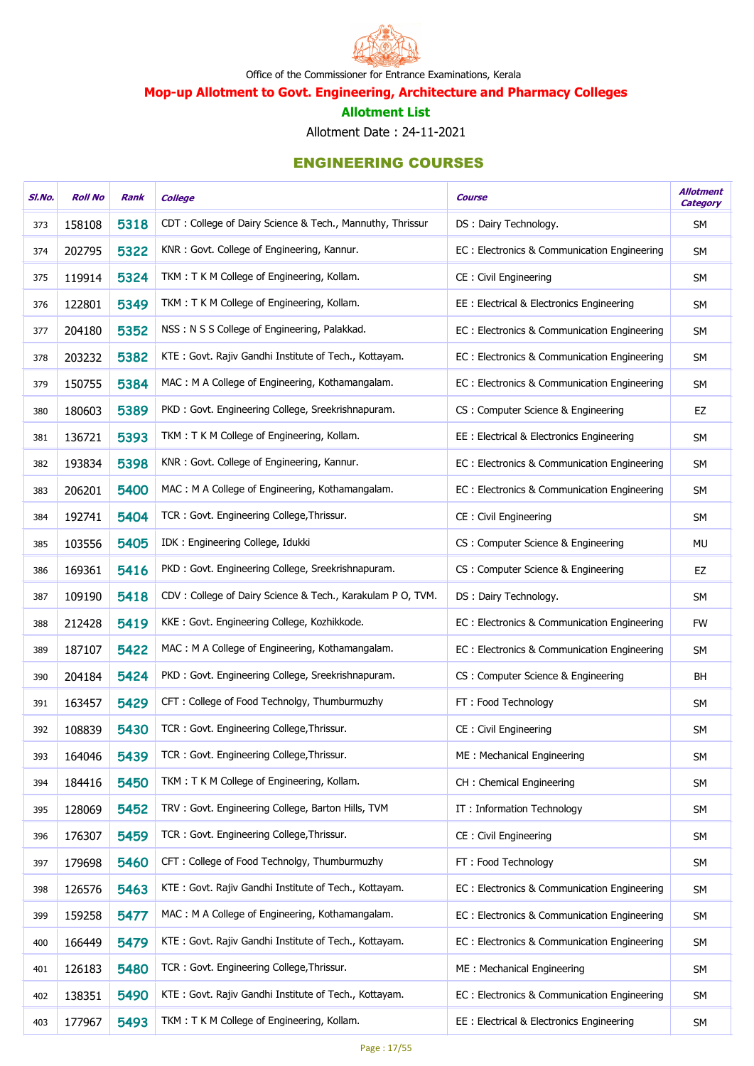Office of the Commissioner for Entrance Examinations, Kerala

## Mop-up Allotment to Govt. Engineering, Architecture and Pharmacy Colleges

### Allotment List

Allotment Date : 24-11-2021

### ENGINEERING COURSES

| Sl.No. | Roll No | Rank | College | Course | Allotment Category |
|---|---|---|---|---|---|
| 373 | 158108 | 5318 | CDT : College of Dairy Science & Tech., Mannuthy, Thrissur | DS : Dairy Technology. | SM |
| 374 | 202795 | 5322 | KNR : Govt. College of Engineering, Kannur. | EC : Electronics & Communication Engineering | SM |
| 375 | 119914 | 5324 | TKM : T K M College of Engineering, Kollam. | CE : Civil Engineering | SM |
| 376 | 122801 | 5349 | TKM : T K M College of Engineering, Kollam. | EE : Electrical & Electronics Engineering | SM |
| 377 | 204180 | 5352 | NSS : N S S College of Engineering, Palakkad. | EC : Electronics & Communication Engineering | SM |
| 378 | 203232 | 5382 | KTE : Govt. Rajiv Gandhi Institute of Tech., Kottayam. | EC : Electronics & Communication Engineering | SM |
| 379 | 150755 | 5384 | MAC : M A College of Engineering, Kothamangalam. | EC : Electronics & Communication Engineering | SM |
| 380 | 180603 | 5389 | PKD : Govt. Engineering College, Sreekrishnapuram. | CS : Computer Science & Engineering | EZ |
| 381 | 136721 | 5393 | TKM : T K M College of Engineering, Kollam. | EE : Electrical & Electronics Engineering | SM |
| 382 | 193834 | 5398 | KNR : Govt. College of Engineering, Kannur. | EC : Electronics & Communication Engineering | SM |
| 383 | 206201 | 5400 | MAC : M A College of Engineering, Kothamangalam. | EC : Electronics & Communication Engineering | SM |
| 384 | 192741 | 5404 | TCR : Govt. Engineering College,Thrissur. | CE : Civil Engineering | SM |
| 385 | 103556 | 5405 | IDK : Engineering College, Idukki | CS : Computer Science & Engineering | MU |
| 386 | 169361 | 5416 | PKD : Govt. Engineering College, Sreekrishnapuram. | CS : Computer Science & Engineering | EZ |
| 387 | 109190 | 5418 | CDV : College of Dairy Science & Tech., Karakulam P O, TVM. | DS : Dairy Technology. | SM |
| 388 | 212428 | 5419 | KKE : Govt. Engineering College, Kozhikkode. | EC : Electronics & Communication Engineering | FW |
| 389 | 187107 | 5422 | MAC : M A College of Engineering, Kothamangalam. | EC : Electronics & Communication Engineering | SM |
| 390 | 204184 | 5424 | PKD : Govt. Engineering College, Sreekrishnapuram. | CS : Computer Science & Engineering | BH |
| 391 | 163457 | 5429 | CFT : College of Food Technolgy, Thumburmuzhy | FT : Food Technology | SM |
| 392 | 108839 | 5430 | TCR : Govt. Engineering College,Thrissur. | CE : Civil Engineering | SM |
| 393 | 164046 | 5439 | TCR : Govt. Engineering College,Thrissur. | ME : Mechanical Engineering | SM |
| 394 | 184416 | 5450 | TKM : T K M College of Engineering, Kollam. | CH : Chemical Engineering | SM |
| 395 | 128069 | 5452 | TRV : Govt. Engineering College, Barton Hills, TVM | IT : Information Technology | SM |
| 396 | 176307 | 5459 | TCR : Govt. Engineering College,Thrissur. | CE : Civil Engineering | SM |
| 397 | 179698 | 5460 | CFT : College of Food Technolgy, Thumburmuzhy | FT : Food Technology | SM |
| 398 | 126576 | 5463 | KTE : Govt. Rajiv Gandhi Institute of Tech., Kottayam. | EC : Electronics & Communication Engineering | SM |
| 399 | 159258 | 5477 | MAC : M A College of Engineering, Kothamangalam. | EC : Electronics & Communication Engineering | SM |
| 400 | 166449 | 5479 | KTE : Govt. Rajiv Gandhi Institute of Tech., Kottayam. | EC : Electronics & Communication Engineering | SM |
| 401 | 126183 | 5480 | TCR : Govt. Engineering College,Thrissur. | ME : Mechanical Engineering | SM |
| 402 | 138351 | 5490 | KTE : Govt. Rajiv Gandhi Institute of Tech., Kottayam. | EC : Electronics & Communication Engineering | SM |
| 403 | 177967 | 5493 | TKM : T K M College of Engineering, Kollam. | EE : Electrical & Electronics Engineering | SM |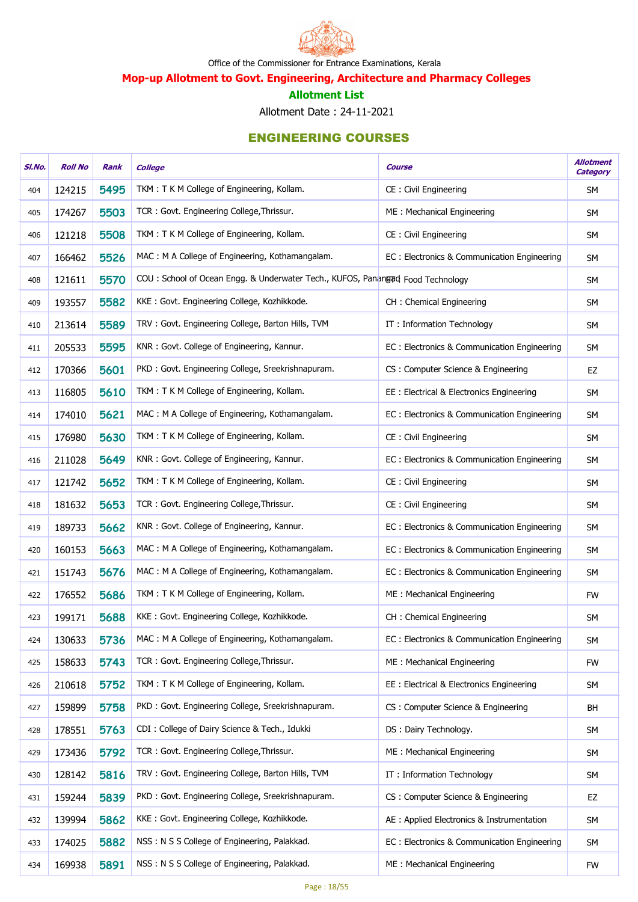Office of the Commissioner for Entrance Examinations, Kerala

## Mop-up Allotment to Govt. Engineering, Architecture and Pharmacy Colleges

### Allotment List

Allotment Date : 24-11-2021

### ENGINEERING COURSES

| Sl.No. | Roll No | Rank | College | Course | Allotment Category |
|---|---|---|---|---|---|
| 404 | 124215 | 5495 | TKM : T K M College of Engineering, Kollam. | CE : Civil Engineering | SM |
| 405 | 174267 | 5503 | TCR : Govt. Engineering College,Thrissur. | ME : Mechanical Engineering | SM |
| 406 | 121218 | 5508 | TKM : T K M College of Engineering, Kollam. | CE : Civil Engineering | SM |
| 407 | 166462 | 5526 | MAC : M A College of Engineering, Kothamangalam. | EC : Electronics & Communication Engineering | SM |
| 408 | 121611 | 5570 | COU : School of Ocean Engg. & Underwater Tech., KUFOS, Panangad | FT : Food Technology | SM |
| 409 | 193557 | 5582 | KKE : Govt. Engineering College, Kozhikkode. | CH : Chemical Engineering | SM |
| 410 | 213614 | 5589 | TRV : Govt. Engineering College, Barton Hills, TVM | IT : Information Technology | SM |
| 411 | 205533 | 5595 | KNR : Govt. College of Engineering, Kannur. | EC : Electronics & Communication Engineering | SM |
| 412 | 170366 | 5601 | PKD : Govt. Engineering College, Sreekrishnapuram. | CS : Computer Science & Engineering | EZ |
| 413 | 116805 | 5610 | TKM : T K M College of Engineering, Kollam. | EE : Electrical & Electronics Engineering | SM |
| 414 | 174010 | 5621 | MAC : M A College of Engineering, Kothamangalam. | EC : Electronics & Communication Engineering | SM |
| 415 | 176980 | 5630 | TKM : T K M College of Engineering, Kollam. | CE : Civil Engineering | SM |
| 416 | 211028 | 5649 | KNR : Govt. College of Engineering, Kannur. | EC : Electronics & Communication Engineering | SM |
| 417 | 121742 | 5652 | TKM : T K M College of Engineering, Kollam. | CE : Civil Engineering | SM |
| 418 | 181632 | 5653 | TCR : Govt. Engineering College,Thrissur. | CE : Civil Engineering | SM |
| 419 | 189733 | 5662 | KNR : Govt. College of Engineering, Kannur. | EC : Electronics & Communication Engineering | SM |
| 420 | 160153 | 5663 | MAC : M A College of Engineering, Kothamangalam. | EC : Electronics & Communication Engineering | SM |
| 421 | 151743 | 5676 | MAC : M A College of Engineering, Kothamangalam. | EC : Electronics & Communication Engineering | SM |
| 422 | 176552 | 5686 | TKM : T K M College of Engineering, Kollam. | ME : Mechanical Engineering | FW |
| 423 | 199171 | 5688 | KKE : Govt. Engineering College, Kozhikkode. | CH : Chemical Engineering | SM |
| 424 | 130633 | 5736 | MAC : M A College of Engineering, Kothamangalam. | EC : Electronics & Communication Engineering | SM |
| 425 | 158633 | 5743 | TCR : Govt. Engineering College,Thrissur. | ME : Mechanical Engineering | FW |
| 426 | 210618 | 5752 | TKM : T K M College of Engineering, Kollam. | EE : Electrical & Electronics Engineering | SM |
| 427 | 159899 | 5758 | PKD : Govt. Engineering College, Sreekrishnapuram. | CS : Computer Science & Engineering | BH |
| 428 | 178551 | 5763 | CDI : College of Dairy Science & Tech., Idukki | DS : Dairy Technology. | SM |
| 429 | 173436 | 5792 | TCR : Govt. Engineering College,Thrissur. | ME : Mechanical Engineering | SM |
| 430 | 128142 | 5816 | TRV : Govt. Engineering College, Barton Hills, TVM | IT : Information Technology | SM |
| 431 | 159244 | 5839 | PKD : Govt. Engineering College, Sreekrishnapuram. | CS : Computer Science & Engineering | EZ |
| 432 | 139994 | 5862 | KKE : Govt. Engineering College, Kozhikkode. | AE : Applied Electronics & Instrumentation | SM |
| 433 | 174025 | 5882 | NSS : N S S College of Engineering, Palakkad. | EC : Electronics & Communication Engineering | SM |
| 434 | 169938 | 5891 | NSS : N S S College of Engineering, Palakkad. | ME : Mechanical Engineering | FW |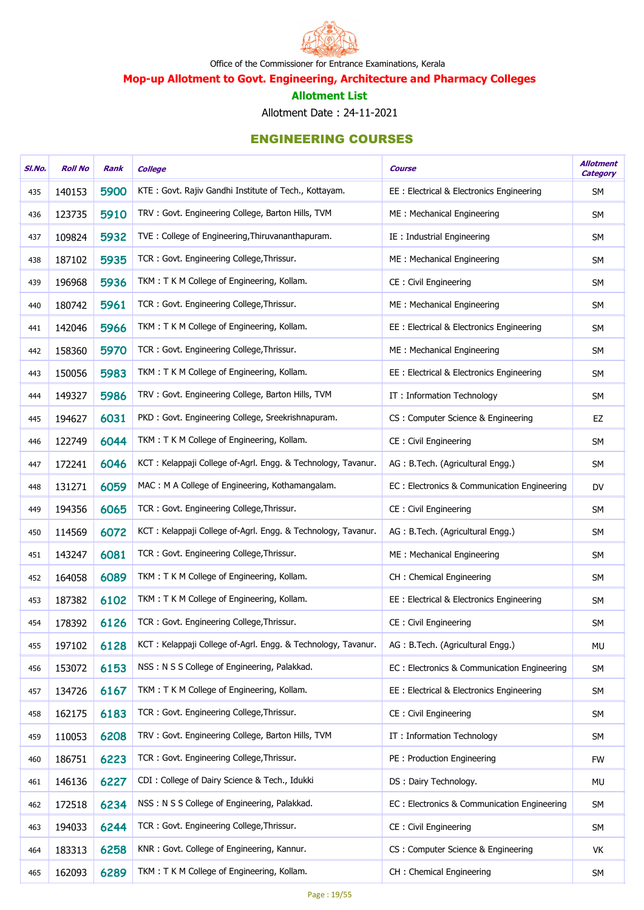Office of the Commissioner for Entrance Examinations, Kerala

## Mop-up Allotment to Govt. Engineering, Architecture and Pharmacy Colleges

### Allotment List

Allotment Date : 24-11-2021

### ENGINEERING COURSES

| Sl.No. | Roll No | Rank | College | Course | Allotment Category |
|---|---|---|---|---|---|
| 435 | 140153 | 5900 | KTE : Govt. Rajiv Gandhi Institute of Tech., Kottayam. | EE : Electrical & Electronics Engineering | SM |
| 436 | 123735 | 5910 | TRV : Govt. Engineering College, Barton Hills, TVM | ME : Mechanical Engineering | SM |
| 437 | 109824 | 5932 | TVE : College of Engineering,Thiruvananthapuram. | IE : Industrial Engineering | SM |
| 438 | 187102 | 5935 | TCR : Govt. Engineering College,Thrissur. | ME : Mechanical Engineering | SM |
| 439 | 196968 | 5936 | TKM : T K M College of Engineering, Kollam. | CE : Civil Engineering | SM |
| 440 | 180742 | 5961 | TCR : Govt. Engineering College,Thrissur. | ME : Mechanical Engineering | SM |
| 441 | 142046 | 5966 | TKM : T K M College of Engineering, Kollam. | EE : Electrical & Electronics Engineering | SM |
| 442 | 158360 | 5970 | TCR : Govt. Engineering College,Thrissur. | ME : Mechanical Engineering | SM |
| 443 | 150056 | 5983 | TKM : T K M College of Engineering, Kollam. | EE : Electrical & Electronics Engineering | SM |
| 444 | 149327 | 5986 | TRV : Govt. Engineering College, Barton Hills, TVM | IT : Information Technology | SM |
| 445 | 194627 | 6031 | PKD : Govt. Engineering College, Sreekrishnapuram. | CS : Computer Science & Engineering | EZ |
| 446 | 122749 | 6044 | TKM : T K M College of Engineering, Kollam. | CE : Civil Engineering | SM |
| 447 | 172241 | 6046 | KCT : Kelappaji College of-Agrl. Engg. & Technology, Tavanur. | AG : B.Tech. (Agricultural Engg.) | SM |
| 448 | 131271 | 6059 | MAC : M A College of Engineering, Kothamangalam. | EC : Electronics & Communication Engineering | DV |
| 449 | 194356 | 6065 | TCR : Govt. Engineering College,Thrissur. | CE : Civil Engineering | SM |
| 450 | 114569 | 6072 | KCT : Kelappaji College of-Agrl. Engg. & Technology, Tavanur. | AG : B.Tech. (Agricultural Engg.) | SM |
| 451 | 143247 | 6081 | TCR : Govt. Engineering College,Thrissur. | ME : Mechanical Engineering | SM |
| 452 | 164058 | 6089 | TKM : T K M College of Engineering, Kollam. | CH : Chemical Engineering | SM |
| 453 | 187382 | 6102 | TKM : T K M College of Engineering, Kollam. | EE : Electrical & Electronics Engineering | SM |
| 454 | 178392 | 6126 | TCR : Govt. Engineering College,Thrissur. | CE : Civil Engineering | SM |
| 455 | 197102 | 6128 | KCT : Kelappaji College of-Agrl. Engg. & Technology, Tavanur. | AG : B.Tech. (Agricultural Engg.) | MU |
| 456 | 153072 | 6153 | NSS : N S S College of Engineering, Palakkad. | EC : Electronics & Communication Engineering | SM |
| 457 | 134726 | 6167 | TKM : T K M College of Engineering, Kollam. | EE : Electrical & Electronics Engineering | SM |
| 458 | 162175 | 6183 | TCR : Govt. Engineering College,Thrissur. | CE : Civil Engineering | SM |
| 459 | 110053 | 6208 | TRV : Govt. Engineering College, Barton Hills, TVM | IT : Information Technology | SM |
| 460 | 186751 | 6223 | TCR : Govt. Engineering College,Thrissur. | PE : Production Engineering | FW |
| 461 | 146136 | 6227 | CDI : College of Dairy Science & Tech., Idukki | DS : Dairy Technology. | MU |
| 462 | 172518 | 6234 | NSS : N S S College of Engineering, Palakkad. | EC : Electronics & Communication Engineering | SM |
| 463 | 194033 | 6244 | TCR : Govt. Engineering College,Thrissur. | CE : Civil Engineering | SM |
| 464 | 183313 | 6258 | KNR : Govt. College of Engineering, Kannur. | CS : Computer Science & Engineering | VK |
| 465 | 162093 | 6289 | TKM : T K M College of Engineering, Kollam. | CH : Chemical Engineering | SM |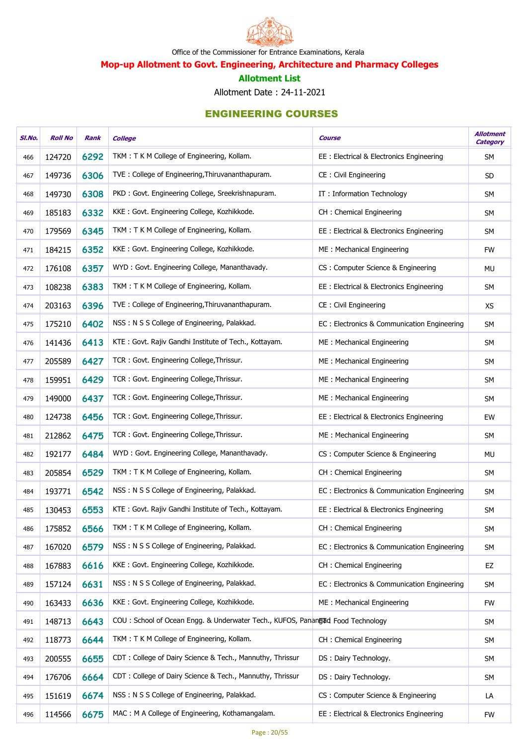Office of the Commissioner for Entrance Examinations, Kerala

**Mop-up Allotment to Govt. Engineering, Architecture and Pharmacy Colleges**

**Allotment List**

Allotment Date : 24-11-2021

## ENGINEERING COURSES

| Sl.No. | Roll No | Rank | College | Course | Allotment Category |
|---|---|---|---|---|---|
| 466 | 124720 | 6292 | TKM : T K M College of Engineering, Kollam. | EE : Electrical & Electronics Engineering | SM |
| 467 | 149736 | 6306 | TVE : College of Engineering,Thiruvananthapuram. | CE : Civil Engineering | SD |
| 468 | 149730 | 6308 | PKD : Govt. Engineering College, Sreekrishnapuram. | IT : Information Technology | SM |
| 469 | 185183 | 6332 | KKE : Govt. Engineering College, Kozhikkode. | CH : Chemical Engineering | SM |
| 470 | 179569 | 6345 | TKM : T K M College of Engineering, Kollam. | EE : Electrical & Electronics Engineering | SM |
| 471 | 184215 | 6352 | KKE : Govt. Engineering College, Kozhikkode. | ME : Mechanical Engineering | FW |
| 472 | 176108 | 6357 | WYD : Govt. Engineering College, Mananthavady. | CS : Computer Science & Engineering | MU |
| 473 | 108238 | 6383 | TKM : T K M College of Engineering, Kollam. | EE : Electrical & Electronics Engineering | SM |
| 474 | 203163 | 6396 | TVE : College of Engineering,Thiruvananthapuram. | CE : Civil Engineering | XS |
| 475 | 175210 | 6402 | NSS : N S S College of Engineering, Palakkad. | EC : Electronics & Communication Engineering | SM |
| 476 | 141436 | 6413 | KTE : Govt. Rajiv Gandhi Institute of Tech., Kottayam. | ME : Mechanical Engineering | SM |
| 477 | 205589 | 6427 | TCR : Govt. Engineering College,Thrissur. | ME : Mechanical Engineering | SM |
| 478 | 159951 | 6429 | TCR : Govt. Engineering College,Thrissur. | ME : Mechanical Engineering | SM |
| 479 | 149000 | 6437 | TCR : Govt. Engineering College,Thrissur. | ME : Mechanical Engineering | SM |
| 480 | 124738 | 6456 | TCR : Govt. Engineering College,Thrissur. | EE : Electrical & Electronics Engineering | EW |
| 481 | 212862 | 6475 | TCR : Govt. Engineering College,Thrissur. | ME : Mechanical Engineering | SM |
| 482 | 192177 | 6484 | WYD : Govt. Engineering College, Mananthavady. | CS : Computer Science & Engineering | MU |
| 483 | 205854 | 6529 | TKM : T K M College of Engineering, Kollam. | CH : Chemical Engineering | SM |
| 484 | 193771 | 6542 | NSS : N S S College of Engineering, Palakkad. | EC : Electronics & Communication Engineering | SM |
| 485 | 130453 | 6553 | KTE : Govt. Rajiv Gandhi Institute of Tech., Kottayam. | EE : Electrical & Electronics Engineering | SM |
| 486 | 175852 | 6566 | TKM : T K M College of Engineering, Kollam. | CH : Chemical Engineering | SM |
| 487 | 167020 | 6579 | NSS : N S S College of Engineering, Palakkad. | EC : Electronics & Communication Engineering | SM |
| 488 | 167883 | 6616 | KKE : Govt. Engineering College, Kozhikkode. | CH : Chemical Engineering | EZ |
| 489 | 157124 | 6631 | NSS : N S S College of Engineering, Palakkad. | EC : Electronics & Communication Engineering | SM |
| 490 | 163433 | 6636 | KKE : Govt. Engineering College, Kozhikkode. | ME : Mechanical Engineering | FW |
| 491 | 148713 | 6643 | COU : School of Ocean Engg. & Underwater Tech., KUFOS, Panangad | FT : Food Technology | SM |
| 492 | 118773 | 6644 | TKM : T K M College of Engineering, Kollam. | CH : Chemical Engineering | SM |
| 493 | 200555 | 6655 | CDT : College of Dairy Science & Tech., Mannuthy, Thrissur | DS : Dairy Technology. | SM |
| 494 | 176706 | 6664 | CDT : College of Dairy Science & Tech., Mannuthy, Thrissur | DS : Dairy Technology. | SM |
| 495 | 151619 | 6674 | NSS : N S S College of Engineering, Palakkad. | CS : Computer Science & Engineering | LA |
| 496 | 114566 | 6675 | MAC : M A College of Engineering, Kothamangalam. | EE : Electrical & Electronics Engineering | FW |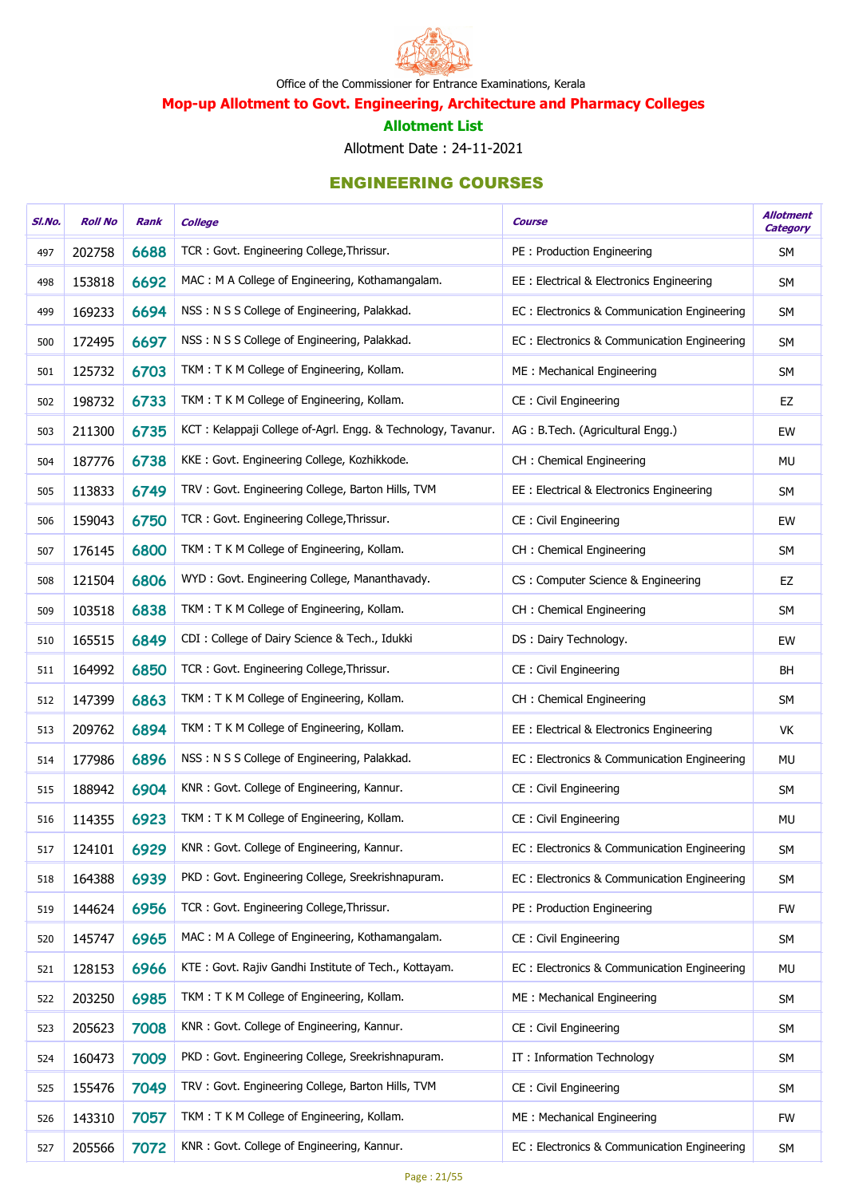Office of the Commissioner for Entrance Examinations, Kerala

**Mop-up Allotment to Govt. Engineering, Architecture and Pharmacy Colleges**

**Allotment List**

Allotment Date : 24-11-2021

## ENGINEERING COURSES

| Sl.No. | Roll No | Rank | College | Course | Allotment Category |
|---|---|---|---|---|---|
| 497 | 202758 | 6688 | TCR : Govt. Engineering College,Thrissur. | PE : Production Engineering | SM |
| 498 | 153818 | 6692 | MAC : M A College of Engineering, Kothamangalam. | EE : Electrical & Electronics Engineering | SM |
| 499 | 169233 | 6694 | NSS : N S S College of Engineering, Palakkad. | EC : Electronics & Communication Engineering | SM |
| 500 | 172495 | 6697 | NSS : N S S College of Engineering, Palakkad. | EC : Electronics & Communication Engineering | SM |
| 501 | 125732 | 6703 | TKM : T K M College of Engineering, Kollam. | ME : Mechanical Engineering | SM |
| 502 | 198732 | 6733 | TKM : T K M College of Engineering, Kollam. | CE : Civil Engineering | EZ |
| 503 | 211300 | 6735 | KCT : Kelappaji College of-Agrl. Engg. & Technology, Tavanur. | AG : B.Tech. (Agricultural Engg.) | EW |
| 504 | 187776 | 6738 | KKE : Govt. Engineering College, Kozhikkode. | CH : Chemical Engineering | MU |
| 505 | 113833 | 6749 | TRV : Govt. Engineering College, Barton Hills, TVM | EE : Electrical & Electronics Engineering | SM |
| 506 | 159043 | 6750 | TCR : Govt. Engineering College,Thrissur. | CE : Civil Engineering | EW |
| 507 | 176145 | 6800 | TKM : T K M College of Engineering, Kollam. | CH : Chemical Engineering | SM |
| 508 | 121504 | 6806 | WYD : Govt. Engineering College, Mananthavady. | CS : Computer Science & Engineering | EZ |
| 509 | 103518 | 6838 | TKM : T K M College of Engineering, Kollam. | CH : Chemical Engineering | SM |
| 510 | 165515 | 6849 | CDI : College of Dairy Science & Tech., Idukki | DS : Dairy Technology. | EW |
| 511 | 164992 | 6850 | TCR : Govt. Engineering College,Thrissur. | CE : Civil Engineering | BH |
| 512 | 147399 | 6863 | TKM : T K M College of Engineering, Kollam. | CH : Chemical Engineering | SM |
| 513 | 209762 | 6894 | TKM : T K M College of Engineering, Kollam. | EE : Electrical & Electronics Engineering | VK |
| 514 | 177986 | 6896 | NSS : N S S College of Engineering, Palakkad. | EC : Electronics & Communication Engineering | MU |
| 515 | 188942 | 6904 | KNR : Govt. College of Engineering, Kannur. | CE : Civil Engineering | SM |
| 516 | 114355 | 6923 | TKM : T K M College of Engineering, Kollam. | CE : Civil Engineering | MU |
| 517 | 124101 | 6929 | KNR : Govt. College of Engineering, Kannur. | EC : Electronics & Communication Engineering | SM |
| 518 | 164388 | 6939 | PKD : Govt. Engineering College, Sreekrishnapuram. | EC : Electronics & Communication Engineering | SM |
| 519 | 144624 | 6956 | TCR : Govt. Engineering College,Thrissur. | PE : Production Engineering | FW |
| 520 | 145747 | 6965 | MAC : M A College of Engineering, Kothamangalam. | CE : Civil Engineering | SM |
| 521 | 128153 | 6966 | KTE : Govt. Rajiv Gandhi Institute of Tech., Kottayam. | EC : Electronics & Communication Engineering | MU |
| 522 | 203250 | 6985 | TKM : T K M College of Engineering, Kollam. | ME : Mechanical Engineering | SM |
| 523 | 205623 | 7008 | KNR : Govt. College of Engineering, Kannur. | CE : Civil Engineering | SM |
| 524 | 160473 | 7009 | PKD : Govt. Engineering College, Sreekrishnapuram. | IT : Information Technology | SM |
| 525 | 155476 | 7049 | TRV : Govt. Engineering College, Barton Hills, TVM | CE : Civil Engineering | SM |
| 526 | 143310 | 7057 | TKM : T K M College of Engineering, Kollam. | ME : Mechanical Engineering | FW |
| 527 | 205566 | 7072 | KNR : Govt. College of Engineering, Kannur. | EC : Electronics & Communication Engineering | SM |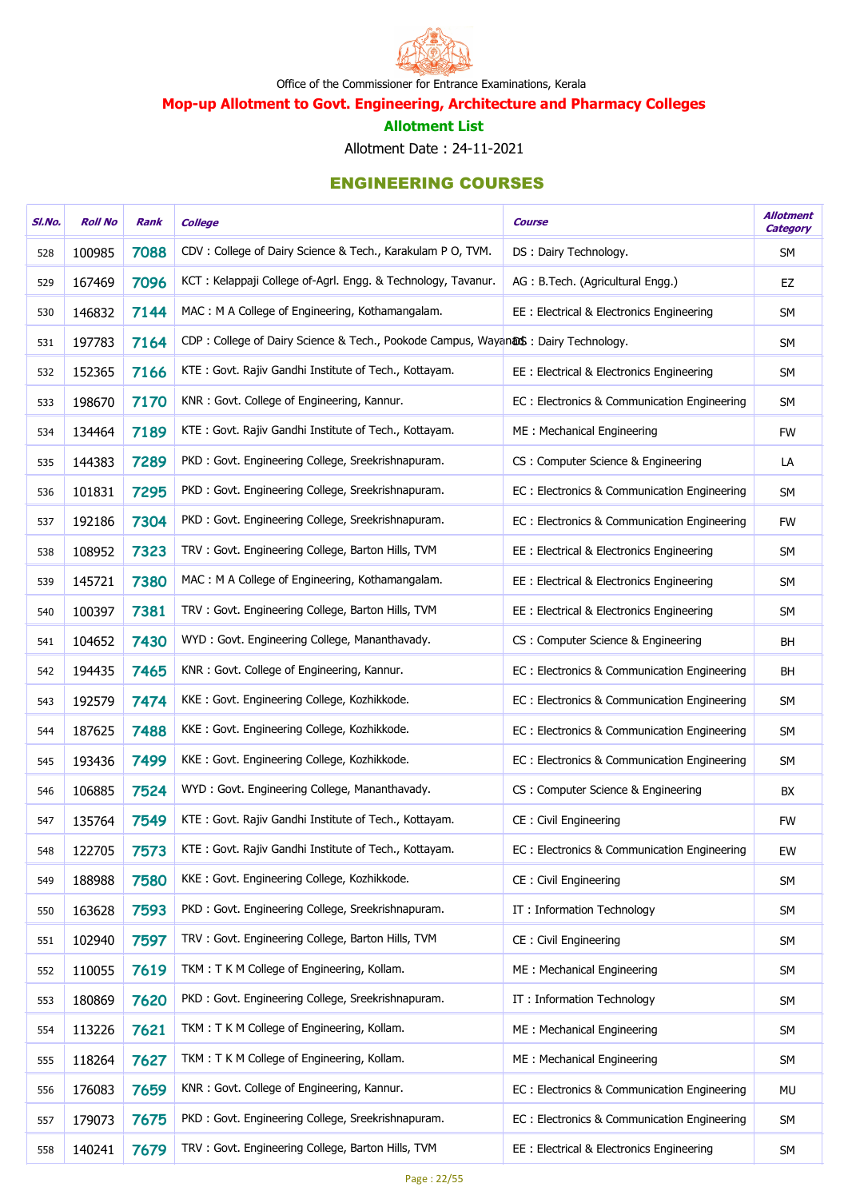Office of the Commissioner for Entrance Examinations, Kerala

## Mop-up Allotment to Govt. Engineering, Architecture and Pharmacy Colleges

### Allotment List

Allotment Date : 24-11-2021

### ENGINEERING COURSES

| Sl.No. | Roll No | Rank | College | Course | Allotment Category |
|---|---|---|---|---|---|
| 528 | 100985 | 7088 | CDV : College of Dairy Science & Tech., Karakulam P O, TVM. | DS : Dairy Technology. | SM |
| 529 | 167469 | 7096 | KCT : Kelappaji College of-Agrl. Engg. & Technology, Tavanur. | AG : B.Tech. (Agricultural Engg.) | EZ |
| 530 | 146832 | 7144 | MAC : M A College of Engineering, Kothamangalam. | EE : Electrical & Electronics Engineering | SM |
| 531 | 197783 | 7164 | CDP : College of Dairy Science & Tech., Pookode Campus, Wayanad | DS : Dairy Technology. | SM |
| 532 | 152365 | 7166 | KTE : Govt. Rajiv Gandhi Institute of Tech., Kottayam. | EE : Electrical & Electronics Engineering | SM |
| 533 | 198670 | 7170 | KNR : Govt. College of Engineering, Kannur. | EC : Electronics & Communication Engineering | SM |
| 534 | 134464 | 7189 | KTE : Govt. Rajiv Gandhi Institute of Tech., Kottayam. | ME : Mechanical Engineering | FW |
| 535 | 144383 | 7289 | PKD : Govt. Engineering College, Sreekrishnapuram. | CS : Computer Science & Engineering | LA |
| 536 | 101831 | 7295 | PKD : Govt. Engineering College, Sreekrishnapuram. | EC : Electronics & Communication Engineering | SM |
| 537 | 192186 | 7304 | PKD : Govt. Engineering College, Sreekrishnapuram. | EC : Electronics & Communication Engineering | FW |
| 538 | 108952 | 7323 | TRV : Govt. Engineering College, Barton Hills, TVM | EE : Electrical & Electronics Engineering | SM |
| 539 | 145721 | 7380 | MAC : M A College of Engineering, Kothamangalam. | EE : Electrical & Electronics Engineering | SM |
| 540 | 100397 | 7381 | TRV : Govt. Engineering College, Barton Hills, TVM | EE : Electrical & Electronics Engineering | SM |
| 541 | 104652 | 7430 | WYD : Govt. Engineering College, Mananthavady. | CS : Computer Science & Engineering | BH |
| 542 | 194435 | 7465 | KNR : Govt. College of Engineering, Kannur. | EC : Electronics & Communication Engineering | BH |
| 543 | 192579 | 7474 | KKE : Govt. Engineering College, Kozhikkode. | EC : Electronics & Communication Engineering | SM |
| 544 | 187625 | 7488 | KKE : Govt. Engineering College, Kozhikkode. | EC : Electronics & Communication Engineering | SM |
| 545 | 193436 | 7499 | KKE : Govt. Engineering College, Kozhikkode. | EC : Electronics & Communication Engineering | SM |
| 546 | 106885 | 7524 | WYD : Govt. Engineering College, Mananthavady. | CS : Computer Science & Engineering | BX |
| 547 | 135764 | 7549 | KTE : Govt. Rajiv Gandhi Institute of Tech., Kottayam. | CE : Civil Engineering | FW |
| 548 | 122705 | 7573 | KTE : Govt. Rajiv Gandhi Institute of Tech., Kottayam. | EC : Electronics & Communication Engineering | EW |
| 549 | 188988 | 7580 | KKE : Govt. Engineering College, Kozhikkode. | CE : Civil Engineering | SM |
| 550 | 163628 | 7593 | PKD : Govt. Engineering College, Sreekrishnapuram. | IT : Information Technology | SM |
| 551 | 102940 | 7597 | TRV : Govt. Engineering College, Barton Hills, TVM | CE : Civil Engineering | SM |
| 552 | 110055 | 7619 | TKM : T K M College of Engineering, Kollam. | ME : Mechanical Engineering | SM |
| 553 | 180869 | 7620 | PKD : Govt. Engineering College, Sreekrishnapuram. | IT : Information Technology | SM |
| 554 | 113226 | 7621 | TKM : T K M College of Engineering, Kollam. | ME : Mechanical Engineering | SM |
| 555 | 118264 | 7627 | TKM : T K M College of Engineering, Kollam. | ME : Mechanical Engineering | SM |
| 556 | 176083 | 7659 | KNR : Govt. College of Engineering, Kannur. | EC : Electronics & Communication Engineering | MU |
| 557 | 179073 | 7675 | PKD : Govt. Engineering College, Sreekrishnapuram. | EC : Electronics & Communication Engineering | SM |
| 558 | 140241 | 7679 | TRV : Govt. Engineering College, Barton Hills, TVM | EE : Electrical & Electronics Engineering | SM |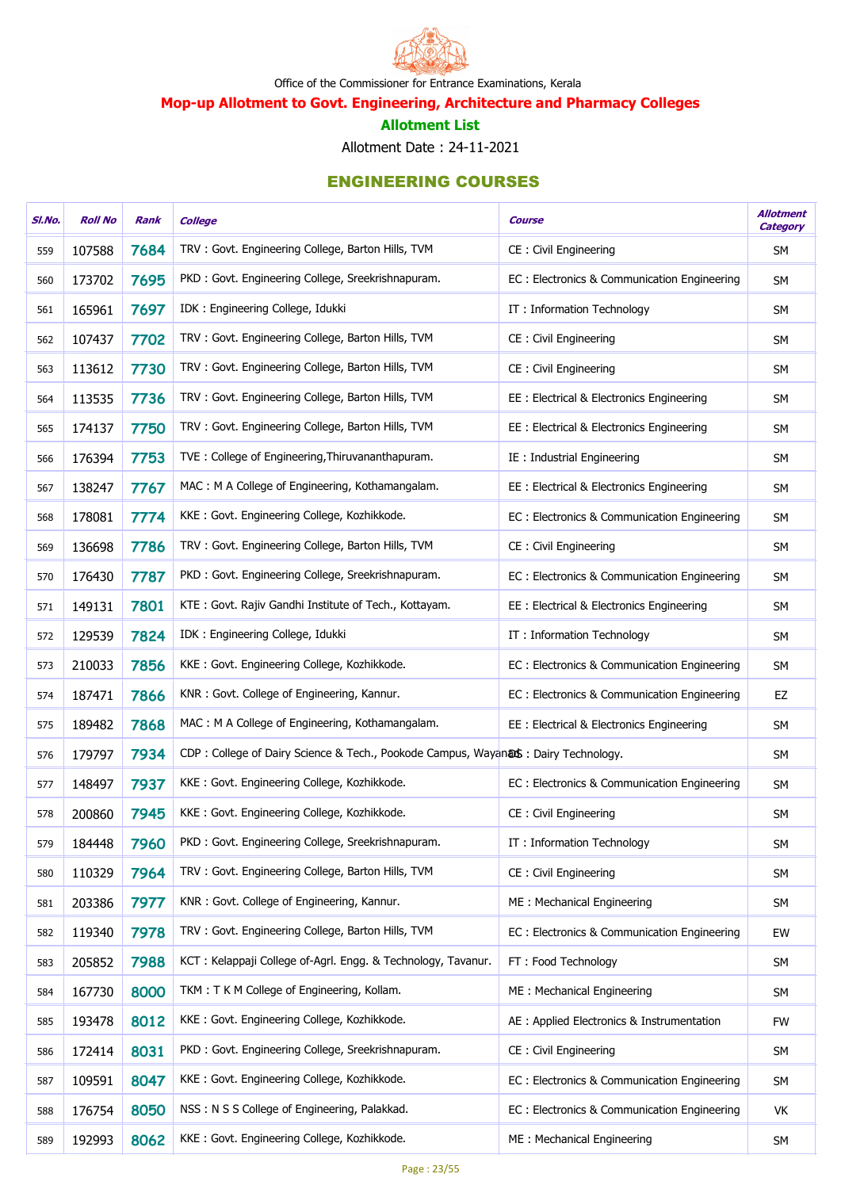Office of the Commissioner for Entrance Examinations, Kerala

## Mop-up Allotment to Govt. Engineering, Architecture and Pharmacy Colleges

### Allotment List

Allotment Date : 24-11-2021

### ENGINEERING COURSES

| Sl.No. | Roll No | Rank | College | Course | Allotment Category |
|---|---|---|---|---|---|
| 559 | 107588 | 7684 | TRV : Govt. Engineering College, Barton Hills, TVM | CE : Civil Engineering | SM |
| 560 | 173702 | 7695 | PKD : Govt. Engineering College, Sreekrishnapuram. | EC : Electronics & Communication Engineering | SM |
| 561 | 165961 | 7697 | IDK : Engineering College, Idukki | IT : Information Technology | SM |
| 562 | 107437 | 7702 | TRV : Govt. Engineering College, Barton Hills, TVM | CE : Civil Engineering | SM |
| 563 | 113612 | 7730 | TRV : Govt. Engineering College, Barton Hills, TVM | CE : Civil Engineering | SM |
| 564 | 113535 | 7736 | TRV : Govt. Engineering College, Barton Hills, TVM | EE : Electrical & Electronics Engineering | SM |
| 565 | 174137 | 7750 | TRV : Govt. Engineering College, Barton Hills, TVM | EE : Electrical & Electronics Engineering | SM |
| 566 | 176394 | 7753 | TVE : College of Engineering,Thiruvananthapuram. | IE : Industrial Engineering | SM |
| 567 | 138247 | 7767 | MAC : M A College of Engineering, Kothamangalam. | EE : Electrical & Electronics Engineering | SM |
| 568 | 178081 | 7774 | KKE : Govt. Engineering College, Kozhikkode. | EC : Electronics & Communication Engineering | SM |
| 569 | 136698 | 7786 | TRV : Govt. Engineering College, Barton Hills, TVM | CE : Civil Engineering | SM |
| 570 | 176430 | 7787 | PKD : Govt. Engineering College, Sreekrishnapuram. | EC : Electronics & Communication Engineering | SM |
| 571 | 149131 | 7801 | KTE : Govt. Rajiv Gandhi Institute of Tech., Kottayam. | EE : Electrical & Electronics Engineering | SM |
| 572 | 129539 | 7824 | IDK : Engineering College, Idukki | IT : Information Technology | SM |
| 573 | 210033 | 7856 | KKE : Govt. Engineering College, Kozhikkode. | EC : Electronics & Communication Engineering | SM |
| 574 | 187471 | 7866 | KNR : Govt. College of Engineering, Kannur. | EC : Electronics & Communication Engineering | EZ |
| 575 | 189482 | 7868 | MAC : M A College of Engineering, Kothamangalam. | EE : Electrical & Electronics Engineering | SM |
| 576 | 179797 | 7934 | CDP : College of Dairy Science & Tech., Pookode Campus, Wayanad | DS : Dairy Technology. | SM |
| 577 | 148497 | 7937 | KKE : Govt. Engineering College, Kozhikkode. | EC : Electronics & Communication Engineering | SM |
| 578 | 200860 | 7945 | KKE : Govt. Engineering College, Kozhikkode. | CE : Civil Engineering | SM |
| 579 | 184448 | 7960 | PKD : Govt. Engineering College, Sreekrishnapuram. | IT : Information Technology | SM |
| 580 | 110329 | 7964 | TRV : Govt. Engineering College, Barton Hills, TVM | CE : Civil Engineering | SM |
| 581 | 203386 | 7977 | KNR : Govt. College of Engineering, Kannur. | ME : Mechanical Engineering | SM |
| 582 | 119340 | 7978 | TRV : Govt. Engineering College, Barton Hills, TVM | EC : Electronics & Communication Engineering | EW |
| 583 | 205852 | 7988 | KCT : Kelappaji College of-Agrl. Engg. & Technology, Tavanur. | FT : Food Technology | SM |
| 584 | 167730 | 8000 | TKM : T K M College of Engineering, Kollam. | ME : Mechanical Engineering | SM |
| 585 | 193478 | 8012 | KKE : Govt. Engineering College, Kozhikkode. | AE : Applied Electronics & Instrumentation | FW |
| 586 | 172414 | 8031 | PKD : Govt. Engineering College, Sreekrishnapuram. | CE : Civil Engineering | SM |
| 587 | 109591 | 8047 | KKE : Govt. Engineering College, Kozhikkode. | EC : Electronics & Communication Engineering | SM |
| 588 | 176754 | 8050 | NSS : N S S College of Engineering, Palakkad. | EC : Electronics & Communication Engineering | VK |
| 589 | 192993 | 8062 | KKE : Govt. Engineering College, Kozhikkode. | ME : Mechanical Engineering | SM |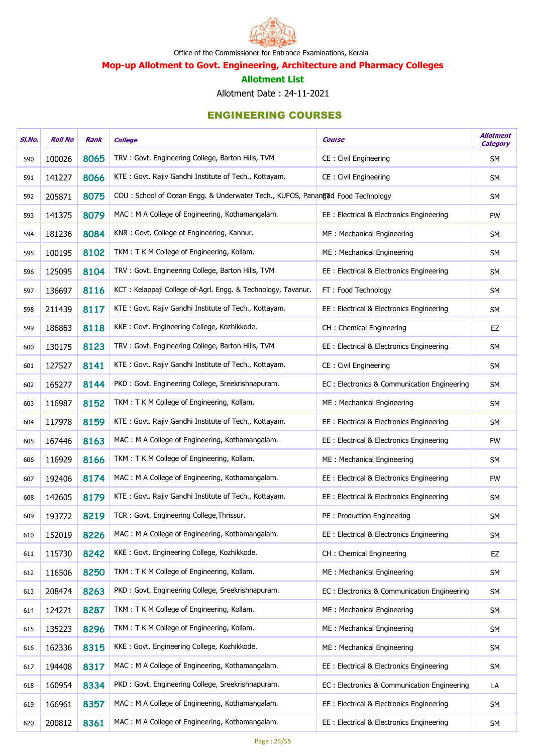Office of the Commissioner for Entrance Examinations, Kerala

## Mop-up Allotment to Govt. Engineering, Architecture and Pharmacy Colleges

### Allotment List

Allotment Date : 24-11-2021

### ENGINEERING COURSES

| Sl.No. | Roll No | Rank | College | Course | Allotment Category |
|---|---|---|---|---|---|
| 590 | 100026 | 8065 | TRV : Govt. Engineering College, Barton Hills, TVM | CE : Civil Engineering | SM |
| 591 | 141227 | 8066 | KTE : Govt. Rajiv Gandhi Institute of Tech., Kottayam. | CE : Civil Engineering | SM |
| 592 | 205871 | 8075 | COU : School of Ocean Engg. & Underwater Tech., KUFOS, Panangad | FT : Food Technology | SM |
| 593 | 141375 | 8079 | MAC : M A College of Engineering, Kothamangalam. | EE : Electrical & Electronics Engineering | FW |
| 594 | 181236 | 8084 | KNR : Govt. College of Engineering, Kannur. | ME : Mechanical Engineering | SM |
| 595 | 100195 | 8102 | TKM : T K M College of Engineering, Kollam. | ME : Mechanical Engineering | SM |
| 596 | 125095 | 8104 | TRV : Govt. Engineering College, Barton Hills, TVM | EE : Electrical & Electronics Engineering | SM |
| 597 | 136697 | 8116 | KCT : Kelappaji College of-Agrl. Engg. & Technology, Tavanur. | FT : Food Technology | SM |
| 598 | 211439 | 8117 | KTE : Govt. Rajiv Gandhi Institute of Tech., Kottayam. | EE : Electrical & Electronics Engineering | SM |
| 599 | 186863 | 8118 | KKE : Govt. Engineering College, Kozhikkode. | CH : Chemical Engineering | EZ |
| 600 | 130175 | 8123 | TRV : Govt. Engineering College, Barton Hills, TVM | EE : Electrical & Electronics Engineering | SM |
| 601 | 127527 | 8141 | KTE : Govt. Rajiv Gandhi Institute of Tech., Kottayam. | CE : Civil Engineering | SM |
| 602 | 165277 | 8144 | PKD : Govt. Engineering College, Sreekrishnapuram. | EC : Electronics & Communication Engineering | SM |
| 603 | 116987 | 8152 | TKM : T K M College of Engineering, Kollam. | ME : Mechanical Engineering | SM |
| 604 | 117978 | 8159 | KTE : Govt. Rajiv Gandhi Institute of Tech., Kottayam. | EE : Electrical & Electronics Engineering | SM |
| 605 | 167446 | 8163 | MAC : M A College of Engineering, Kothamangalam. | EE : Electrical & Electronics Engineering | FW |
| 606 | 116929 | 8166 | TKM : T K M College of Engineering, Kollam. | ME : Mechanical Engineering | SM |
| 607 | 192406 | 8174 | MAC : M A College of Engineering, Kothamangalam. | EE : Electrical & Electronics Engineering | FW |
| 608 | 142605 | 8179 | KTE : Govt. Rajiv Gandhi Institute of Tech., Kottayam. | EE : Electrical & Electronics Engineering | SM |
| 609 | 193772 | 8219 | TCR : Govt. Engineering College,Thrissur. | PE : Production Engineering | SM |
| 610 | 152019 | 8226 | MAC : M A College of Engineering, Kothamangalam. | EE : Electrical & Electronics Engineering | SM |
| 611 | 115730 | 8242 | KKE : Govt. Engineering College, Kozhikkode. | CH : Chemical Engineering | EZ |
| 612 | 116506 | 8250 | TKM : T K M College of Engineering, Kollam. | ME : Mechanical Engineering | SM |
| 613 | 208474 | 8263 | PKD : Govt. Engineering College, Sreekrishnapuram. | EC : Electronics & Communication Engineering | SM |
| 614 | 124271 | 8287 | TKM : T K M College of Engineering, Kollam. | ME : Mechanical Engineering | SM |
| 615 | 135223 | 8296 | TKM : T K M College of Engineering, Kollam. | ME : Mechanical Engineering | SM |
| 616 | 162336 | 8315 | KKE : Govt. Engineering College, Kozhikkode. | ME : Mechanical Engineering | SM |
| 617 | 194408 | 8317 | MAC : M A College of Engineering, Kothamangalam. | EE : Electrical & Electronics Engineering | SM |
| 618 | 160954 | 8334 | PKD : Govt. Engineering College, Sreekrishnapuram. | EC : Electronics & Communication Engineering | LA |
| 619 | 166961 | 8357 | MAC : M A College of Engineering, Kothamangalam. | EE : Electrical & Electronics Engineering | SM |
| 620 | 200812 | 8361 | MAC : M A College of Engineering, Kothamangalam. | EE : Electrical & Electronics Engineering | SM |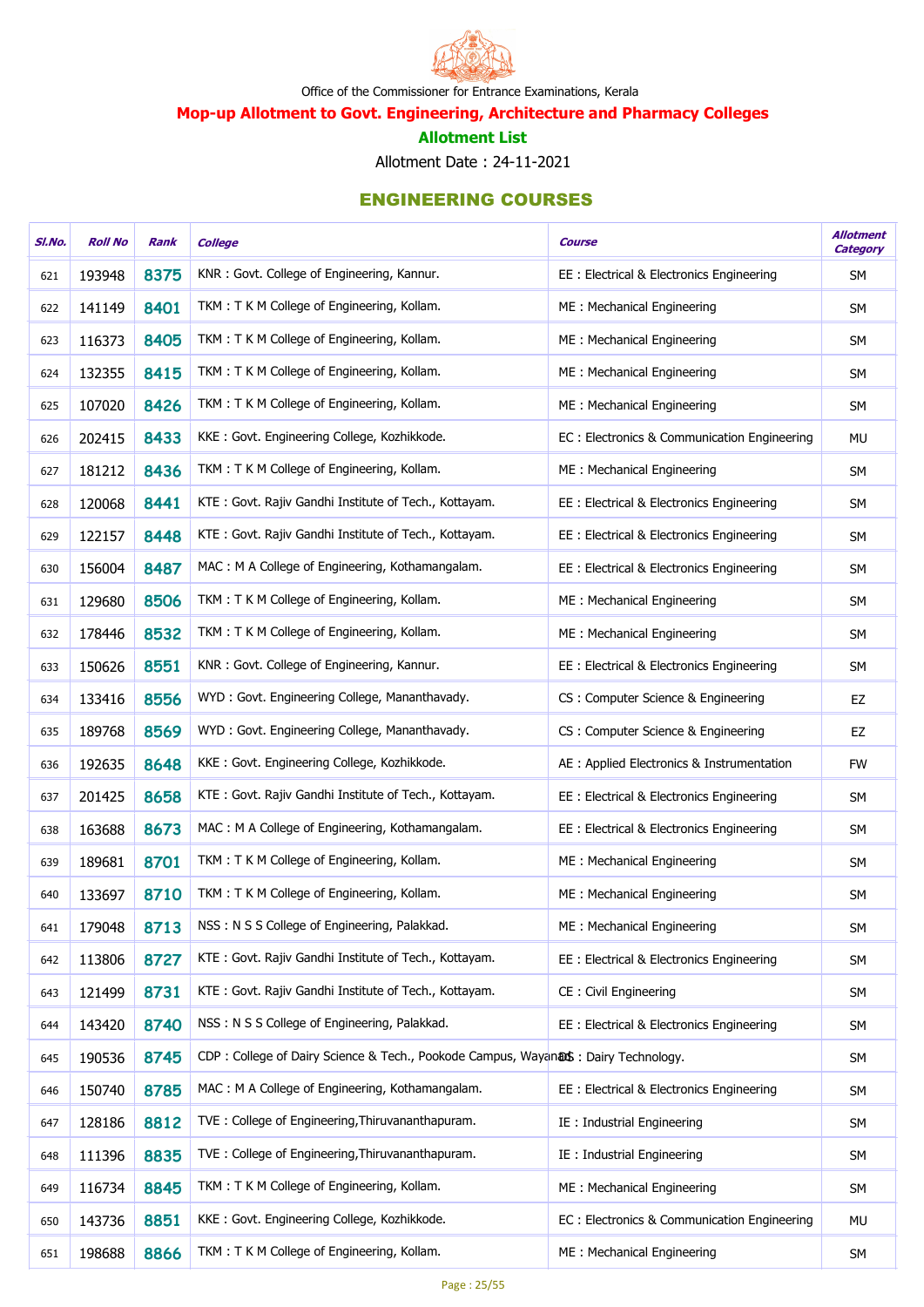Office of the Commissioner for Entrance Examinations, Kerala

## Mop-up Allotment to Govt. Engineering, Architecture and Pharmacy Colleges

### Allotment List

Allotment Date : 24-11-2021

## ENGINEERING COURSES

| Sl.No. | Roll No | Rank | College | Course | Allotment Category |
|---|---|---|---|---|---|
| 621 | 193948 | 8375 | KNR : Govt. College of Engineering, Kannur. | EE : Electrical & Electronics Engineering | SM |
| 622 | 141149 | 8401 | TKM : T K M College of Engineering, Kollam. | ME : Mechanical Engineering | SM |
| 623 | 116373 | 8405 | TKM : T K M College of Engineering, Kollam. | ME : Mechanical Engineering | SM |
| 624 | 132355 | 8415 | TKM : T K M College of Engineering, Kollam. | ME : Mechanical Engineering | SM |
| 625 | 107020 | 8426 | TKM : T K M College of Engineering, Kollam. | ME : Mechanical Engineering | SM |
| 626 | 202415 | 8433 | KKE : Govt. Engineering College, Kozhikkode. | EC : Electronics & Communication Engineering | MU |
| 627 | 181212 | 8436 | TKM : T K M College of Engineering, Kollam. | ME : Mechanical Engineering | SM |
| 628 | 120068 | 8441 | KTE : Govt. Rajiv Gandhi Institute of Tech., Kottayam. | EE : Electrical & Electronics Engineering | SM |
| 629 | 122157 | 8448 | KTE : Govt. Rajiv Gandhi Institute of Tech., Kottayam. | EE : Electrical & Electronics Engineering | SM |
| 630 | 156004 | 8487 | MAC : M A College of Engineering, Kothamangalam. | EE : Electrical & Electronics Engineering | SM |
| 631 | 129680 | 8506 | TKM : T K M College of Engineering, Kollam. | ME : Mechanical Engineering | SM |
| 632 | 178446 | 8532 | TKM : T K M College of Engineering, Kollam. | ME : Mechanical Engineering | SM |
| 633 | 150626 | 8551 | KNR : Govt. College of Engineering, Kannur. | EE : Electrical & Electronics Engineering | SM |
| 634 | 133416 | 8556 | WYD : Govt. Engineering College, Mananthavady. | CS : Computer Science & Engineering | EZ |
| 635 | 189768 | 8569 | WYD : Govt. Engineering College, Mananthavady. | CS : Computer Science & Engineering | EZ |
| 636 | 192635 | 8648 | KKE : Govt. Engineering College, Kozhikkode. | AE : Applied Electronics & Instrumentation | FW |
| 637 | 201425 | 8658 | KTE : Govt. Rajiv Gandhi Institute of Tech., Kottayam. | EE : Electrical & Electronics Engineering | SM |
| 638 | 163688 | 8673 | MAC : M A College of Engineering, Kothamangalam. | EE : Electrical & Electronics Engineering | SM |
| 639 | 189681 | 8701 | TKM : T K M College of Engineering, Kollam. | ME : Mechanical Engineering | SM |
| 640 | 133697 | 8710 | TKM : T K M College of Engineering, Kollam. | ME : Mechanical Engineering | SM |
| 641 | 179048 | 8713 | NSS : N S S College of Engineering, Palakkad. | ME : Mechanical Engineering | SM |
| 642 | 113806 | 8727 | KTE : Govt. Rajiv Gandhi Institute of Tech., Kottayam. | EE : Electrical & Electronics Engineering | SM |
| 643 | 121499 | 8731 | KTE : Govt. Rajiv Gandhi Institute of Tech., Kottayam. | CE : Civil Engineering | SM |
| 644 | 143420 | 8740 | NSS : N S S College of Engineering, Palakkad. | EE : Electrical & Electronics Engineering | SM |
| 645 | 190536 | 8745 | CDP : College of Dairy Science & Tech., Pookode Campus, Wayanad. | DS : Dairy Technology. | SM |
| 646 | 150740 | 8785 | MAC : M A College of Engineering, Kothamangalam. | EE : Electrical & Electronics Engineering | SM |
| 647 | 128186 | 8812 | TVE : College of Engineering,Thiruvananthapuram. | IE : Industrial Engineering | SM |
| 648 | 111396 | 8835 | TVE : College of Engineering,Thiruvananthapuram. | IE : Industrial Engineering | SM |
| 649 | 116734 | 8845 | TKM : T K M College of Engineering, Kollam. | ME : Mechanical Engineering | SM |
| 650 | 143736 | 8851 | KKE : Govt. Engineering College, Kozhikkode. | EC : Electronics & Communication Engineering | MU |
| 651 | 198688 | 8866 | TKM : T K M College of Engineering, Kollam. | ME : Mechanical Engineering | SM |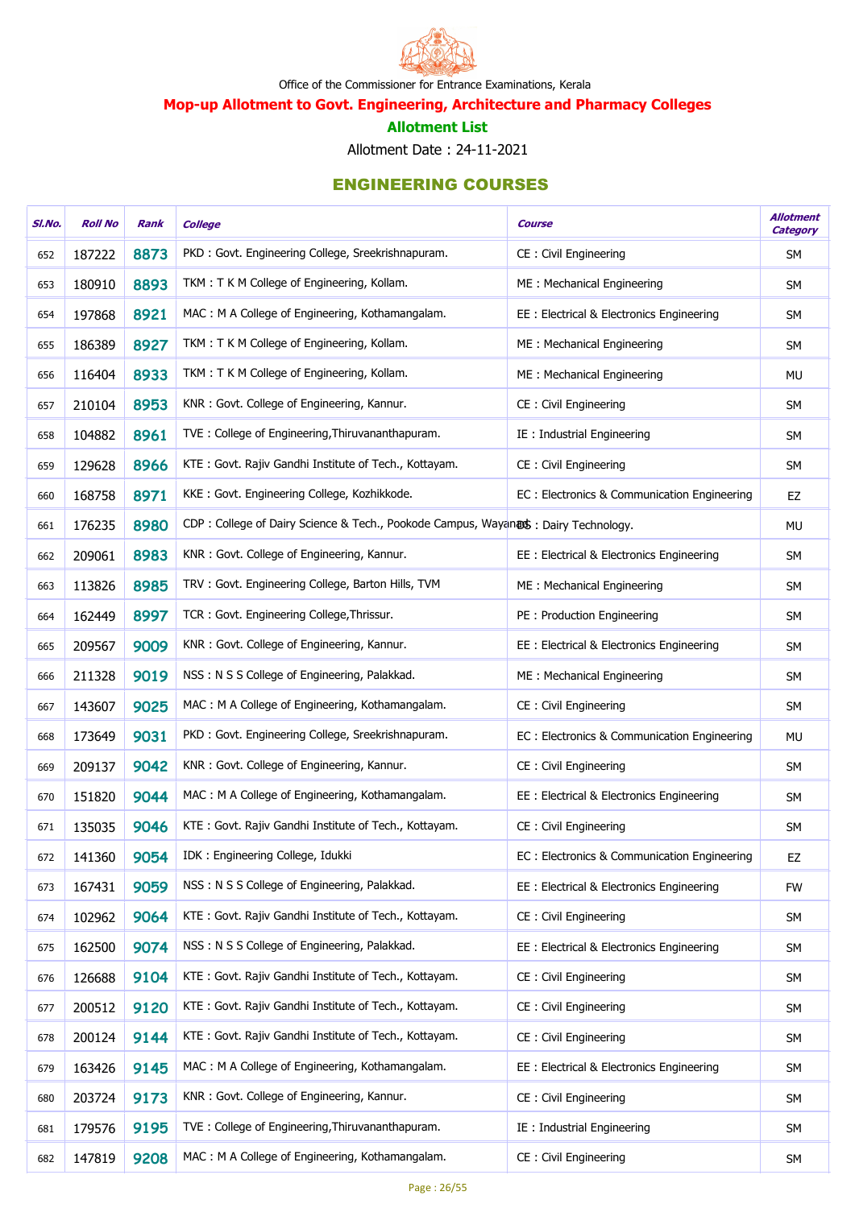Office of the Commissioner for Entrance Examinations, Kerala

## Mop-up Allotment to Govt. Engineering, Architecture and Pharmacy Colleges

### Allotment List

Allotment Date : 24-11-2021

### ENGINEERING COURSES

| Sl.No. | Roll No | Rank | College | Course | Allotment Category |
|---|---|---|---|---|---|
| 652 | 187222 | 8873 | PKD : Govt. Engineering College, Sreekrishnapuram. | CE : Civil Engineering | SM |
| 653 | 180910 | 8893 | TKM : T K M College of Engineering, Kollam. | ME : Mechanical Engineering | SM |
| 654 | 197868 | 8921 | MAC : M A College of Engineering, Kothamangalam. | EE : Electrical & Electronics Engineering | SM |
| 655 | 186389 | 8927 | TKM : T K M College of Engineering, Kollam. | ME : Mechanical Engineering | SM |
| 656 | 116404 | 8933 | TKM : T K M College of Engineering, Kollam. | ME : Mechanical Engineering | MU |
| 657 | 210104 | 8953 | KNR : Govt. College of Engineering, Kannur. | CE : Civil Engineering | SM |
| 658 | 104882 | 8961 | TVE : College of Engineering,Thiruvananthapuram. | IE : Industrial Engineering | SM |
| 659 | 129628 | 8966 | KTE : Govt. Rajiv Gandhi Institute of Tech., Kottayam. | CE : Civil Engineering | SM |
| 660 | 168758 | 8971 | KKE : Govt. Engineering College, Kozhikkode. | EC : Electronics & Communication Engineering | EZ |
| 661 | 176235 | 8980 | CDP : College of Dairy Science & Tech., Pookode Campus, Wayanad | DS : Dairy Technology. | MU |
| 662 | 209061 | 8983 | KNR : Govt. College of Engineering, Kannur. | EE : Electrical & Electronics Engineering | SM |
| 663 | 113826 | 8985 | TRV : Govt. Engineering College, Barton Hills, TVM | ME : Mechanical Engineering | SM |
| 664 | 162449 | 8997 | TCR : Govt. Engineering College,Thrissur. | PE : Production Engineering | SM |
| 665 | 209567 | 9009 | KNR : Govt. College of Engineering, Kannur. | EE : Electrical & Electronics Engineering | SM |
| 666 | 211328 | 9019 | NSS : N S S College of Engineering, Palakkad. | ME : Mechanical Engineering | SM |
| 667 | 143607 | 9025 | MAC : M A College of Engineering, Kothamangalam. | CE : Civil Engineering | SM |
| 668 | 173649 | 9031 | PKD : Govt. Engineering College, Sreekrishnapuram. | EC : Electronics & Communication Engineering | MU |
| 669 | 209137 | 9042 | KNR : Govt. College of Engineering, Kannur. | CE : Civil Engineering | SM |
| 670 | 151820 | 9044 | MAC : M A College of Engineering, Kothamangalam. | EE : Electrical & Electronics Engineering | SM |
| 671 | 135035 | 9046 | KTE : Govt. Rajiv Gandhi Institute of Tech., Kottayam. | CE : Civil Engineering | SM |
| 672 | 141360 | 9054 | IDK : Engineering College, Idukki | EC : Electronics & Communication Engineering | EZ |
| 673 | 167431 | 9059 | NSS : N S S College of Engineering, Palakkad. | EE : Electrical & Electronics Engineering | FW |
| 674 | 102962 | 9064 | KTE : Govt. Rajiv Gandhi Institute of Tech., Kottayam. | CE : Civil Engineering | SM |
| 675 | 162500 | 9074 | NSS : N S S College of Engineering, Palakkad. | EE : Electrical & Electronics Engineering | SM |
| 676 | 126688 | 9104 | KTE : Govt. Rajiv Gandhi Institute of Tech., Kottayam. | CE : Civil Engineering | SM |
| 677 | 200512 | 9120 | KTE : Govt. Rajiv Gandhi Institute of Tech., Kottayam. | CE : Civil Engineering | SM |
| 678 | 200124 | 9144 | KTE : Govt. Rajiv Gandhi Institute of Tech., Kottayam. | CE : Civil Engineering | SM |
| 679 | 163426 | 9145 | MAC : M A College of Engineering, Kothamangalam. | EE : Electrical & Electronics Engineering | SM |
| 680 | 203724 | 9173 | KNR : Govt. College of Engineering, Kannur. | CE : Civil Engineering | SM |
| 681 | 179576 | 9195 | TVE : College of Engineering,Thiruvananthapuram. | IE : Industrial Engineering | SM |
| 682 | 147819 | 9208 | MAC : M A College of Engineering, Kothamangalam. | CE : Civil Engineering | SM |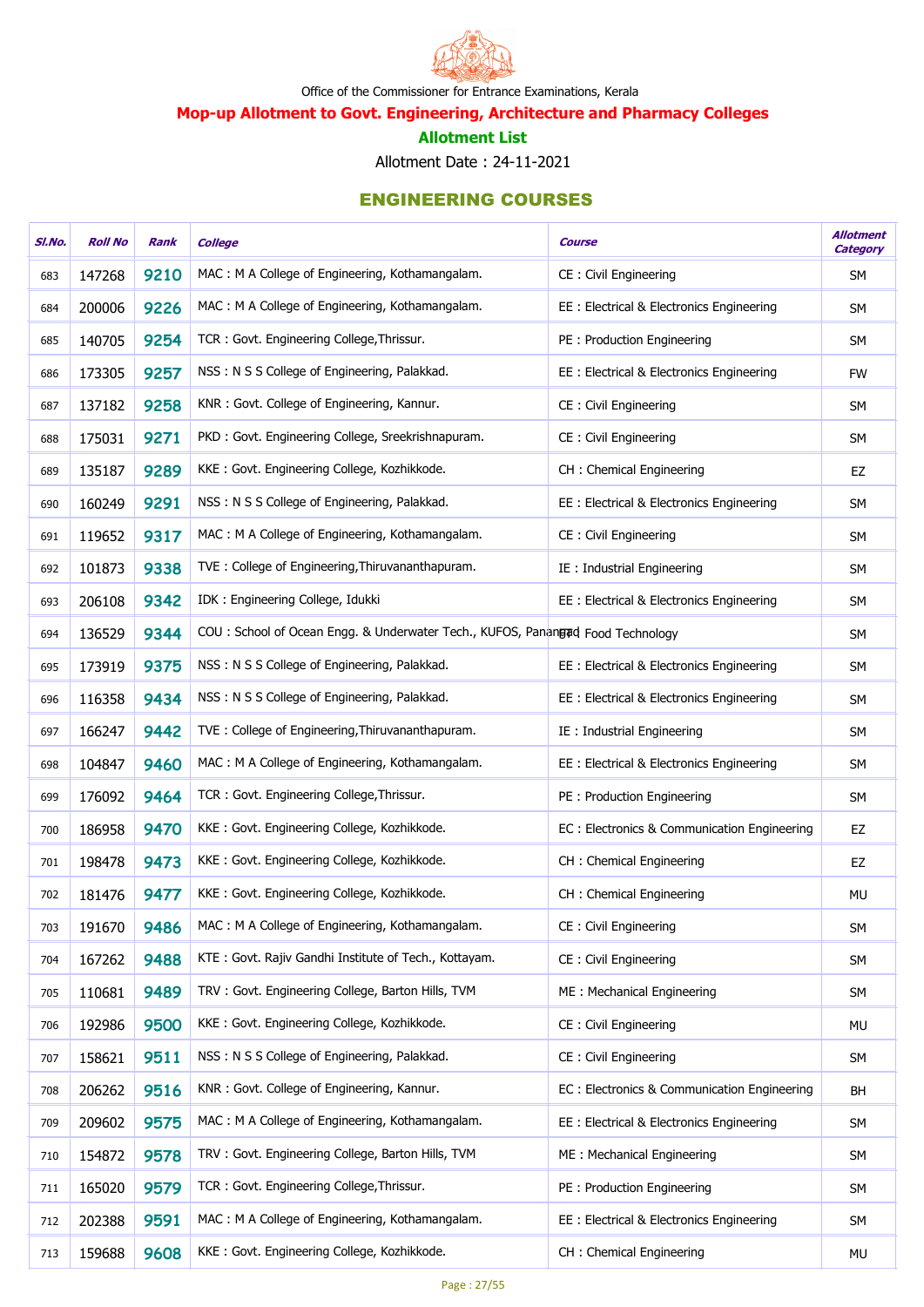Office of the Commissioner for Entrance Examinations, Kerala

## Mop-up Allotment to Govt. Engineering, Architecture and Pharmacy Colleges

### Allotment List

Allotment Date : 24-11-2021

### ENGINEERING COURSES

| Sl.No. | Roll No | Rank | College | Course | Allotment Category |
|---|---|---|---|---|---|
| 683 | 147268 | 9210 | MAC : M A College of Engineering, Kothamangalam. | CE : Civil Engineering | SM |
| 684 | 200006 | 9226 | MAC : M A College of Engineering, Kothamangalam. | EE : Electrical & Electronics Engineering | SM |
| 685 | 140705 | 9254 | TCR : Govt. Engineering College,Thrissur. | PE : Production Engineering | SM |
| 686 | 173305 | 9257 | NSS : N S S College of Engineering, Palakkad. | EE : Electrical & Electronics Engineering | FW |
| 687 | 137182 | 9258 | KNR : Govt. College of Engineering, Kannur. | CE : Civil Engineering | SM |
| 688 | 175031 | 9271 | PKD : Govt. Engineering College, Sreekrishnapuram. | CE : Civil Engineering | SM |
| 689 | 135187 | 9289 | KKE : Govt. Engineering College, Kozhikkode. | CH : Chemical Engineering | EZ |
| 690 | 160249 | 9291 | NSS : N S S College of Engineering, Palakkad. | EE : Electrical & Electronics Engineering | SM |
| 691 | 119652 | 9317 | MAC : M A College of Engineering, Kothamangalam. | CE : Civil Engineering | SM |
| 692 | 101873 | 9338 | TVE : College of Engineering,Thiruvananthapuram. | IE : Industrial Engineering | SM |
| 693 | 206108 | 9342 | IDK : Engineering College, Idukki | EE : Electrical & Electronics Engineering | SM |
| 694 | 136529 | 9344 | COU : School of Ocean Engg. & Underwater Tech., KUFOS, Panangad | FT : Food Technology | SM |
| 695 | 173919 | 9375 | NSS : N S S College of Engineering, Palakkad. | EE : Electrical & Electronics Engineering | SM |
| 696 | 116358 | 9434 | NSS : N S S College of Engineering, Palakkad. | EE : Electrical & Electronics Engineering | SM |
| 697 | 166247 | 9442 | TVE : College of Engineering,Thiruvananthapuram. | IE : Industrial Engineering | SM |
| 698 | 104847 | 9460 | MAC : M A College of Engineering, Kothamangalam. | EE : Electrical & Electronics Engineering | SM |
| 699 | 176092 | 9464 | TCR : Govt. Engineering College,Thrissur. | PE : Production Engineering | SM |
| 700 | 186958 | 9470 | KKE : Govt. Engineering College, Kozhikkode. | EC : Electronics & Communication Engineering | EZ |
| 701 | 198478 | 9473 | KKE : Govt. Engineering College, Kozhikkode. | CH : Chemical Engineering | EZ |
| 702 | 181476 | 9477 | KKE : Govt. Engineering College, Kozhikkode. | CH : Chemical Engineering | MU |
| 703 | 191670 | 9486 | MAC : M A College of Engineering, Kothamangalam. | CE : Civil Engineering | SM |
| 704 | 167262 | 9488 | KTE : Govt. Rajiv Gandhi Institute of Tech., Kottayam. | CE : Civil Engineering | SM |
| 705 | 110681 | 9489 | TRV : Govt. Engineering College, Barton Hills, TVM | ME : Mechanical Engineering | SM |
| 706 | 192986 | 9500 | KKE : Govt. Engineering College, Kozhikkode. | CE : Civil Engineering | MU |
| 707 | 158621 | 9511 | NSS : N S S College of Engineering, Palakkad. | CE : Civil Engineering | SM |
| 708 | 206262 | 9516 | KNR : Govt. College of Engineering, Kannur. | EC : Electronics & Communication Engineering | BH |
| 709 | 209602 | 9575 | MAC : M A College of Engineering, Kothamangalam. | EE : Electrical & Electronics Engineering | SM |
| 710 | 154872 | 9578 | TRV : Govt. Engineering College, Barton Hills, TVM | ME : Mechanical Engineering | SM |
| 711 | 165020 | 9579 | TCR : Govt. Engineering College,Thrissur. | PE : Production Engineering | SM |
| 712 | 202388 | 9591 | MAC : M A College of Engineering, Kothamangalam. | EE : Electrical & Electronics Engineering | SM |
| 713 | 159688 | 9608 | KKE : Govt. Engineering College, Kozhikkode. | CH : Chemical Engineering | MU |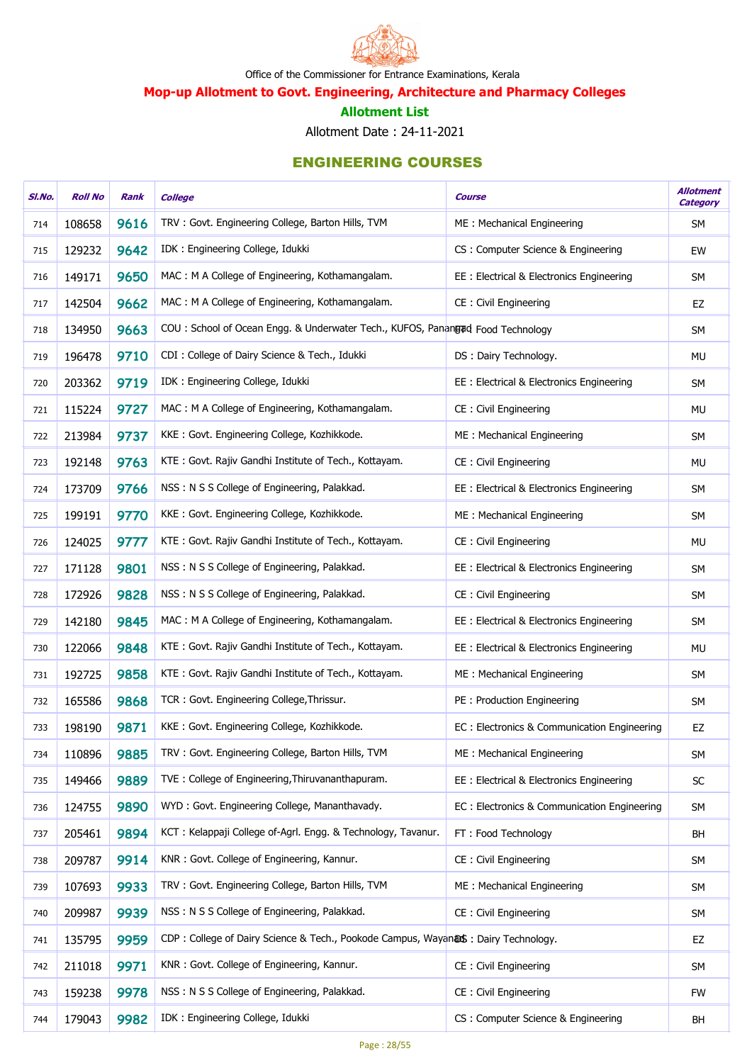Office of the Commissioner for Entrance Examinations, Kerala

## Mop-up Allotment to Govt. Engineering, Architecture and Pharmacy Colleges

### Allotment List

Allotment Date : 24-11-2021

### ENGINEERING COURSES

| Sl.No. | Roll No | Rank | College | Course | Allotment Category |
|---|---|---|---|---|---|
| 714 | 108658 | 9616 | TRV : Govt. Engineering College, Barton Hills, TVM | ME : Mechanical Engineering | SM |
| 715 | 129232 | 9642 | IDK : Engineering College, Idukki | CS : Computer Science & Engineering | EW |
| 716 | 149171 | 9650 | MAC : M A College of Engineering, Kothamangalam. | EE : Electrical & Electronics Engineering | SM |
| 717 | 142504 | 9662 | MAC : M A College of Engineering, Kothamangalam. | CE : Civil Engineering | EZ |
| 718 | 134950 | 9663 | COU : School of Ocean Engg. & Underwater Tech., KUFOS, Panangad | FT : Food Technology | SM |
| 719 | 196478 | 9710 | CDI : College of Dairy Science & Tech., Idukki | DS : Dairy Technology. | MU |
| 720 | 203362 | 9719 | IDK : Engineering College, Idukki | EE : Electrical & Electronics Engineering | SM |
| 721 | 115224 | 9727 | MAC : M A College of Engineering, Kothamangalam. | CE : Civil Engineering | MU |
| 722 | 213984 | 9737 | KKE : Govt. Engineering College, Kozhikkode. | ME : Mechanical Engineering | SM |
| 723 | 192148 | 9763 | KTE : Govt. Rajiv Gandhi Institute of Tech., Kottayam. | CE : Civil Engineering | MU |
| 724 | 173709 | 9766 | NSS : N S S College of Engineering, Palakkad. | EE : Electrical & Electronics Engineering | SM |
| 725 | 199191 | 9770 | KKE : Govt. Engineering College, Kozhikkode. | ME : Mechanical Engineering | SM |
| 726 | 124025 | 9777 | KTE : Govt. Rajiv Gandhi Institute of Tech., Kottayam. | CE : Civil Engineering | MU |
| 727 | 171128 | 9801 | NSS : N S S College of Engineering, Palakkad. | EE : Electrical & Electronics Engineering | SM |
| 728 | 172926 | 9828 | NSS : N S S College of Engineering, Palakkad. | CE : Civil Engineering | SM |
| 729 | 142180 | 9845 | MAC : M A College of Engineering, Kothamangalam. | EE : Electrical & Electronics Engineering | SM |
| 730 | 122066 | 9848 | KTE : Govt. Rajiv Gandhi Institute of Tech., Kottayam. | EE : Electrical & Electronics Engineering | MU |
| 731 | 192725 | 9858 | KTE : Govt. Rajiv Gandhi Institute of Tech., Kottayam. | ME : Mechanical Engineering | SM |
| 732 | 165586 | 9868 | TCR : Govt. Engineering College,Thrissur. | PE : Production Engineering | SM |
| 733 | 198190 | 9871 | KKE : Govt. Engineering College, Kozhikkode. | EC : Electronics & Communication Engineering | EZ |
| 734 | 110896 | 9885 | TRV : Govt. Engineering College, Barton Hills, TVM | ME : Mechanical Engineering | SM |
| 735 | 149466 | 9889 | TVE : College of Engineering,Thiruvananthapuram. | EE : Electrical & Electronics Engineering | SC |
| 736 | 124755 | 9890 | WYD : Govt. Engineering College, Mananthavady. | EC : Electronics & Communication Engineering | SM |
| 737 | 205461 | 9894 | KCT : Kelappaji College of-Agrl. Engg. & Technology, Tavanur. | FT : Food Technology | BH |
| 738 | 209787 | 9914 | KNR : Govt. College of Engineering, Kannur. | CE : Civil Engineering | SM |
| 739 | 107693 | 9933 | TRV : Govt. Engineering College, Barton Hills, TVM | ME : Mechanical Engineering | SM |
| 740 | 209987 | 9939 | NSS : N S S College of Engineering, Palakkad. | CE : Civil Engineering | SM |
| 741 | 135795 | 9959 | CDP : College of Dairy Science & Tech., Pookode Campus, Wayanad | DS : Dairy Technology. | EZ |
| 742 | 211018 | 9971 | KNR : Govt. College of Engineering, Kannur. | CE : Civil Engineering | SM |
| 743 | 159238 | 9978 | NSS : N S S College of Engineering, Palakkad. | CE : Civil Engineering | FW |
| 744 | 179043 | 9982 | IDK : Engineering College, Idukki | CS : Computer Science & Engineering | BH |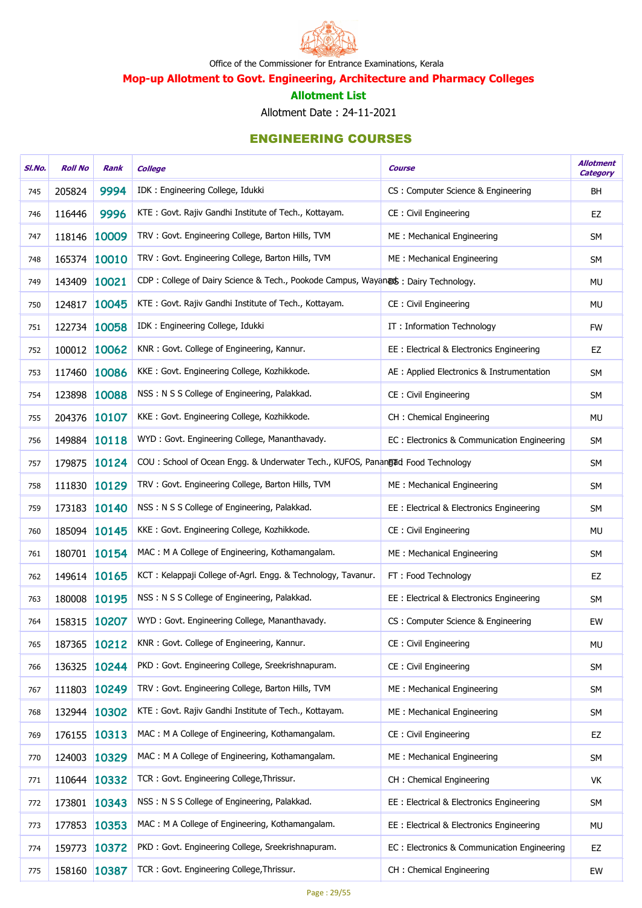Office of the Commissioner for Entrance Examinations, Kerala

## Mop-up Allotment to Govt. Engineering, Architecture and Pharmacy Colleges

### Allotment List

Allotment Date : 24-11-2021

### ENGINEERING COURSES

| Sl.No. | Roll No | Rank | College | Course | Allotment Category |
|---|---|---|---|---|---|
| 745 | 205824 | 9994 | IDK : Engineering College, Idukki | CS : Computer Science & Engineering | BH |
| 746 | 116446 | 9996 | KTE : Govt. Rajiv Gandhi Institute of Tech., Kottayam. | CE : Civil Engineering | EZ |
| 747 | 118146 | 10009 | TRV : Govt. Engineering College, Barton Hills, TVM | ME : Mechanical Engineering | SM |
| 748 | 165374 | 10010 | TRV : Govt. Engineering College, Barton Hills, TVM | ME : Mechanical Engineering | SM |
| 749 | 143409 | 10021 | CDP : College of Dairy Science & Tech., Pookode Campus, Wayanad | DS : Dairy Technology. | MU |
| 750 | 124817 | 10045 | KTE : Govt. Rajiv Gandhi Institute of Tech., Kottayam. | CE : Civil Engineering | MU |
| 751 | 122734 | 10058 | IDK : Engineering College, Idukki | IT : Information Technology | FW |
| 752 | 100012 | 10062 | KNR : Govt. College of Engineering, Kannur. | EE : Electrical & Electronics Engineering | EZ |
| 753 | 117460 | 10086 | KKE : Govt. Engineering College, Kozhikkode. | AE : Applied Electronics & Instrumentation | SM |
| 754 | 123898 | 10088 | NSS : N S S College of Engineering, Palakkad. | CE : Civil Engineering | SM |
| 755 | 204376 | 10107 | KKE : Govt. Engineering College, Kozhikkode. | CH : Chemical Engineering | MU |
| 756 | 149884 | 10118 | WYD : Govt. Engineering College, Mananthavady. | EC : Electronics & Communication Engineering | SM |
| 757 | 179875 | 10124 | COU : School of Ocean Engg. & Underwater Tech., KUFOS, Panangad | FT : Food Technology | SM |
| 758 | 111830 | 10129 | TRV : Govt. Engineering College, Barton Hills, TVM | ME : Mechanical Engineering | SM |
| 759 | 173183 | 10140 | NSS : N S S College of Engineering, Palakkad. | EE : Electrical & Electronics Engineering | SM |
| 760 | 185094 | 10145 | KKE : Govt. Engineering College, Kozhikkode. | CE : Civil Engineering | MU |
| 761 | 180701 | 10154 | MAC : M A College of Engineering, Kothamangalam. | ME : Mechanical Engineering | SM |
| 762 | 149614 | 10165 | KCT : Kelappaji College of-Agrl. Engg. & Technology, Tavanur. | FT : Food Technology | EZ |
| 763 | 180008 | 10195 | NSS : N S S College of Engineering, Palakkad. | EE : Electrical & Electronics Engineering | SM |
| 764 | 158315 | 10207 | WYD : Govt. Engineering College, Mananthavady. | CS : Computer Science & Engineering | EW |
| 765 | 187365 | 10212 | KNR : Govt. College of Engineering, Kannur. | CE : Civil Engineering | MU |
| 766 | 136325 | 10244 | PKD : Govt. Engineering College, Sreekrishnapuram. | CE : Civil Engineering | SM |
| 767 | 111803 | 10249 | TRV : Govt. Engineering College, Barton Hills, TVM | ME : Mechanical Engineering | SM |
| 768 | 132944 | 10302 | KTE : Govt. Rajiv Gandhi Institute of Tech., Kottayam. | ME : Mechanical Engineering | SM |
| 769 | 176155 | 10313 | MAC : M A College of Engineering, Kothamangalam. | CE : Civil Engineering | EZ |
| 770 | 124003 | 10329 | MAC : M A College of Engineering, Kothamangalam. | ME : Mechanical Engineering | SM |
| 771 | 110644 | 10332 | TCR : Govt. Engineering College,Thrissur. | CH : Chemical Engineering | VK |
| 772 | 173801 | 10343 | NSS : N S S College of Engineering, Palakkad. | EE : Electrical & Electronics Engineering | SM |
| 773 | 177853 | 10353 | MAC : M A College of Engineering, Kothamangalam. | EE : Electrical & Electronics Engineering | MU |
| 774 | 159773 | 10372 | PKD : Govt. Engineering College, Sreekrishnapuram. | EC : Electronics & Communication Engineering | EZ |
| 775 | 158160 | 10387 | TCR : Govt. Engineering College,Thrissur. | CH : Chemical Engineering | EW |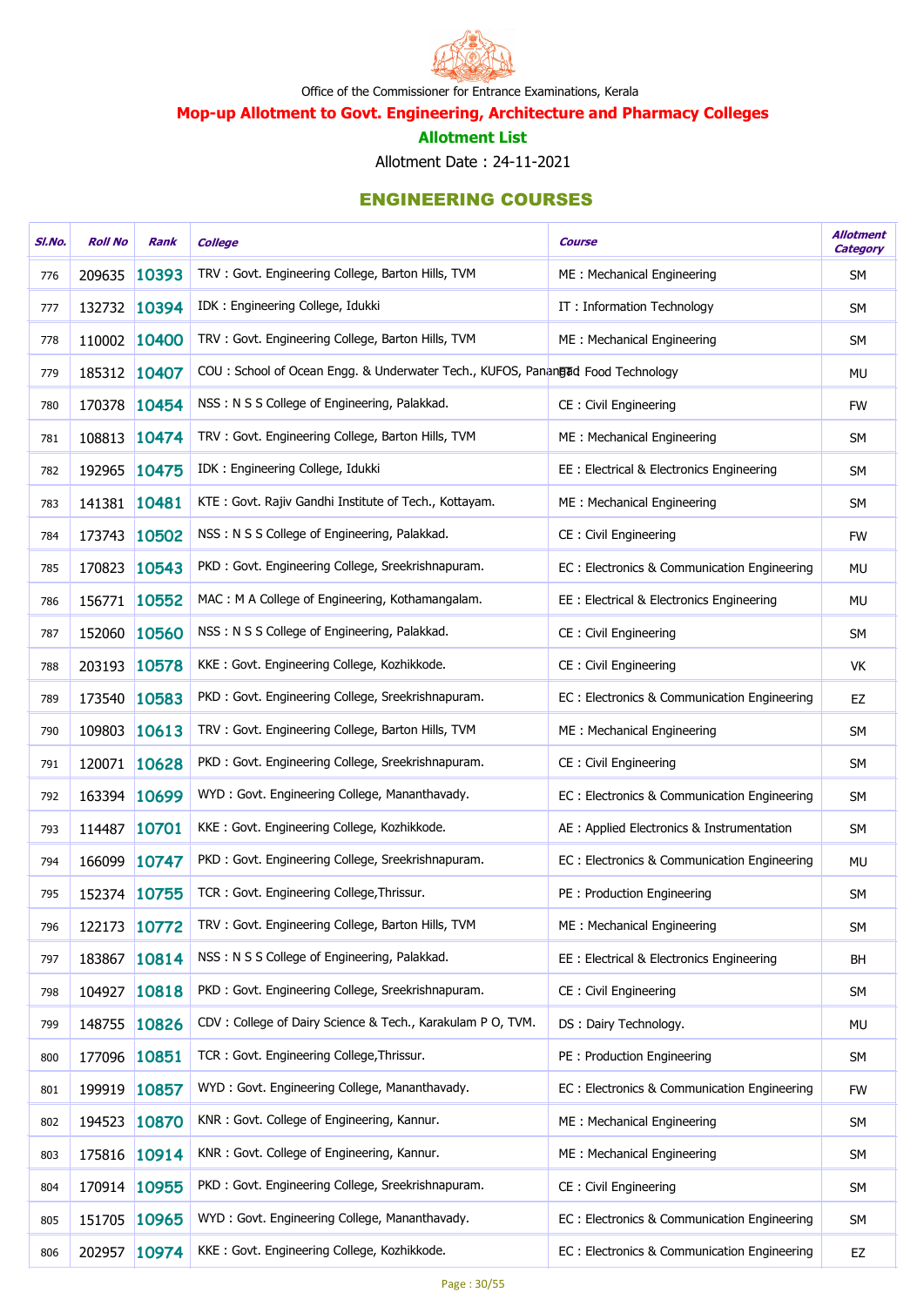Office of the Commissioner for Entrance Examinations, Kerala

## Mop-up Allotment to Govt. Engineering, Architecture and Pharmacy Colleges

### Allotment List

Allotment Date : 24-11-2021

## ENGINEERING COURSES

| Sl.No. | Roll No | Rank | College | Course | Allotment Category |
|---|---|---|---|---|---|
| 776 | 209635 | 10393 | TRV : Govt. Engineering College, Barton Hills, TVM | ME : Mechanical Engineering | SM |
| 777 | 132732 | 10394 | IDK : Engineering College, Idukki | IT : Information Technology | SM |
| 778 | 110002 | 10400 | TRV : Govt. Engineering College, Barton Hills, TVM | ME : Mechanical Engineering | SM |
| 779 | 185312 | 10407 | COU : School of Ocean Engg. & Underwater Tech., KUFOS, Panangad | FT : Food Technology | MU |
| 780 | 170378 | 10454 | NSS : N S S College of Engineering, Palakkad. | CE : Civil Engineering | FW |
| 781 | 108813 | 10474 | TRV : Govt. Engineering College, Barton Hills, TVM | ME : Mechanical Engineering | SM |
| 782 | 192965 | 10475 | IDK : Engineering College, Idukki | EE : Electrical & Electronics Engineering | SM |
| 783 | 141381 | 10481 | KTE : Govt. Rajiv Gandhi Institute of Tech., Kottayam. | ME : Mechanical Engineering | SM |
| 784 | 173743 | 10502 | NSS : N S S College of Engineering, Palakkad. | CE : Civil Engineering | FW |
| 785 | 170823 | 10543 | PKD : Govt. Engineering College, Sreekrishnapuram. | EC : Electronics & Communication Engineering | MU |
| 786 | 156771 | 10552 | MAC : M A College of Engineering, Kothamangalam. | EE : Electrical & Electronics Engineering | MU |
| 787 | 152060 | 10560 | NSS : N S S College of Engineering, Palakkad. | CE : Civil Engineering | SM |
| 788 | 203193 | 10578 | KKE : Govt. Engineering College, Kozhikkode. | CE : Civil Engineering | VK |
| 789 | 173540 | 10583 | PKD : Govt. Engineering College, Sreekrishnapuram. | EC : Electronics & Communication Engineering | EZ |
| 790 | 109803 | 10613 | TRV : Govt. Engineering College, Barton Hills, TVM | ME : Mechanical Engineering | SM |
| 791 | 120071 | 10628 | PKD : Govt. Engineering College, Sreekrishnapuram. | CE : Civil Engineering | SM |
| 792 | 163394 | 10699 | WYD : Govt. Engineering College, Mananthavady. | EC : Electronics & Communication Engineering | SM |
| 793 | 114487 | 10701 | KKE : Govt. Engineering College, Kozhikkode. | AE : Applied Electronics & Instrumentation | SM |
| 794 | 166099 | 10747 | PKD : Govt. Engineering College, Sreekrishnapuram. | EC : Electronics & Communication Engineering | MU |
| 795 | 152374 | 10755 | TCR : Govt. Engineering College,Thrissur. | PE : Production Engineering | SM |
| 796 | 122173 | 10772 | TRV : Govt. Engineering College, Barton Hills, TVM | ME : Mechanical Engineering | SM |
| 797 | 183867 | 10814 | NSS : N S S College of Engineering, Palakkad. | EE : Electrical & Electronics Engineering | BH |
| 798 | 104927 | 10818 | PKD : Govt. Engineering College, Sreekrishnapuram. | CE : Civil Engineering | SM |
| 799 | 148755 | 10826 | CDV : College of Dairy Science & Tech., Karakulam P O, TVM. | DS : Dairy Technology. | MU |
| 800 | 177096 | 10851 | TCR : Govt. Engineering College,Thrissur. | PE : Production Engineering | SM |
| 801 | 199919 | 10857 | WYD : Govt. Engineering College, Mananthavady. | EC : Electronics & Communication Engineering | FW |
| 802 | 194523 | 10870 | KNR : Govt. College of Engineering, Kannur. | ME : Mechanical Engineering | SM |
| 803 | 175816 | 10914 | KNR : Govt. College of Engineering, Kannur. | ME : Mechanical Engineering | SM |
| 804 | 170914 | 10955 | PKD : Govt. Engineering College, Sreekrishnapuram. | CE : Civil Engineering | SM |
| 805 | 151705 | 10965 | WYD : Govt. Engineering College, Mananthavady. | EC : Electronics & Communication Engineering | SM |
| 806 | 202957 | 10974 | KKE : Govt. Engineering College, Kozhikkode. | EC : Electronics & Communication Engineering | EZ |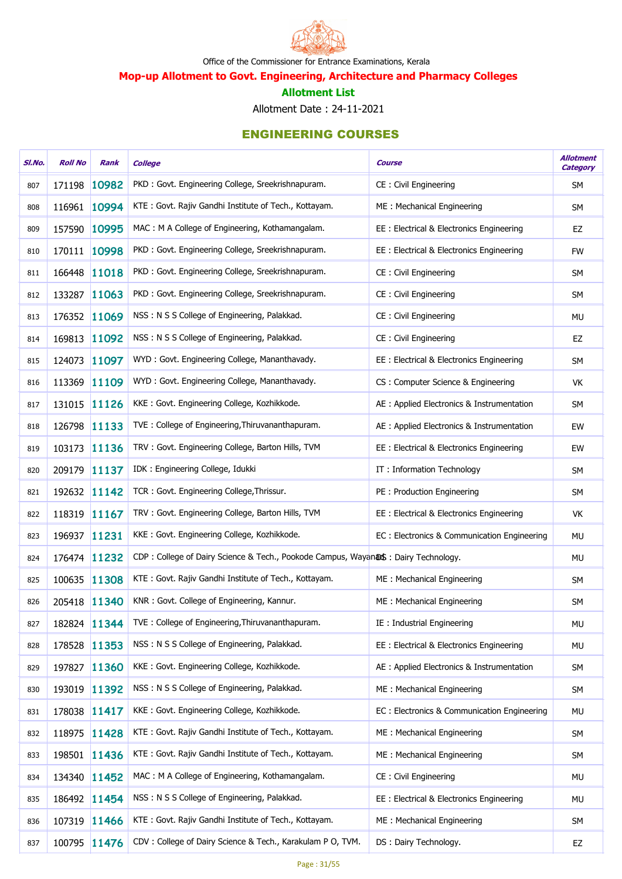Office of the Commissioner for Entrance Examinations, Kerala

## Mop-up Allotment to Govt. Engineering, Architecture and Pharmacy Colleges

### Allotment List

Allotment Date : 24-11-2021

### ENGINEERING COURSES

| Sl.No. | Roll No | Rank | College | Course | Allotment Category |
|---|---|---|---|---|---|
| 807 | 171198 | 10982 | PKD : Govt. Engineering College, Sreekrishnapuram. | CE : Civil Engineering | SM |
| 808 | 116961 | 10994 | KTE : Govt. Rajiv Gandhi Institute of Tech., Kottayam. | ME : Mechanical Engineering | SM |
| 809 | 157590 | 10995 | MAC : M A College of Engineering, Kothamangalam. | EE : Electrical & Electronics Engineering | EZ |
| 810 | 170111 | 10998 | PKD : Govt. Engineering College, Sreekrishnapuram. | EE : Electrical & Electronics Engineering | FW |
| 811 | 166448 | 11018 | PKD : Govt. Engineering College, Sreekrishnapuram. | CE : Civil Engineering | SM |
| 812 | 133287 | 11063 | PKD : Govt. Engineering College, Sreekrishnapuram. | CE : Civil Engineering | SM |
| 813 | 176352 | 11069 | NSS : N S S College of Engineering, Palakkad. | CE : Civil Engineering | MU |
| 814 | 169813 | 11092 | NSS : N S S College of Engineering, Palakkad. | CE : Civil Engineering | EZ |
| 815 | 124073 | 11097 | WYD : Govt. Engineering College, Mananthavady. | EE : Electrical & Electronics Engineering | SM |
| 816 | 113369 | 11109 | WYD : Govt. Engineering College, Mananthavady. | CS : Computer Science & Engineering | VK |
| 817 | 131015 | 11126 | KKE : Govt. Engineering College, Kozhikkode. | AE : Applied Electronics & Instrumentation | SM |
| 818 | 126798 | 11133 | TVE : College of Engineering,Thiruvananthapuram. | AE : Applied Electronics & Instrumentation | EW |
| 819 | 103173 | 11136 | TRV : Govt. Engineering College, Barton Hills, TVM | EE : Electrical & Electronics Engineering | EW |
| 820 | 209179 | 11137 | IDK : Engineering College, Idukki | IT : Information Technology | SM |
| 821 | 192632 | 11142 | TCR : Govt. Engineering College,Thrissur. | PE : Production Engineering | SM |
| 822 | 118319 | 11167 | TRV : Govt. Engineering College, Barton Hills, TVM | EE : Electrical & Electronics Engineering | VK |
| 823 | 196937 | 11231 | KKE : Govt. Engineering College, Kozhikkode. | EC : Electronics & Communication Engineering | MU |
| 824 | 176474 | 11232 | CDP : College of Dairy Science & Tech., Pookode Campus, Wayanad | DS : Dairy Technology. | MU |
| 825 | 100635 | 11308 | KTE : Govt. Rajiv Gandhi Institute of Tech., Kottayam. | ME : Mechanical Engineering | SM |
| 826 | 205418 | 11340 | KNR : Govt. College of Engineering, Kannur. | ME : Mechanical Engineering | SM |
| 827 | 182824 | 11344 | TVE : College of Engineering,Thiruvananthapuram. | IE : Industrial Engineering | MU |
| 828 | 178528 | 11353 | NSS : N S S College of Engineering, Palakkad. | EE : Electrical & Electronics Engineering | MU |
| 829 | 197827 | 11360 | KKE : Govt. Engineering College, Kozhikkode. | AE : Applied Electronics & Instrumentation | SM |
| 830 | 193019 | 11392 | NSS : N S S College of Engineering, Palakkad. | ME : Mechanical Engineering | SM |
| 831 | 178038 | 11417 | KKE : Govt. Engineering College, Kozhikkode. | EC : Electronics & Communication Engineering | MU |
| 832 | 118975 | 11428 | KTE : Govt. Rajiv Gandhi Institute of Tech., Kottayam. | ME : Mechanical Engineering | SM |
| 833 | 198501 | 11436 | KTE : Govt. Rajiv Gandhi Institute of Tech., Kottayam. | ME : Mechanical Engineering | SM |
| 834 | 134340 | 11452 | MAC : M A College of Engineering, Kothamangalam. | CE : Civil Engineering | MU |
| 835 | 186492 | 11454 | NSS : N S S College of Engineering, Palakkad. | EE : Electrical & Electronics Engineering | MU |
| 836 | 107319 | 11466 | KTE : Govt. Rajiv Gandhi Institute of Tech., Kottayam. | ME : Mechanical Engineering | SM |
| 837 | 100795 | 11476 | CDV : College of Dairy Science & Tech., Karakulam P O, TVM. | DS : Dairy Technology. | EZ |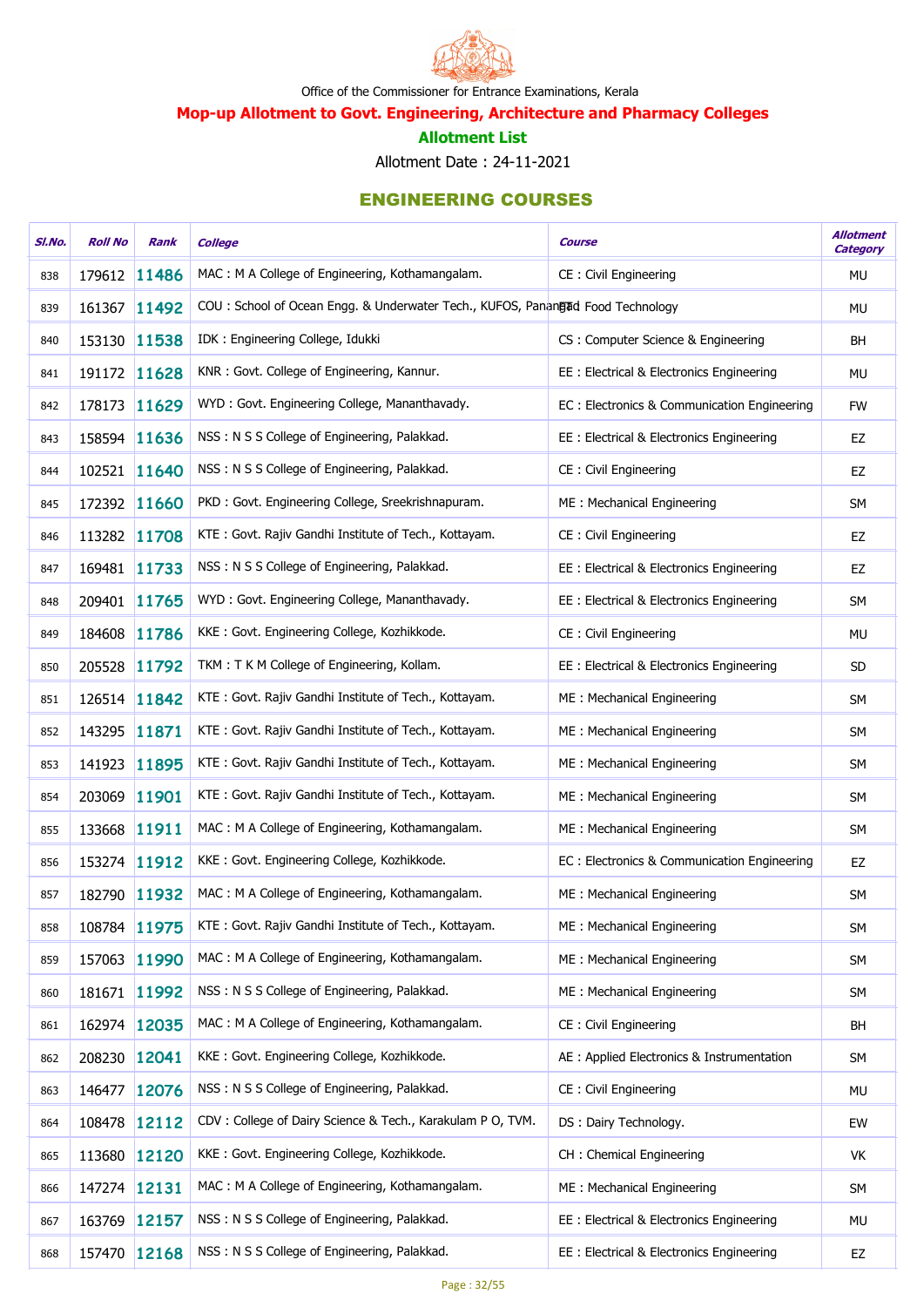Office of the Commissioner for Entrance Examinations, Kerala

## Mop-up Allotment to Govt. Engineering, Architecture and Pharmacy Colleges

### Allotment List

Allotment Date : 24-11-2021

## ENGINEERING COURSES

| Sl.No. | Roll No | Rank | College | Course | Allotment Category |
|---|---|---|---|---|---|
| 838 | 179612 | 11486 | MAC : M A College of Engineering, Kothamangalam. | CE : Civil Engineering | MU |
| 839 | 161367 | 11492 | COU : School of Ocean Engg. & Underwater Tech., KUFOS, Panangad | FT : Food Technology | MU |
| 840 | 153130 | 11538 | IDK : Engineering College, Idukki | CS : Computer Science & Engineering | BH |
| 841 | 191172 | 11628 | KNR : Govt. College of Engineering, Kannur. | EE : Electrical & Electronics Engineering | MU |
| 842 | 178173 | 11629 | WYD : Govt. Engineering College, Mananthavady. | EC : Electronics & Communication Engineering | FW |
| 843 | 158594 | 11636 | NSS : N S S College of Engineering, Palakkad. | EE : Electrical & Electronics Engineering | EZ |
| 844 | 102521 | 11640 | NSS : N S S College of Engineering, Palakkad. | CE : Civil Engineering | EZ |
| 845 | 172392 | 11660 | PKD : Govt. Engineering College, Sreekrishnapuram. | ME : Mechanical Engineering | SM |
| 846 | 113282 | 11708 | KTE : Govt. Rajiv Gandhi Institute of Tech., Kottayam. | CE : Civil Engineering | EZ |
| 847 | 169481 | 11733 | NSS : N S S College of Engineering, Palakkad. | EE : Electrical & Electronics Engineering | EZ |
| 848 | 209401 | 11765 | WYD : Govt. Engineering College, Mananthavady. | EE : Electrical & Electronics Engineering | SM |
| 849 | 184608 | 11786 | KKE : Govt. Engineering College, Kozhikkode. | CE : Civil Engineering | MU |
| 850 | 205528 | 11792 | TKM : T K M College of Engineering, Kollam. | EE : Electrical & Electronics Engineering | SD |
| 851 | 126514 | 11842 | KTE : Govt. Rajiv Gandhi Institute of Tech., Kottayam. | ME : Mechanical Engineering | SM |
| 852 | 143295 | 11871 | KTE : Govt. Rajiv Gandhi Institute of Tech., Kottayam. | ME : Mechanical Engineering | SM |
| 853 | 141923 | 11895 | KTE : Govt. Rajiv Gandhi Institute of Tech., Kottayam. | ME : Mechanical Engineering | SM |
| 854 | 203069 | 11901 | KTE : Govt. Rajiv Gandhi Institute of Tech., Kottayam. | ME : Mechanical Engineering | SM |
| 855 | 133668 | 11911 | MAC : M A College of Engineering, Kothamangalam. | ME : Mechanical Engineering | SM |
| 856 | 153274 | 11912 | KKE : Govt. Engineering College, Kozhikkode. | EC : Electronics & Communication Engineering | EZ |
| 857 | 182790 | 11932 | MAC : M A College of Engineering, Kothamangalam. | ME : Mechanical Engineering | SM |
| 858 | 108784 | 11975 | KTE : Govt. Rajiv Gandhi Institute of Tech., Kottayam. | ME : Mechanical Engineering | SM |
| 859 | 157063 | 11990 | MAC : M A College of Engineering, Kothamangalam. | ME : Mechanical Engineering | SM |
| 860 | 181671 | 11992 | NSS : N S S College of Engineering, Palakkad. | ME : Mechanical Engineering | SM |
| 861 | 162974 | 12035 | MAC : M A College of Engineering, Kothamangalam. | CE : Civil Engineering | BH |
| 862 | 208230 | 12041 | KKE : Govt. Engineering College, Kozhikkode. | AE : Applied Electronics & Instrumentation | SM |
| 863 | 146477 | 12076 | NSS : N S S College of Engineering, Palakkad. | CE : Civil Engineering | MU |
| 864 | 108478 | 12112 | CDV : College of Dairy Science & Tech., Karakulam P O, TVM. | DS : Dairy Technology. | EW |
| 865 | 113680 | 12120 | KKE : Govt. Engineering College, Kozhikkode. | CH : Chemical Engineering | VK |
| 866 | 147274 | 12131 | MAC : M A College of Engineering, Kothamangalam. | ME : Mechanical Engineering | SM |
| 867 | 163769 | 12157 | NSS : N S S College of Engineering, Palakkad. | EE : Electrical & Electronics Engineering | MU |
| 868 | 157470 | 12168 | NSS : N S S College of Engineering, Palakkad. | EE : Electrical & Electronics Engineering | EZ |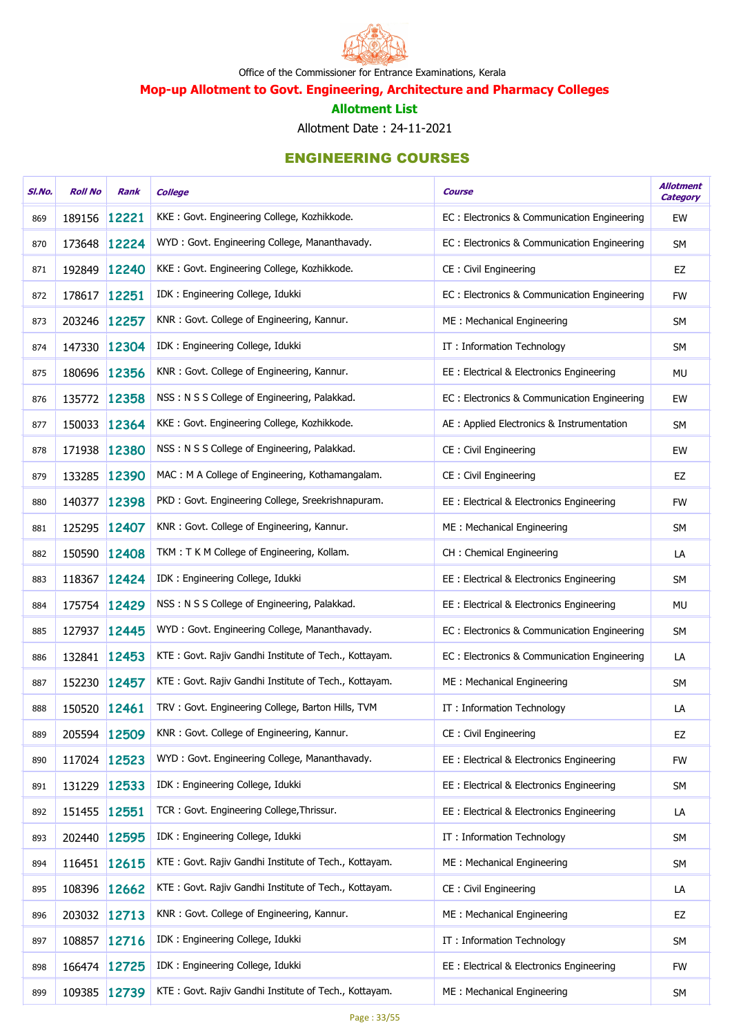Office of the Commissioner for Entrance Examinations, Kerala

## Mop-up Allotment to Govt. Engineering, Architecture and Pharmacy Colleges

### Allotment List

Allotment Date : 24-11-2021

### ENGINEERING COURSES

| Sl.No. | Roll No | Rank | College | Course | Allotment Category |
|---|---|---|---|---|---|
| 869 | 189156 | 12221 | KKE : Govt. Engineering College, Kozhikkode. | EC : Electronics & Communication Engineering | EW |
| 870 | 173648 | 12224 | WYD : Govt. Engineering College, Mananthavady. | EC : Electronics & Communication Engineering | SM |
| 871 | 192849 | 12240 | KKE : Govt. Engineering College, Kozhikkode. | CE : Civil Engineering | EZ |
| 872 | 178617 | 12251 | IDK : Engineering College, Idukki | EC : Electronics & Communication Engineering | FW |
| 873 | 203246 | 12257 | KNR : Govt. College of Engineering, Kannur. | ME : Mechanical Engineering | SM |
| 874 | 147330 | 12304 | IDK : Engineering College, Idukki | IT : Information Technology | SM |
| 875 | 180696 | 12356 | KNR : Govt. College of Engineering, Kannur. | EE : Electrical & Electronics Engineering | MU |
| 876 | 135772 | 12358 | NSS : N S S College of Engineering, Palakkad. | EC : Electronics & Communication Engineering | EW |
| 877 | 150033 | 12364 | KKE : Govt. Engineering College, Kozhikkode. | AE : Applied Electronics & Instrumentation | SM |
| 878 | 171938 | 12380 | NSS : N S S College of Engineering, Palakkad. | CE : Civil Engineering | EW |
| 879 | 133285 | 12390 | MAC : M A College of Engineering, Kothamangalam. | CE : Civil Engineering | EZ |
| 880 | 140377 | 12398 | PKD : Govt. Engineering College, Sreekrishnapuram. | EE : Electrical & Electronics Engineering | FW |
| 881 | 125295 | 12407 | KNR : Govt. College of Engineering, Kannur. | ME : Mechanical Engineering | SM |
| 882 | 150590 | 12408 | TKM : T K M College of Engineering, Kollam. | CH : Chemical Engineering | LA |
| 883 | 118367 | 12424 | IDK : Engineering College, Idukki | EE : Electrical & Electronics Engineering | SM |
| 884 | 175754 | 12429 | NSS : N S S College of Engineering, Palakkad. | EE : Electrical & Electronics Engineering | MU |
| 885 | 127937 | 12445 | WYD : Govt. Engineering College, Mananthavady. | EC : Electronics & Communication Engineering | SM |
| 886 | 132841 | 12453 | KTE : Govt. Rajiv Gandhi Institute of Tech., Kottayam. | EC : Electronics & Communication Engineering | LA |
| 887 | 152230 | 12457 | KTE : Govt. Rajiv Gandhi Institute of Tech., Kottayam. | ME : Mechanical Engineering | SM |
| 888 | 150520 | 12461 | TRV : Govt. Engineering College, Barton Hills, TVM | IT : Information Technology | LA |
| 889 | 205594 | 12509 | KNR : Govt. College of Engineering, Kannur. | CE : Civil Engineering | EZ |
| 890 | 117024 | 12523 | WYD : Govt. Engineering College, Mananthavady. | EE : Electrical & Electronics Engineering | FW |
| 891 | 131229 | 12533 | IDK : Engineering College, Idukki | EE : Electrical & Electronics Engineering | SM |
| 892 | 151455 | 12551 | TCR : Govt. Engineering College,Thrissur. | EE : Electrical & Electronics Engineering | LA |
| 893 | 202440 | 12595 | IDK : Engineering College, Idukki | IT : Information Technology | SM |
| 894 | 116451 | 12615 | KTE : Govt. Rajiv Gandhi Institute of Tech., Kottayam. | ME : Mechanical Engineering | SM |
| 895 | 108396 | 12662 | KTE : Govt. Rajiv Gandhi Institute of Tech., Kottayam. | CE : Civil Engineering | LA |
| 896 | 203032 | 12713 | KNR : Govt. College of Engineering, Kannur. | ME : Mechanical Engineering | EZ |
| 897 | 108857 | 12716 | IDK : Engineering College, Idukki | IT : Information Technology | SM |
| 898 | 166474 | 12725 | IDK : Engineering College, Idukki | EE : Electrical & Electronics Engineering | FW |
| 899 | 109385 | 12739 | KTE : Govt. Rajiv Gandhi Institute of Tech., Kottayam. | ME : Mechanical Engineering | SM |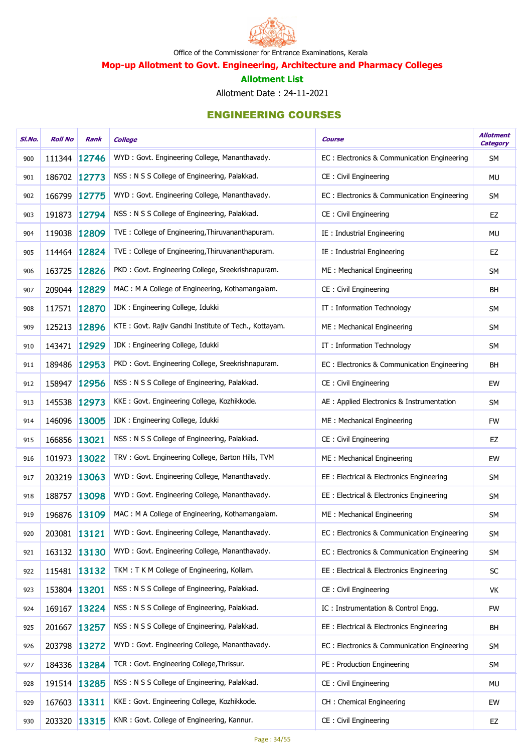Office of the Commissioner for Entrance Examinations, Kerala

## Mop-up Allotment to Govt. Engineering, Architecture and Pharmacy Colleges

### Allotment List

Allotment Date : 24-11-2021

## ENGINEERING COURSES

| Sl.No. | Roll No | Rank | College | Course | Allotment Category |
|---|---|---|---|---|---|
| 900 | 111344 | 12746 | WYD : Govt. Engineering College, Mananthavady. | EC : Electronics & Communication Engineering | SM |
| 901 | 186702 | 12773 | NSS : N S S College of Engineering, Palakkad. | CE : Civil Engineering | MU |
| 902 | 166799 | 12775 | WYD : Govt. Engineering College, Mananthavady. | EC : Electronics & Communication Engineering | SM |
| 903 | 191873 | 12794 | NSS : N S S College of Engineering, Palakkad. | CE : Civil Engineering | EZ |
| 904 | 119038 | 12809 | TVE : College of Engineering,Thiruvananthapuram. | IE : Industrial Engineering | MU |
| 905 | 114464 | 12824 | TVE : College of Engineering,Thiruvananthapuram. | IE : Industrial Engineering | EZ |
| 906 | 163725 | 12826 | PKD : Govt. Engineering College, Sreekrishnapuram. | ME : Mechanical Engineering | SM |
| 907 | 209044 | 12829 | MAC : M A College of Engineering, Kothamangalam. | CE : Civil Engineering | BH |
| 908 | 117571 | 12870 | IDK : Engineering College, Idukki | IT : Information Technology | SM |
| 909 | 125213 | 12896 | KTE : Govt. Rajiv Gandhi Institute of Tech., Kottayam. | ME : Mechanical Engineering | SM |
| 910 | 143471 | 12929 | IDK : Engineering College, Idukki | IT : Information Technology | SM |
| 911 | 189486 | 12953 | PKD : Govt. Engineering College, Sreekrishnapuram. | EC : Electronics & Communication Engineering | BH |
| 912 | 158947 | 12956 | NSS : N S S College of Engineering, Palakkad. | CE : Civil Engineering | EW |
| 913 | 145538 | 12973 | KKE : Govt. Engineering College, Kozhikkode. | AE : Applied Electronics & Instrumentation | SM |
| 914 | 146096 | 13005 | IDK : Engineering College, Idukki | ME : Mechanical Engineering | FW |
| 915 | 166856 | 13021 | NSS : N S S College of Engineering, Palakkad. | CE : Civil Engineering | EZ |
| 916 | 101973 | 13022 | TRV : Govt. Engineering College, Barton Hills, TVM | ME : Mechanical Engineering | EW |
| 917 | 203219 | 13063 | WYD : Govt. Engineering College, Mananthavady. | EE : Electrical & Electronics Engineering | SM |
| 918 | 188757 | 13098 | WYD : Govt. Engineering College, Mananthavady. | EE : Electrical & Electronics Engineering | SM |
| 919 | 196876 | 13109 | MAC : M A College of Engineering, Kothamangalam. | ME : Mechanical Engineering | SM |
| 920 | 203081 | 13121 | WYD : Govt. Engineering College, Mananthavady. | EC : Electronics & Communication Engineering | SM |
| 921 | 163132 | 13130 | WYD : Govt. Engineering College, Mananthavady. | EC : Electronics & Communication Engineering | SM |
| 922 | 115481 | 13132 | TKM : T K M College of Engineering, Kollam. | EE : Electrical & Electronics Engineering | SC |
| 923 | 153804 | 13201 | NSS : N S S College of Engineering, Palakkad. | CE : Civil Engineering | VK |
| 924 | 169167 | 13224 | NSS : N S S College of Engineering, Palakkad. | IC : Instrumentation & Control Engg. | FW |
| 925 | 201667 | 13257 | NSS : N S S College of Engineering, Palakkad. | EE : Electrical & Electronics Engineering | BH |
| 926 | 203798 | 13272 | WYD : Govt. Engineering College, Mananthavady. | EC : Electronics & Communication Engineering | SM |
| 927 | 184336 | 13284 | TCR : Govt. Engineering College,Thrissur. | PE : Production Engineering | SM |
| 928 | 191514 | 13285 | NSS : N S S College of Engineering, Palakkad. | CE : Civil Engineering | MU |
| 929 | 167603 | 13311 | KKE : Govt. Engineering College, Kozhikkode. | CH : Chemical Engineering | EW |
| 930 | 203320 | 13315 | KNR : Govt. College of Engineering, Kannur. | CE : Civil Engineering | EZ |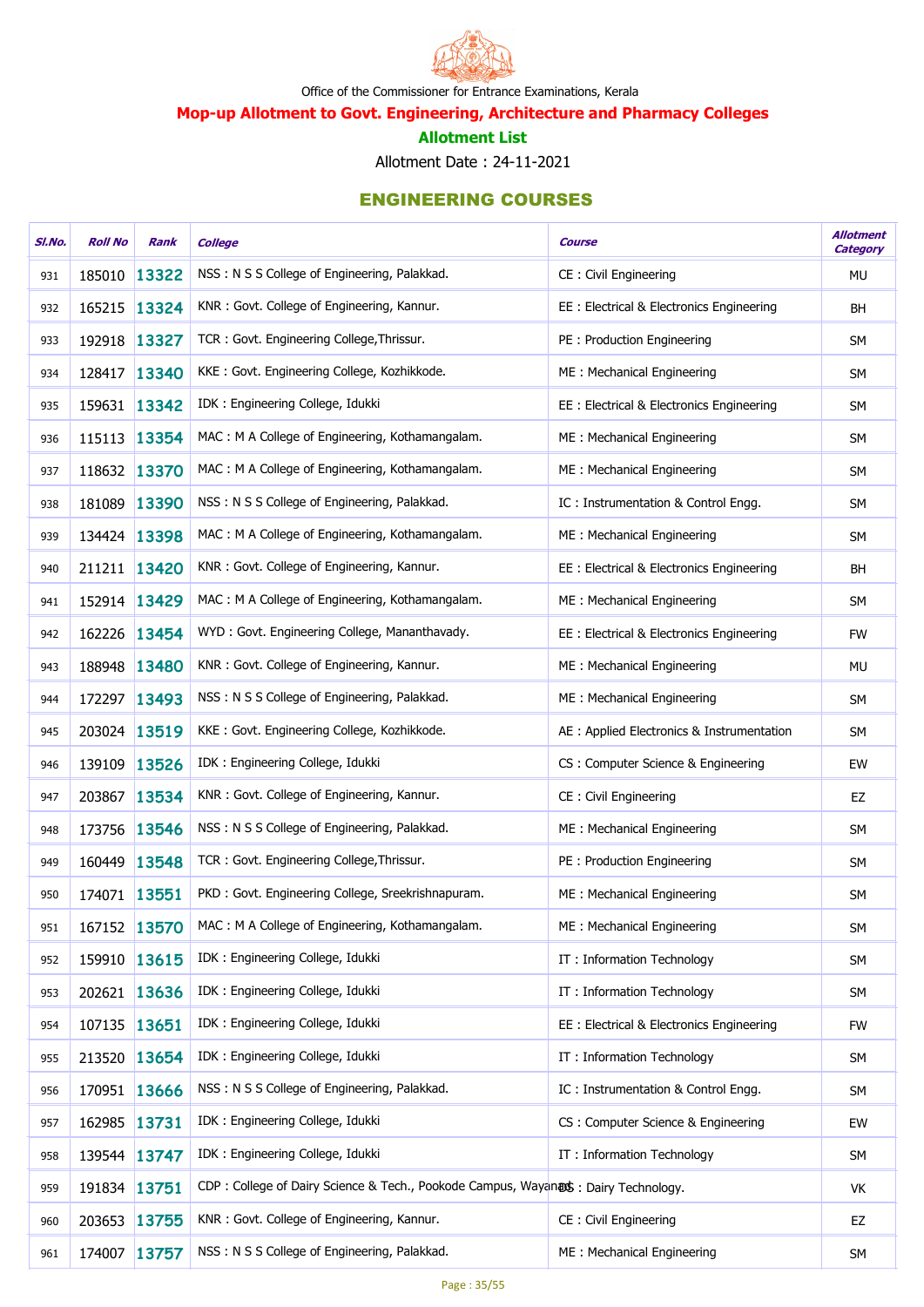Office of the Commissioner for Entrance Examinations, Kerala

**Mop-up Allotment to Govt. Engineering, Architecture and Pharmacy Colleges**

**Allotment List**

Allotment Date : 24-11-2021

## ENGINEERING COURSES

| Sl.No. | Roll No | Rank | College | Course | Allotment Category |
|---|---|---|---|---|---|
| 931 | 185010 | 13322 | NSS : N S S College of Engineering, Palakkad. | CE : Civil Engineering | MU |
| 932 | 165215 | 13324 | KNR : Govt. College of Engineering, Kannur. | EE : Electrical & Electronics Engineering | BH |
| 933 | 192918 | 13327 | TCR : Govt. Engineering College,Thrissur. | PE : Production Engineering | SM |
| 934 | 128417 | 13340 | KKE : Govt. Engineering College, Kozhikkode. | ME : Mechanical Engineering | SM |
| 935 | 159631 | 13342 | IDK : Engineering College, Idukki | EE : Electrical & Electronics Engineering | SM |
| 936 | 115113 | 13354 | MAC : M A College of Engineering, Kothamangalam. | ME : Mechanical Engineering | SM |
| 937 | 118632 | 13370 | MAC : M A College of Engineering, Kothamangalam. | ME : Mechanical Engineering | SM |
| 938 | 181089 | 13390 | NSS : N S S College of Engineering, Palakkad. | IC : Instrumentation & Control Engg. | SM |
| 939 | 134424 | 13398 | MAC : M A College of Engineering, Kothamangalam. | ME : Mechanical Engineering | SM |
| 940 | 211211 | 13420 | KNR : Govt. College of Engineering, Kannur. | EE : Electrical & Electronics Engineering | BH |
| 941 | 152914 | 13429 | MAC : M A College of Engineering, Kothamangalam. | ME : Mechanical Engineering | SM |
| 942 | 162226 | 13454 | WYD : Govt. Engineering College, Mananthavady. | EE : Electrical & Electronics Engineering | FW |
| 943 | 188948 | 13480 | KNR : Govt. College of Engineering, Kannur. | ME : Mechanical Engineering | MU |
| 944 | 172297 | 13493 | NSS : N S S College of Engineering, Palakkad. | ME : Mechanical Engineering | SM |
| 945 | 203024 | 13519 | KKE : Govt. Engineering College, Kozhikkode. | AE : Applied Electronics & Instrumentation | SM |
| 946 | 139109 | 13526 | IDK : Engineering College, Idukki | CS : Computer Science & Engineering | EW |
| 947 | 203867 | 13534 | KNR : Govt. College of Engineering, Kannur. | CE : Civil Engineering | EZ |
| 948 | 173756 | 13546 | NSS : N S S College of Engineering, Palakkad. | ME : Mechanical Engineering | SM |
| 949 | 160449 | 13548 | TCR : Govt. Engineering College,Thrissur. | PE : Production Engineering | SM |
| 950 | 174071 | 13551 | PKD : Govt. Engineering College, Sreekrishnapuram. | ME : Mechanical Engineering | SM |
| 951 | 167152 | 13570 | MAC : M A College of Engineering, Kothamangalam. | ME : Mechanical Engineering | SM |
| 952 | 159910 | 13615 | IDK : Engineering College, Idukki | IT : Information Technology | SM |
| 953 | 202621 | 13636 | IDK : Engineering College, Idukki | IT : Information Technology | SM |
| 954 | 107135 | 13651 | IDK : Engineering College, Idukki | EE : Electrical & Electronics Engineering | FW |
| 955 | 213520 | 13654 | IDK : Engineering College, Idukki | IT : Information Technology | SM |
| 956 | 170951 | 13666 | NSS : N S S College of Engineering, Palakkad. | IC : Instrumentation & Control Engg. | SM |
| 957 | 162985 | 13731 | IDK : Engineering College, Idukki | CS : Computer Science & Engineering | EW |
| 958 | 139544 | 13747 | IDK : Engineering College, Idukki | IT : Information Technology | SM |
| 959 | 191834 | 13751 | CDP : College of Dairy Science & Tech., Pookode Campus, Wayanad | DS : Dairy Technology. | VK |
| 960 | 203653 | 13755 | KNR : Govt. College of Engineering, Kannur. | CE : Civil Engineering | EZ |
| 961 | 174007 | 13757 | NSS : N S S College of Engineering, Palakkad. | ME : Mechanical Engineering | SM |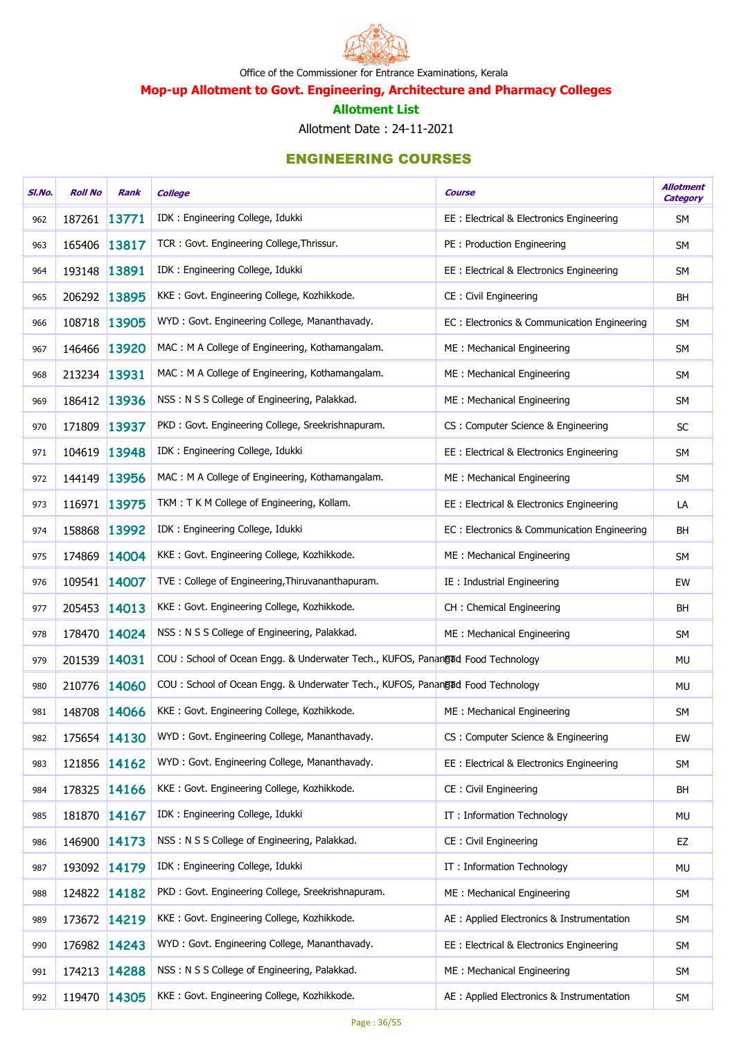Office of the Commissioner for Entrance Examinations, Kerala

## Mop-up Allotment to Govt. Engineering, Architecture and Pharmacy Colleges

### Allotment List

Allotment Date : 24-11-2021

### ENGINEERING COURSES

| Sl.No. | Roll No | Rank | College | Course | Allotment Category |
|---|---|---|---|---|---|
| 962 | 187261 | 13771 | IDK : Engineering College, Idukki | EE : Electrical & Electronics Engineering | SM |
| 963 | 165406 | 13817 | TCR : Govt. Engineering College,Thrissur. | PE : Production Engineering | SM |
| 964 | 193148 | 13891 | IDK : Engineering College, Idukki | EE : Electrical & Electronics Engineering | SM |
| 965 | 206292 | 13895 | KKE : Govt. Engineering College, Kozhikkode. | CE : Civil Engineering | BH |
| 966 | 108718 | 13905 | WYD : Govt. Engineering College, Mananthavady. | EC : Electronics & Communication Engineering | SM |
| 967 | 146466 | 13920 | MAC : M A College of Engineering, Kothamangalam. | ME : Mechanical Engineering | SM |
| 968 | 213234 | 13931 | MAC : M A College of Engineering, Kothamangalam. | ME : Mechanical Engineering | SM |
| 969 | 186412 | 13936 | NSS : N S S College of Engineering, Palakkad. | ME : Mechanical Engineering | SM |
| 970 | 171809 | 13937 | PKD : Govt. Engineering College, Sreekrishnapuram. | CS : Computer Science & Engineering | SC |
| 971 | 104619 | 13948 | IDK : Engineering College, Idukki | EE : Electrical & Electronics Engineering | SM |
| 972 | 144149 | 13956 | MAC : M A College of Engineering, Kothamangalam. | ME : Mechanical Engineering | SM |
| 973 | 116971 | 13975 | TKM : T K M College of Engineering, Kollam. | EE : Electrical & Electronics Engineering | LA |
| 974 | 158868 | 13992 | IDK : Engineering College, Idukki | EC : Electronics & Communication Engineering | BH |
| 975 | 174869 | 14004 | KKE : Govt. Engineering College, Kozhikkode. | ME : Mechanical Engineering | SM |
| 976 | 109541 | 14007 | TVE : College of Engineering,Thiruvananthapuram. | IE : Industrial Engineering | EW |
| 977 | 205453 | 14013 | KKE : Govt. Engineering College, Kozhikkode. | CH : Chemical Engineering | BH |
| 978 | 178470 | 14024 | NSS : N S S College of Engineering, Palakkad. | ME : Mechanical Engineering | SM |
| 979 | 201539 | 14031 | COU : School of Ocean Engg. & Underwater Tech., KUFOS, Panangad | FT : Food Technology | MU |
| 980 | 210776 | 14060 | COU : School of Ocean Engg. & Underwater Tech., KUFOS, Panangad | FT : Food Technology | MU |
| 981 | 148708 | 14066 | KKE : Govt. Engineering College, Kozhikkode. | ME : Mechanical Engineering | SM |
| 982 | 175654 | 14130 | WYD : Govt. Engineering College, Mananthavady. | CS : Computer Science & Engineering | EW |
| 983 | 121856 | 14162 | WYD : Govt. Engineering College, Mananthavady. | EE : Electrical & Electronics Engineering | SM |
| 984 | 178325 | 14166 | KKE : Govt. Engineering College, Kozhikkode. | CE : Civil Engineering | BH |
| 985 | 181870 | 14167 | IDK : Engineering College, Idukki | IT : Information Technology | MU |
| 986 | 146900 | 14173 | NSS : N S S College of Engineering, Palakkad. | CE : Civil Engineering | EZ |
| 987 | 193092 | 14179 | IDK : Engineering College, Idukki | IT : Information Technology | MU |
| 988 | 124822 | 14182 | PKD : Govt. Engineering College, Sreekrishnapuram. | ME : Mechanical Engineering | SM |
| 989 | 173672 | 14219 | KKE : Govt. Engineering College, Kozhikkode. | AE : Applied Electronics & Instrumentation | SM |
| 990 | 176982 | 14243 | WYD : Govt. Engineering College, Mananthavady. | EE : Electrical & Electronics Engineering | SM |
| 991 | 174213 | 14288 | NSS : N S S College of Engineering, Palakkad. | ME : Mechanical Engineering | SM |
| 992 | 119470 | 14305 | KKE : Govt. Engineering College, Kozhikkode. | AE : Applied Electronics & Instrumentation | SM |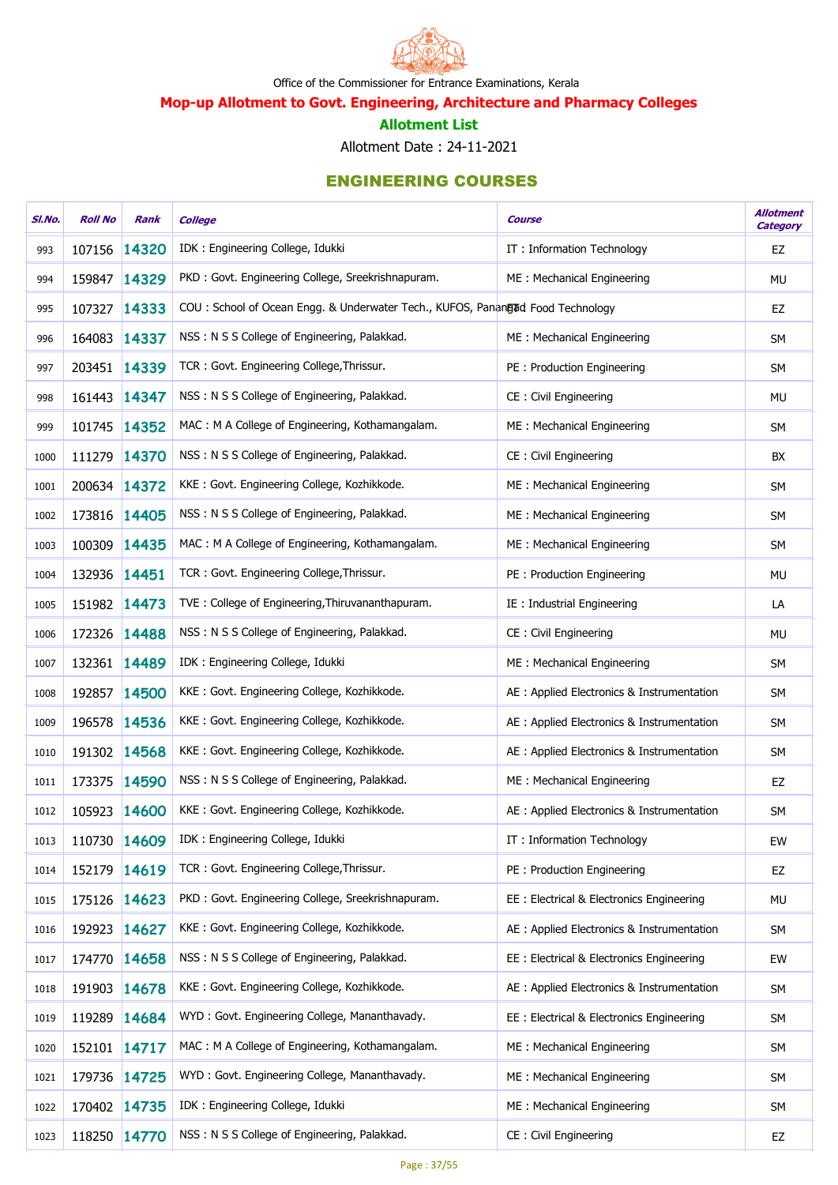Office of the Commissioner for Entrance Examinations, Kerala

## Mop-up Allotment to Govt. Engineering, Architecture and Pharmacy Colleges

### Allotment List

Allotment Date : 24-11-2021

### ENGINEERING COURSES

| Sl.No. | Roll No | Rank | College | Course | Allotment Category |
|---|---|---|---|---|---|
| 993 | 107156 | 14320 | IDK : Engineering College, Idukki | IT : Information Technology | EZ |
| 994 | 159847 | 14329 | PKD : Govt. Engineering College, Sreekrishnapuram. | ME : Mechanical Engineering | MU |
| 995 | 107327 | 14333 | COU : School of Ocean Engg. & Underwater Tech., KUFOS, Panangad | FT : Food Technology | EZ |
| 996 | 164083 | 14337 | NSS : N S S College of Engineering, Palakkad. | ME : Mechanical Engineering | SM |
| 997 | 203451 | 14339 | TCR : Govt. Engineering College,Thrissur. | PE : Production Engineering | SM |
| 998 | 161443 | 14347 | NSS : N S S College of Engineering, Palakkad. | CE : Civil Engineering | MU |
| 999 | 101745 | 14352 | MAC : M A College of Engineering, Kothamangalam. | ME : Mechanical Engineering | SM |
| 1000 | 111279 | 14370 | NSS : N S S College of Engineering, Palakkad. | CE : Civil Engineering | BX |
| 1001 | 200634 | 14372 | KKE : Govt. Engineering College, Kozhikkode. | ME : Mechanical Engineering | SM |
| 1002 | 173816 | 14405 | NSS : N S S College of Engineering, Palakkad. | ME : Mechanical Engineering | SM |
| 1003 | 100309 | 14435 | MAC : M A College of Engineering, Kothamangalam. | ME : Mechanical Engineering | SM |
| 1004 | 132936 | 14451 | TCR : Govt. Engineering College,Thrissur. | PE : Production Engineering | MU |
| 1005 | 151982 | 14473 | TVE : College of Engineering,Thiruvananthapuram. | IE : Industrial Engineering | LA |
| 1006 | 172326 | 14488 | NSS : N S S College of Engineering, Palakkad. | CE : Civil Engineering | MU |
| 1007 | 132361 | 14489 | IDK : Engineering College, Idukki | ME : Mechanical Engineering | SM |
| 1008 | 192857 | 14500 | KKE : Govt. Engineering College, Kozhikkode. | AE : Applied Electronics & Instrumentation | SM |
| 1009 | 196578 | 14536 | KKE : Govt. Engineering College, Kozhikkode. | AE : Applied Electronics & Instrumentation | SM |
| 1010 | 191302 | 14568 | KKE : Govt. Engineering College, Kozhikkode. | AE : Applied Electronics & Instrumentation | SM |
| 1011 | 173375 | 14590 | NSS : N S S College of Engineering, Palakkad. | ME : Mechanical Engineering | EZ |
| 1012 | 105923 | 14600 | KKE : Govt. Engineering College, Kozhikkode. | AE : Applied Electronics & Instrumentation | SM |
| 1013 | 110730 | 14609 | IDK : Engineering College, Idukki | IT : Information Technology | EW |
| 1014 | 152179 | 14619 | TCR : Govt. Engineering College,Thrissur. | PE : Production Engineering | EZ |
| 1015 | 175126 | 14623 | PKD : Govt. Engineering College, Sreekrishnapuram. | EE : Electrical & Electronics Engineering | MU |
| 1016 | 192923 | 14627 | KKE : Govt. Engineering College, Kozhikkode. | AE : Applied Electronics & Instrumentation | SM |
| 1017 | 174770 | 14658 | NSS : N S S College of Engineering, Palakkad. | EE : Electrical & Electronics Engineering | EW |
| 1018 | 191903 | 14678 | KKE : Govt. Engineering College, Kozhikkode. | AE : Applied Electronics & Instrumentation | SM |
| 1019 | 119289 | 14684 | WYD : Govt. Engineering College, Mananthavady. | EE : Electrical & Electronics Engineering | SM |
| 1020 | 152101 | 14717 | MAC : M A College of Engineering, Kothamangalam. | ME : Mechanical Engineering | SM |
| 1021 | 179736 | 14725 | WYD : Govt. Engineering College, Mananthavady. | ME : Mechanical Engineering | SM |
| 1022 | 170402 | 14735 | IDK : Engineering College, Idukki | ME : Mechanical Engineering | SM |
| 1023 | 118250 | 14770 | NSS : N S S College of Engineering, Palakkad. | CE : Civil Engineering | EZ |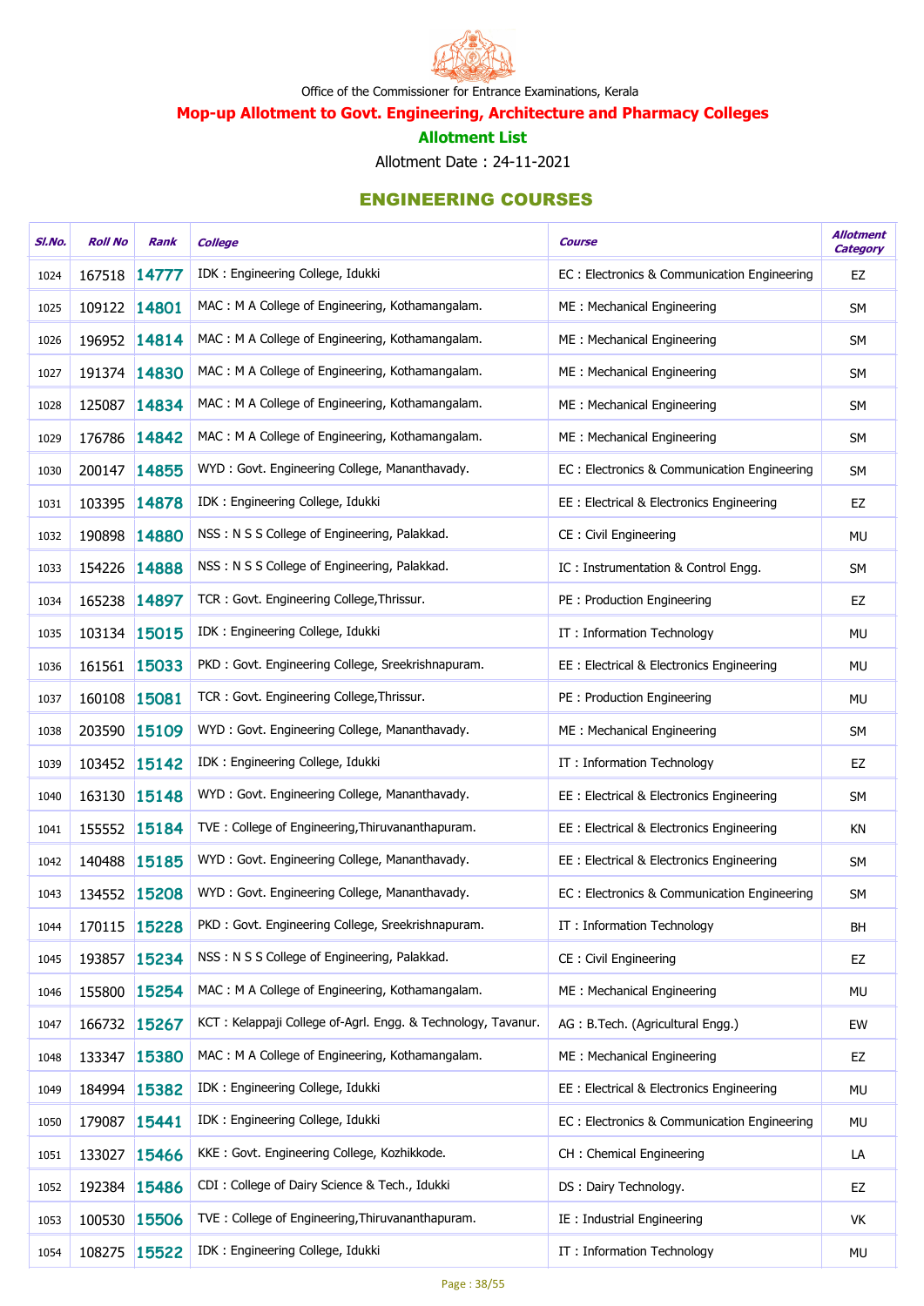Office of the Commissioner for Entrance Examinations, Kerala

## Mop-up Allotment to Govt. Engineering, Architecture and Pharmacy Colleges

### Allotment List

Allotment Date : 24-11-2021

## ENGINEERING COURSES

| Sl.No. | Roll No | Rank | College | Course | Allotment Category |
|---|---|---|---|---|---|
| 1024 | 167518 | 14777 | IDK : Engineering College, Idukki | EC : Electronics & Communication Engineering | EZ |
| 1025 | 109122 | 14801 | MAC : M A College of Engineering, Kothamangalam. | ME : Mechanical Engineering | SM |
| 1026 | 196952 | 14814 | MAC : M A College of Engineering, Kothamangalam. | ME : Mechanical Engineering | SM |
| 1027 | 191374 | 14830 | MAC : M A College of Engineering, Kothamangalam. | ME : Mechanical Engineering | SM |
| 1028 | 125087 | 14834 | MAC : M A College of Engineering, Kothamangalam. | ME : Mechanical Engineering | SM |
| 1029 | 176786 | 14842 | MAC : M A College of Engineering, Kothamangalam. | ME : Mechanical Engineering | SM |
| 1030 | 200147 | 14855 | WYD : Govt. Engineering College, Mananthavady. | EC : Electronics & Communication Engineering | SM |
| 1031 | 103395 | 14878 | IDK : Engineering College, Idukki | EE : Electrical & Electronics Engineering | EZ |
| 1032 | 190898 | 14880 | NSS : N S S College of Engineering, Palakkad. | CE : Civil Engineering | MU |
| 1033 | 154226 | 14888 | NSS : N S S College of Engineering, Palakkad. | IC : Instrumentation & Control Engg. | SM |
| 1034 | 165238 | 14897 | TCR : Govt. Engineering College,Thrissur. | PE : Production Engineering | EZ |
| 1035 | 103134 | 15015 | IDK : Engineering College, Idukki | IT : Information Technology | MU |
| 1036 | 161561 | 15033 | PKD : Govt. Engineering College, Sreekrishnapuram. | EE : Electrical & Electronics Engineering | MU |
| 1037 | 160108 | 15081 | TCR : Govt. Engineering College,Thrissur. | PE : Production Engineering | MU |
| 1038 | 203590 | 15109 | WYD : Govt. Engineering College, Mananthavady. | ME : Mechanical Engineering | SM |
| 1039 | 103452 | 15142 | IDK : Engineering College, Idukki | IT : Information Technology | EZ |
| 1040 | 163130 | 15148 | WYD : Govt. Engineering College, Mananthavady. | EE : Electrical & Electronics Engineering | SM |
| 1041 | 155552 | 15184 | TVE : College of Engineering,Thiruvananthapuram. | EE : Electrical & Electronics Engineering | KN |
| 1042 | 140488 | 15185 | WYD : Govt. Engineering College, Mananthavady. | EE : Electrical & Electronics Engineering | SM |
| 1043 | 134552 | 15208 | WYD : Govt. Engineering College, Mananthavady. | EC : Electronics & Communication Engineering | SM |
| 1044 | 170115 | 15228 | PKD : Govt. Engineering College, Sreekrishnapuram. | IT : Information Technology | BH |
| 1045 | 193857 | 15234 | NSS : N S S College of Engineering, Palakkad. | CE : Civil Engineering | EZ |
| 1046 | 155800 | 15254 | MAC : M A College of Engineering, Kothamangalam. | ME : Mechanical Engineering | MU |
| 1047 | 166732 | 15267 | KCT : Kelappaji College of-Agrl. Engg. & Technology, Tavanur. | AG : B.Tech. (Agricultural Engg.) | EW |
| 1048 | 133347 | 15380 | MAC : M A College of Engineering, Kothamangalam. | ME : Mechanical Engineering | EZ |
| 1049 | 184994 | 15382 | IDK : Engineering College, Idukki | EE : Electrical & Electronics Engineering | MU |
| 1050 | 179087 | 15441 | IDK : Engineering College, Idukki | EC : Electronics & Communication Engineering | MU |
| 1051 | 133027 | 15466 | KKE : Govt. Engineering College, Kozhikkode. | CH : Chemical Engineering | LA |
| 1052 | 192384 | 15486 | CDI : College of Dairy Science & Tech., Idukki | DS : Dairy Technology. | EZ |
| 1053 | 100530 | 15506 | TVE : College of Engineering,Thiruvananthapuram. | IE : Industrial Engineering | VK |
| 1054 | 108275 | 15522 | IDK : Engineering College, Idukki | IT : Information Technology | MU |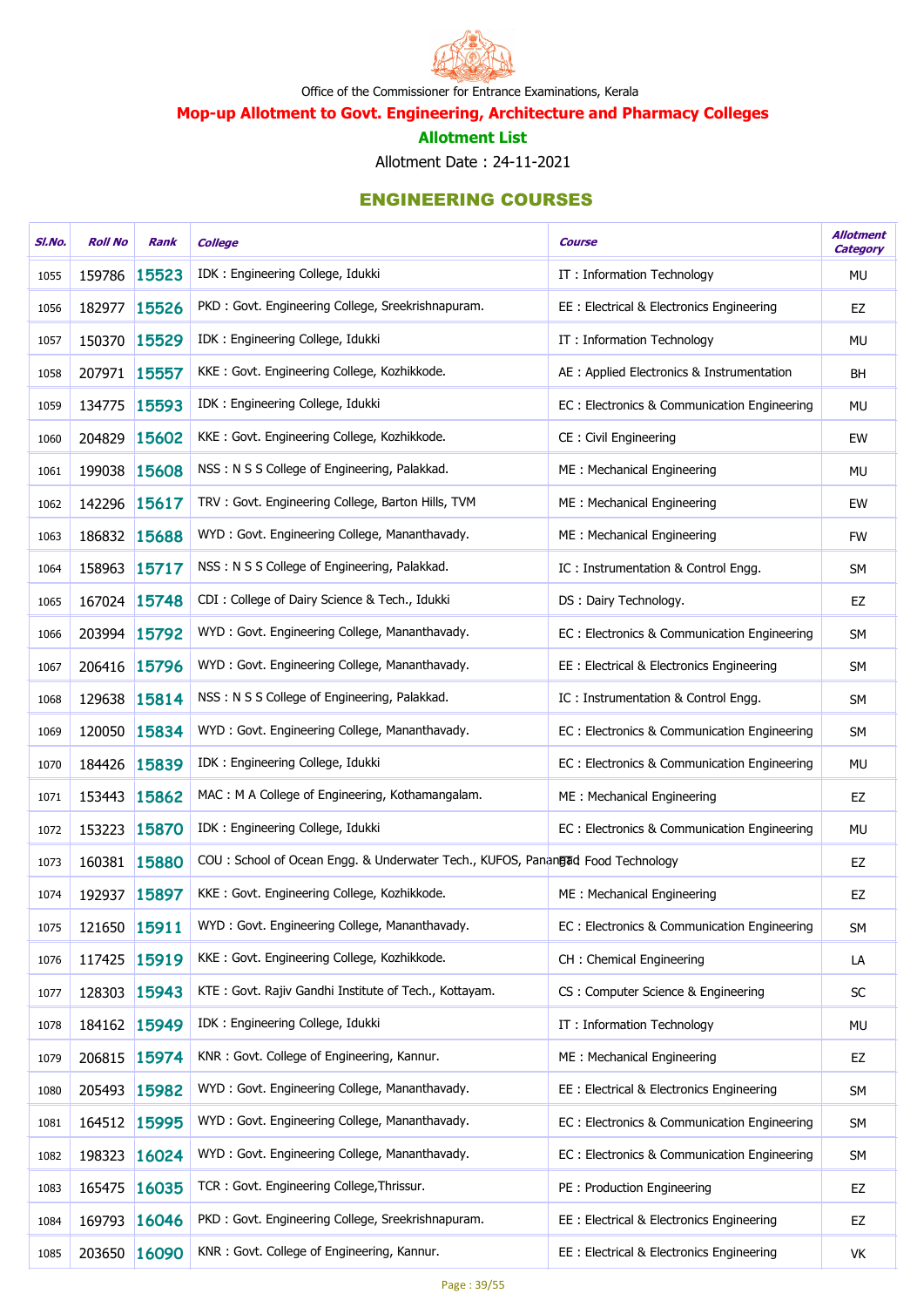Office of the Commissioner for Entrance Examinations, Kerala

## Mop-up Allotment to Govt. Engineering, Architecture and Pharmacy Colleges

### Allotment List

Allotment Date : 24-11-2021

### ENGINEERING COURSES

| Sl.No. | Roll No | Rank | College | Course | Allotment Category |
|---|---|---|---|---|---|
| 1055 | 159786 | 15523 | IDK : Engineering College, Idukki | IT : Information Technology | MU |
| 1056 | 182977 | 15526 | PKD : Govt. Engineering College, Sreekrishnapuram. | EE : Electrical & Electronics Engineering | EZ |
| 1057 | 150370 | 15529 | IDK : Engineering College, Idukki | IT : Information Technology | MU |
| 1058 | 207971 | 15557 | KKE : Govt. Engineering College, Kozhikkode. | AE : Applied Electronics & Instrumentation | BH |
| 1059 | 134775 | 15593 | IDK : Engineering College, Idukki | EC : Electronics & Communication Engineering | MU |
| 1060 | 204829 | 15602 | KKE : Govt. Engineering College, Kozhikkode. | CE : Civil Engineering | EW |
| 1061 | 199038 | 15608 | NSS : N S S College of Engineering, Palakkad. | ME : Mechanical Engineering | MU |
| 1062 | 142296 | 15617 | TRV : Govt. Engineering College, Barton Hills, TVM | ME : Mechanical Engineering | EW |
| 1063 | 186832 | 15688 | WYD : Govt. Engineering College, Mananthavady. | ME : Mechanical Engineering | FW |
| 1064 | 158963 | 15717 | NSS : N S S College of Engineering, Palakkad. | IC : Instrumentation & Control Engg. | SM |
| 1065 | 167024 | 15748 | CDI : College of Dairy Science & Tech., Idukki | DS : Dairy Technology. | EZ |
| 1066 | 203994 | 15792 | WYD : Govt. Engineering College, Mananthavady. | EC : Electronics & Communication Engineering | SM |
| 1067 | 206416 | 15796 | WYD : Govt. Engineering College, Mananthavady. | EE : Electrical & Electronics Engineering | SM |
| 1068 | 129638 | 15814 | NSS : N S S College of Engineering, Palakkad. | IC : Instrumentation & Control Engg. | SM |
| 1069 | 120050 | 15834 | WYD : Govt. Engineering College, Mananthavady. | EC : Electronics & Communication Engineering | SM |
| 1070 | 184426 | 15839 | IDK : Engineering College, Idukki | EC : Electronics & Communication Engineering | MU |
| 1071 | 153443 | 15862 | MAC : M A College of Engineering, Kothamangalam. | ME : Mechanical Engineering | EZ |
| 1072 | 153223 | 15870 | IDK : Engineering College, Idukki | EC : Electronics & Communication Engineering | MU |
| 1073 | 160381 | 15880 | COU : School of Ocean Engg. & Underwater Tech., KUFOS, Panangad | FT : Food Technology | EZ |
| 1074 | 192937 | 15897 | KKE : Govt. Engineering College, Kozhikkode. | ME : Mechanical Engineering | EZ |
| 1075 | 121650 | 15911 | WYD : Govt. Engineering College, Mananthavady. | EC : Electronics & Communication Engineering | SM |
| 1076 | 117425 | 15919 | KKE : Govt. Engineering College, Kozhikkode. | CH : Chemical Engineering | LA |
| 1077 | 128303 | 15943 | KTE : Govt. Rajiv Gandhi Institute of Tech., Kottayam. | CS : Computer Science & Engineering | SC |
| 1078 | 184162 | 15949 | IDK : Engineering College, Idukki | IT : Information Technology | MU |
| 1079 | 206815 | 15974 | KNR : Govt. College of Engineering, Kannur. | ME : Mechanical Engineering | EZ |
| 1080 | 205493 | 15982 | WYD : Govt. Engineering College, Mananthavady. | EE : Electrical & Electronics Engineering | SM |
| 1081 | 164512 | 15995 | WYD : Govt. Engineering College, Mananthavady. | EC : Electronics & Communication Engineering | SM |
| 1082 | 198323 | 16024 | WYD : Govt. Engineering College, Mananthavady. | EC : Electronics & Communication Engineering | SM |
| 1083 | 165475 | 16035 | TCR : Govt. Engineering College,Thrissur. | PE : Production Engineering | EZ |
| 1084 | 169793 | 16046 | PKD : Govt. Engineering College, Sreekrishnapuram. | EE : Electrical & Electronics Engineering | EZ |
| 1085 | 203650 | 16090 | KNR : Govt. College of Engineering, Kannur. | EE : Electrical & Electronics Engineering | VK |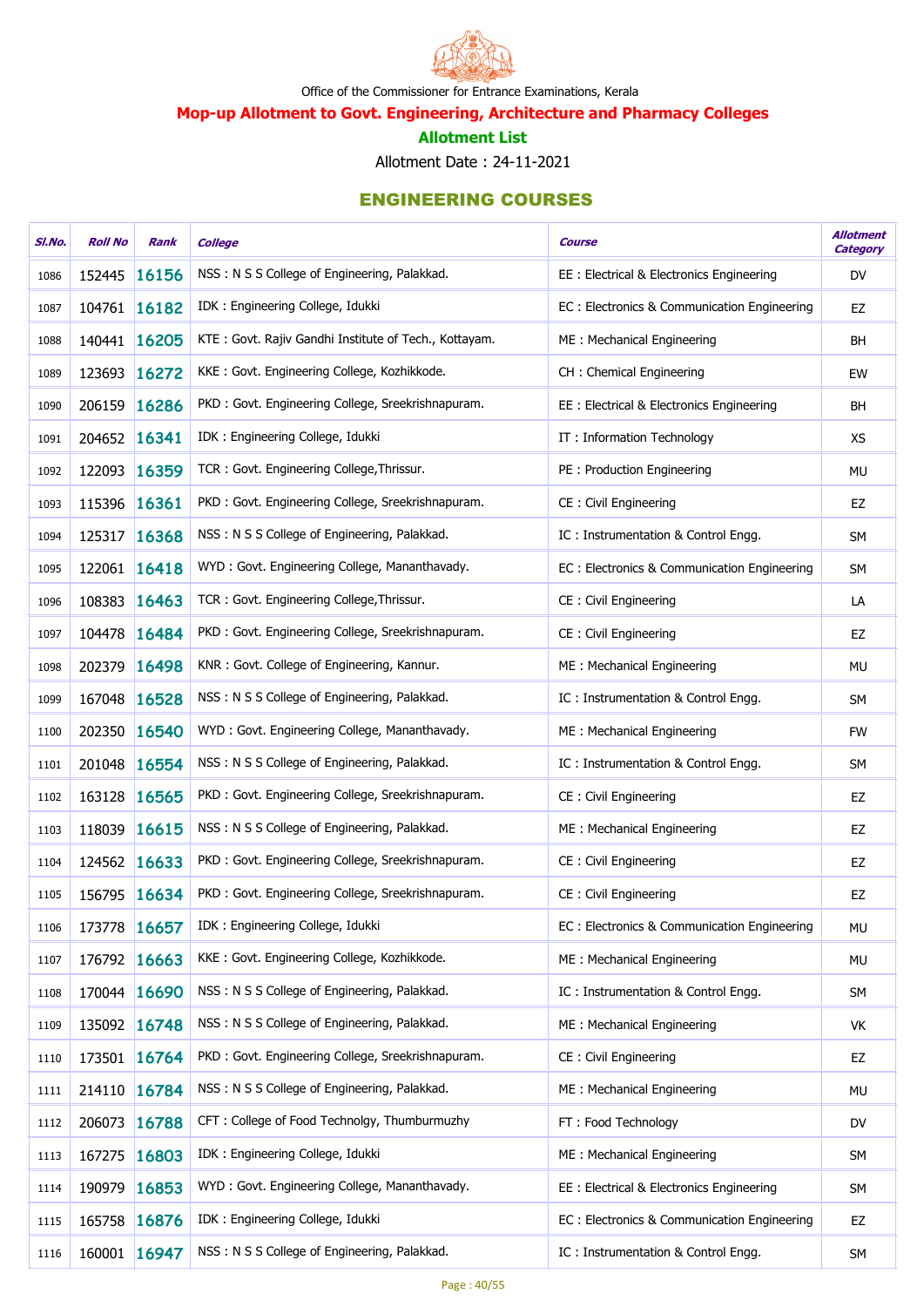Office of the Commissioner for Entrance Examinations, Kerala

## Mop-up Allotment to Govt. Engineering, Architecture and Pharmacy Colleges

### Allotment List

Allotment Date : 24-11-2021

### ENGINEERING COURSES

| Sl.No. | Roll No | Rank | College | Course | Allotment Category |
|---|---|---|---|---|---|
| 1086 | 152445 | 16156 | NSS : N S S College of Engineering, Palakkad. | EE : Electrical & Electronics Engineering | DV |
| 1087 | 104761 | 16182 | IDK : Engineering College, Idukki | EC : Electronics & Communication Engineering | EZ |
| 1088 | 140441 | 16205 | KTE : Govt. Rajiv Gandhi Institute of Tech., Kottayam. | ME : Mechanical Engineering | BH |
| 1089 | 123693 | 16272 | KKE : Govt. Engineering College, Kozhikkode. | CH : Chemical Engineering | EW |
| 1090 | 206159 | 16286 | PKD : Govt. Engineering College, Sreekrishnapuram. | EE : Electrical & Electronics Engineering | BH |
| 1091 | 204652 | 16341 | IDK : Engineering College, Idukki | IT : Information Technology | XS |
| 1092 | 122093 | 16359 | TCR : Govt. Engineering College,Thrissur. | PE : Production Engineering | MU |
| 1093 | 115396 | 16361 | PKD : Govt. Engineering College, Sreekrishnapuram. | CE : Civil Engineering | EZ |
| 1094 | 125317 | 16368 | NSS : N S S College of Engineering, Palakkad. | IC : Instrumentation & Control Engg. | SM |
| 1095 | 122061 | 16418 | WYD : Govt. Engineering College, Mananthavady. | EC : Electronics & Communication Engineering | SM |
| 1096 | 108383 | 16463 | TCR : Govt. Engineering College,Thrissur. | CE : Civil Engineering | LA |
| 1097 | 104478 | 16484 | PKD : Govt. Engineering College, Sreekrishnapuram. | CE : Civil Engineering | EZ |
| 1098 | 202379 | 16498 | KNR : Govt. College of Engineering, Kannur. | ME : Mechanical Engineering | MU |
| 1099 | 167048 | 16528 | NSS : N S S College of Engineering, Palakkad. | IC : Instrumentation & Control Engg. | SM |
| 1100 | 202350 | 16540 | WYD : Govt. Engineering College, Mananthavady. | ME : Mechanical Engineering | FW |
| 1101 | 201048 | 16554 | NSS : N S S College of Engineering, Palakkad. | IC : Instrumentation & Control Engg. | SM |
| 1102 | 163128 | 16565 | PKD : Govt. Engineering College, Sreekrishnapuram. | CE : Civil Engineering | EZ |
| 1103 | 118039 | 16615 | NSS : N S S College of Engineering, Palakkad. | ME : Mechanical Engineering | EZ |
| 1104 | 124562 | 16633 | PKD : Govt. Engineering College, Sreekrishnapuram. | CE : Civil Engineering | EZ |
| 1105 | 156795 | 16634 | PKD : Govt. Engineering College, Sreekrishnapuram. | CE : Civil Engineering | EZ |
| 1106 | 173778 | 16657 | IDK : Engineering College, Idukki | EC : Electronics & Communication Engineering | MU |
| 1107 | 176792 | 16663 | KKE : Govt. Engineering College, Kozhikkode. | ME : Mechanical Engineering | MU |
| 1108 | 170044 | 16690 | NSS : N S S College of Engineering, Palakkad. | IC : Instrumentation & Control Engg. | SM |
| 1109 | 135092 | 16748 | NSS : N S S College of Engineering, Palakkad. | ME : Mechanical Engineering | VK |
| 1110 | 173501 | 16764 | PKD : Govt. Engineering College, Sreekrishnapuram. | CE : Civil Engineering | EZ |
| 1111 | 214110 | 16784 | NSS : N S S College of Engineering, Palakkad. | ME : Mechanical Engineering | MU |
| 1112 | 206073 | 16788 | CFT : College of Food Technolgy, Thumburmuzhy | FT : Food Technology | DV |
| 1113 | 167275 | 16803 | IDK : Engineering College, Idukki | ME : Mechanical Engineering | SM |
| 1114 | 190979 | 16853 | WYD : Govt. Engineering College, Mananthavady. | EE : Electrical & Electronics Engineering | SM |
| 1115 | 165758 | 16876 | IDK : Engineering College, Idukki | EC : Electronics & Communication Engineering | EZ |
| 1116 | 160001 | 16947 | NSS : N S S College of Engineering, Palakkad. | IC : Instrumentation & Control Engg. | SM |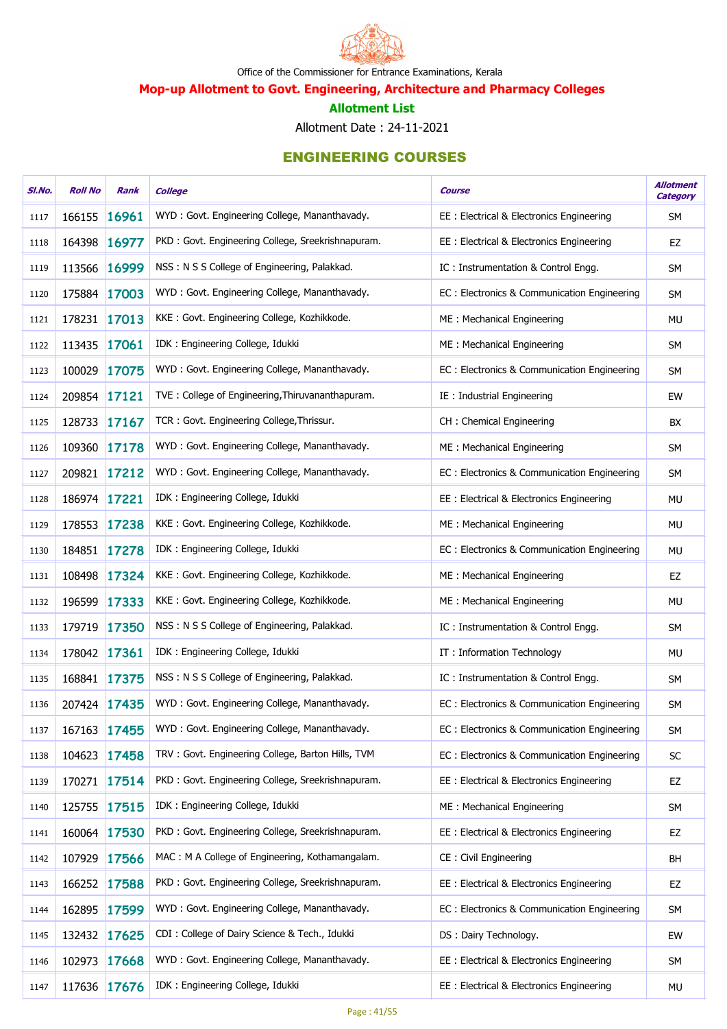Office of the Commissioner for Entrance Examinations, Kerala

## Mop-up Allotment to Govt. Engineering, Architecture and Pharmacy Colleges

### Allotment List

Allotment Date : 24-11-2021

## ENGINEERING COURSES

| Sl.No. | Roll No | Rank | College | Course | Allotment Category |
|---|---|---|---|---|---|
| 1117 | 166155 | 16961 | WYD : Govt. Engineering College, Mananthavady. | EE : Electrical & Electronics Engineering | SM |
| 1118 | 164398 | 16977 | PKD : Govt. Engineering College, Sreekrishnapuram. | EE : Electrical & Electronics Engineering | EZ |
| 1119 | 113566 | 16999 | NSS : N S S College of Engineering, Palakkad. | IC : Instrumentation & Control Engg. | SM |
| 1120 | 175884 | 17003 | WYD : Govt. Engineering College, Mananthavady. | EC : Electronics & Communication Engineering | SM |
| 1121 | 178231 | 17013 | KKE : Govt. Engineering College, Kozhikkode. | ME : Mechanical Engineering | MU |
| 1122 | 113435 | 17061 | IDK : Engineering College, Idukki | ME : Mechanical Engineering | SM |
| 1123 | 100029 | 17075 | WYD : Govt. Engineering College, Mananthavady. | EC : Electronics & Communication Engineering | SM |
| 1124 | 209854 | 17121 | TVE : College of Engineering,Thiruvananthapuram. | IE : Industrial Engineering | EW |
| 1125 | 128733 | 17167 | TCR : Govt. Engineering College,Thrissur. | CH : Chemical Engineering | BX |
| 1126 | 109360 | 17178 | WYD : Govt. Engineering College, Mananthavady. | ME : Mechanical Engineering | SM |
| 1127 | 209821 | 17212 | WYD : Govt. Engineering College, Mananthavady. | EC : Electronics & Communication Engineering | SM |
| 1128 | 186974 | 17221 | IDK : Engineering College, Idukki | EE : Electrical & Electronics Engineering | MU |
| 1129 | 178553 | 17238 | KKE : Govt. Engineering College, Kozhikkode. | ME : Mechanical Engineering | MU |
| 1130 | 184851 | 17278 | IDK : Engineering College, Idukki | EC : Electronics & Communication Engineering | MU |
| 1131 | 108498 | 17324 | KKE : Govt. Engineering College, Kozhikkode. | ME : Mechanical Engineering | EZ |
| 1132 | 196599 | 17333 | KKE : Govt. Engineering College, Kozhikkode. | ME : Mechanical Engineering | MU |
| 1133 | 179719 | 17350 | NSS : N S S College of Engineering, Palakkad. | IC : Instrumentation & Control Engg. | SM |
| 1134 | 178042 | 17361 | IDK : Engineering College, Idukki | IT : Information Technology | MU |
| 1135 | 168841 | 17375 | NSS : N S S College of Engineering, Palakkad. | IC : Instrumentation & Control Engg. | SM |
| 1136 | 207424 | 17435 | WYD : Govt. Engineering College, Mananthavady. | EC : Electronics & Communication Engineering | SM |
| 1137 | 167163 | 17455 | WYD : Govt. Engineering College, Mananthavady. | EC : Electronics & Communication Engineering | SM |
| 1138 | 104623 | 17458 | TRV : Govt. Engineering College, Barton Hills, TVM | EC : Electronics & Communication Engineering | SC |
| 1139 | 170271 | 17514 | PKD : Govt. Engineering College, Sreekrishnapuram. | EE : Electrical & Electronics Engineering | EZ |
| 1140 | 125755 | 17515 | IDK : Engineering College, Idukki | ME : Mechanical Engineering | SM |
| 1141 | 160064 | 17530 | PKD : Govt. Engineering College, Sreekrishnapuram. | EE : Electrical & Electronics Engineering | EZ |
| 1142 | 107929 | 17566 | MAC : M A College of Engineering, Kothamangalam. | CE : Civil Engineering | BH |
| 1143 | 166252 | 17588 | PKD : Govt. Engineering College, Sreekrishnapuram. | EE : Electrical & Electronics Engineering | EZ |
| 1144 | 162895 | 17599 | WYD : Govt. Engineering College, Mananthavady. | EC : Electronics & Communication Engineering | SM |
| 1145 | 132432 | 17625 | CDI : College of Dairy Science & Tech., Idukki | DS : Dairy Technology. | EW |
| 1146 | 102973 | 17668 | WYD : Govt. Engineering College, Mananthavady. | EE : Electrical & Electronics Engineering | SM |
| 1147 | 117636 | 17676 | IDK : Engineering College, Idukki | EE : Electrical & Electronics Engineering | MU |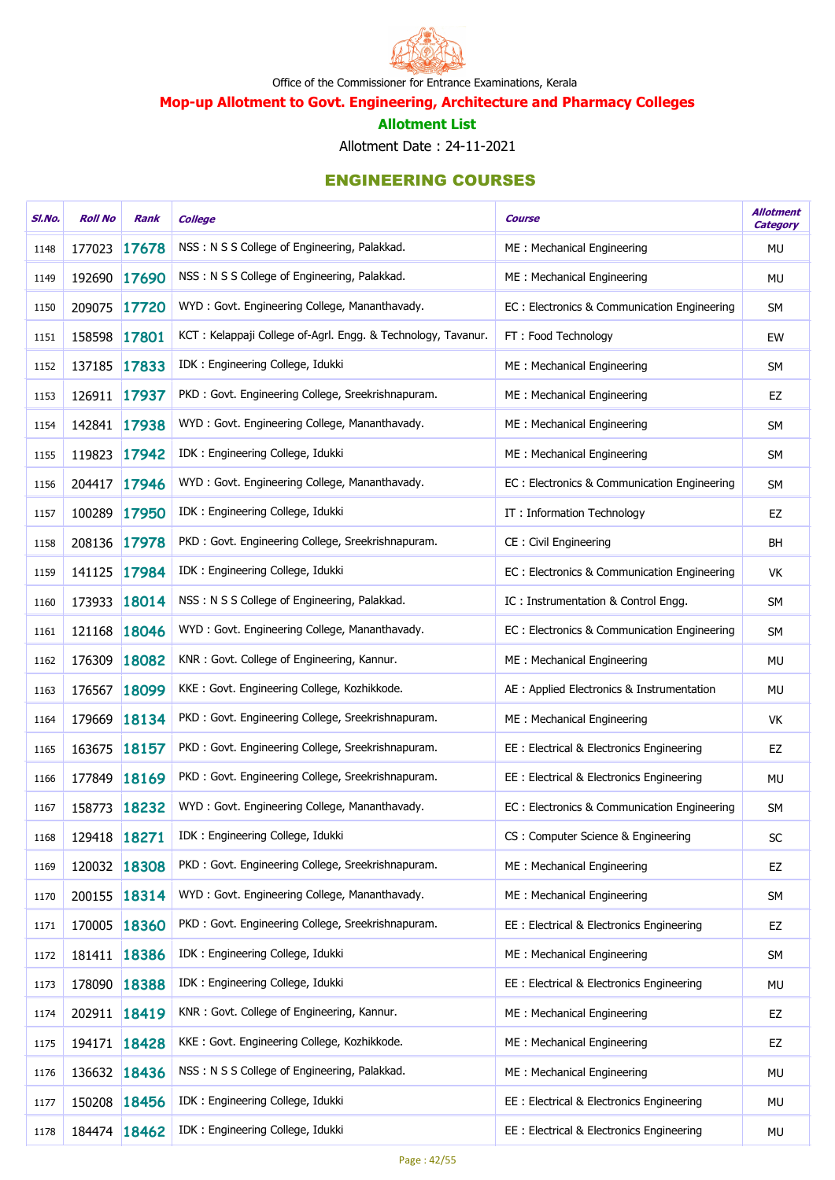Office of the Commissioner for Entrance Examinations, Kerala

## Mop-up Allotment to Govt. Engineering, Architecture and Pharmacy Colleges

### Allotment List

Allotment Date : 24-11-2021

### ENGINEERING COURSES

| Sl.No. | Roll No | Rank | College | Course | Allotment Category |
|---|---|---|---|---|---|
| 1148 | 177023 | 17678 | NSS : N S S College of Engineering, Palakkad. | ME : Mechanical Engineering | MU |
| 1149 | 192690 | 17690 | NSS : N S S College of Engineering, Palakkad. | ME : Mechanical Engineering | MU |
| 1150 | 209075 | 17720 | WYD : Govt. Engineering College, Mananthavady. | EC : Electronics & Communication Engineering | SM |
| 1151 | 158598 | 17801 | KCT : Kelappaji College of-Agrl. Engg. & Technology, Tavanur. | FT : Food Technology | EW |
| 1152 | 137185 | 17833 | IDK : Engineering College, Idukki | ME : Mechanical Engineering | SM |
| 1153 | 126911 | 17937 | PKD : Govt. Engineering College, Sreekrishnapuram. | ME : Mechanical Engineering | EZ |
| 1154 | 142841 | 17938 | WYD : Govt. Engineering College, Mananthavady. | ME : Mechanical Engineering | SM |
| 1155 | 119823 | 17942 | IDK : Engineering College, Idukki | ME : Mechanical Engineering | SM |
| 1156 | 204417 | 17946 | WYD : Govt. Engineering College, Mananthavady. | EC : Electronics & Communication Engineering | SM |
| 1157 | 100289 | 17950 | IDK : Engineering College, Idukki | IT : Information Technology | EZ |
| 1158 | 208136 | 17978 | PKD : Govt. Engineering College, Sreekrishnapuram. | CE : Civil Engineering | BH |
| 1159 | 141125 | 17984 | IDK : Engineering College, Idukki | EC : Electronics & Communication Engineering | VK |
| 1160 | 173933 | 18014 | NSS : N S S College of Engineering, Palakkad. | IC : Instrumentation & Control Engg. | SM |
| 1161 | 121168 | 18046 | WYD : Govt. Engineering College, Mananthavady. | EC : Electronics & Communication Engineering | SM |
| 1162 | 176309 | 18082 | KNR : Govt. College of Engineering, Kannur. | ME : Mechanical Engineering | MU |
| 1163 | 176567 | 18099 | KKE : Govt. Engineering College, Kozhikkode. | AE : Applied Electronics & Instrumentation | MU |
| 1164 | 179669 | 18134 | PKD : Govt. Engineering College, Sreekrishnapuram. | ME : Mechanical Engineering | VK |
| 1165 | 163675 | 18157 | PKD : Govt. Engineering College, Sreekrishnapuram. | EE : Electrical & Electronics Engineering | EZ |
| 1166 | 177849 | 18169 | PKD : Govt. Engineering College, Sreekrishnapuram. | EE : Electrical & Electronics Engineering | MU |
| 1167 | 158773 | 18232 | WYD : Govt. Engineering College, Mananthavady. | EC : Electronics & Communication Engineering | SM |
| 1168 | 129418 | 18271 | IDK : Engineering College, Idukki | CS : Computer Science & Engineering | SC |
| 1169 | 120032 | 18308 | PKD : Govt. Engineering College, Sreekrishnapuram. | ME : Mechanical Engineering | EZ |
| 1170 | 200155 | 18314 | WYD : Govt. Engineering College, Mananthavady. | ME : Mechanical Engineering | SM |
| 1171 | 170005 | 18360 | PKD : Govt. Engineering College, Sreekrishnapuram. | EE : Electrical & Electronics Engineering | EZ |
| 1172 | 181411 | 18386 | IDK : Engineering College, Idukki | ME : Mechanical Engineering | SM |
| 1173 | 178090 | 18388 | IDK : Engineering College, Idukki | EE : Electrical & Electronics Engineering | MU |
| 1174 | 202911 | 18419 | KNR : Govt. College of Engineering, Kannur. | ME : Mechanical Engineering | EZ |
| 1175 | 194171 | 18428 | KKE : Govt. Engineering College, Kozhikkode. | ME : Mechanical Engineering | EZ |
| 1176 | 136632 | 18436 | NSS : N S S College of Engineering, Palakkad. | ME : Mechanical Engineering | MU |
| 1177 | 150208 | 18456 | IDK : Engineering College, Idukki | EE : Electrical & Electronics Engineering | MU |
| 1178 | 184474 | 18462 | IDK : Engineering College, Idukki | EE : Electrical & Electronics Engineering | MU |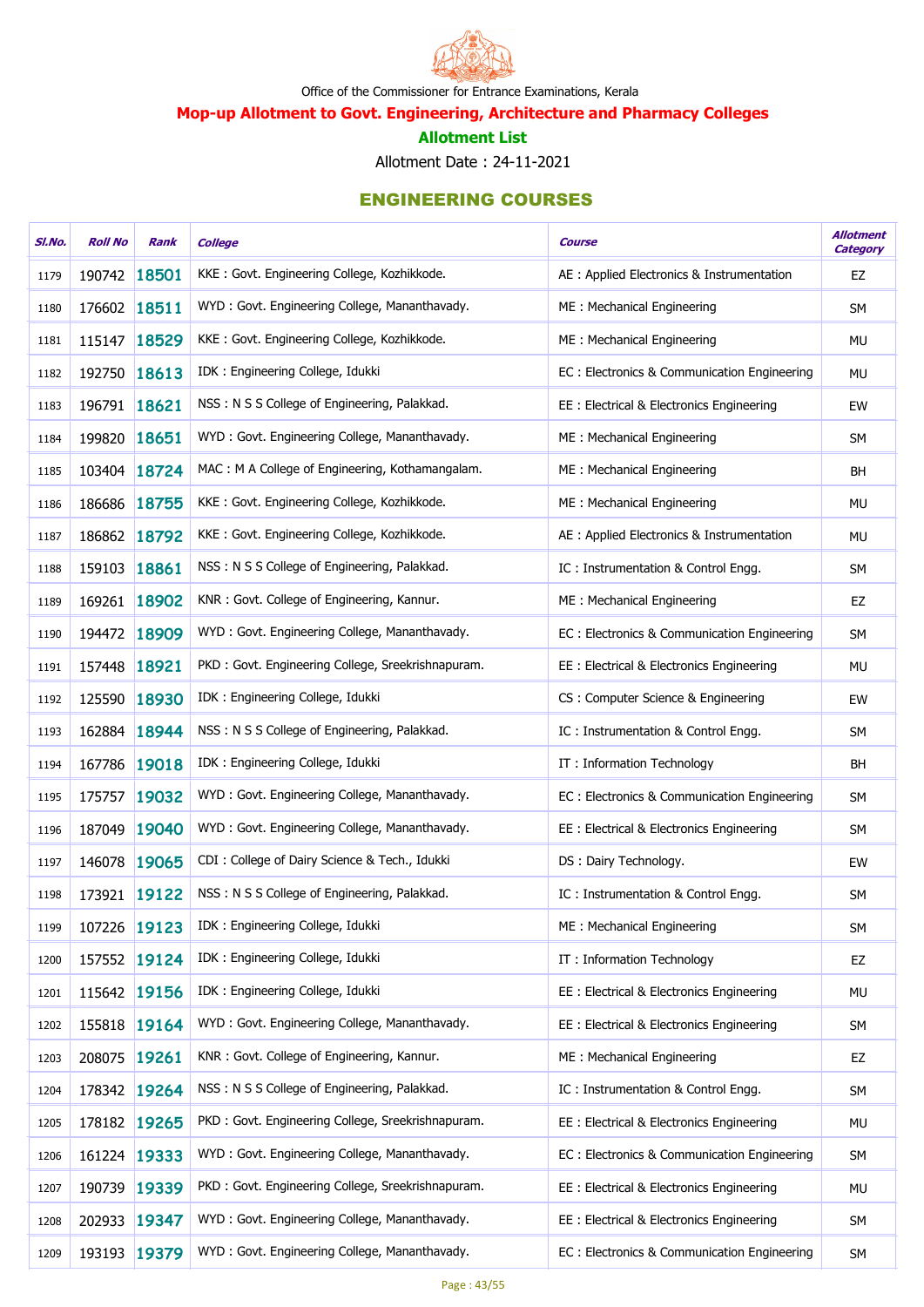Office of the Commissioner for Entrance Examinations, Kerala

## Mop-up Allotment to Govt. Engineering, Architecture and Pharmacy Colleges

### Allotment List

Allotment Date : 24-11-2021

## ENGINEERING COURSES

| Sl.No. | Roll No | Rank | College | Course | Allotment Category |
|---|---|---|---|---|---|
| 1179 | 190742 | 18501 | KKE : Govt. Engineering College, Kozhikkode. | AE : Applied Electronics & Instrumentation | EZ |
| 1180 | 176602 | 18511 | WYD : Govt. Engineering College, Mananthavady. | ME : Mechanical Engineering | SM |
| 1181 | 115147 | 18529 | KKE : Govt. Engineering College, Kozhikkode. | ME : Mechanical Engineering | MU |
| 1182 | 192750 | 18613 | IDK : Engineering College, Idukki | EC : Electronics & Communication Engineering | MU |
| 1183 | 196791 | 18621 | NSS : N S S College of Engineering, Palakkad. | EE : Electrical & Electronics Engineering | EW |
| 1184 | 199820 | 18651 | WYD : Govt. Engineering College, Mananthavady. | ME : Mechanical Engineering | SM |
| 1185 | 103404 | 18724 | MAC : M A College of Engineering, Kothamangalam. | ME : Mechanical Engineering | BH |
| 1186 | 186686 | 18755 | KKE : Govt. Engineering College, Kozhikkode. | ME : Mechanical Engineering | MU |
| 1187 | 186862 | 18792 | KKE : Govt. Engineering College, Kozhikkode. | AE : Applied Electronics & Instrumentation | MU |
| 1188 | 159103 | 18861 | NSS : N S S College of Engineering, Palakkad. | IC : Instrumentation & Control Engg. | SM |
| 1189 | 169261 | 18902 | KNR : Govt. College of Engineering, Kannur. | ME : Mechanical Engineering | EZ |
| 1190 | 194472 | 18909 | WYD : Govt. Engineering College, Mananthavady. | EC : Electronics & Communication Engineering | SM |
| 1191 | 157448 | 18921 | PKD : Govt. Engineering College, Sreekrishnapuram. | EE : Electrical & Electronics Engineering | MU |
| 1192 | 125590 | 18930 | IDK : Engineering College, Idukki | CS : Computer Science & Engineering | EW |
| 1193 | 162884 | 18944 | NSS : N S S College of Engineering, Palakkad. | IC : Instrumentation & Control Engg. | SM |
| 1194 | 167786 | 19018 | IDK : Engineering College, Idukki | IT : Information Technology | BH |
| 1195 | 175757 | 19032 | WYD : Govt. Engineering College, Mananthavady. | EC : Electronics & Communication Engineering | SM |
| 1196 | 187049 | 19040 | WYD : Govt. Engineering College, Mananthavady. | EE : Electrical & Electronics Engineering | SM |
| 1197 | 146078 | 19065 | CDI : College of Dairy Science & Tech., Idukki | DS : Dairy Technology. | EW |
| 1198 | 173921 | 19122 | NSS : N S S College of Engineering, Palakkad. | IC : Instrumentation & Control Engg. | SM |
| 1199 | 107226 | 19123 | IDK : Engineering College, Idukki | ME : Mechanical Engineering | SM |
| 1200 | 157552 | 19124 | IDK : Engineering College, Idukki | IT : Information Technology | EZ |
| 1201 | 115642 | 19156 | IDK : Engineering College, Idukki | EE : Electrical & Electronics Engineering | MU |
| 1202 | 155818 | 19164 | WYD : Govt. Engineering College, Mananthavady. | EE : Electrical & Electronics Engineering | SM |
| 1203 | 208075 | 19261 | KNR : Govt. College of Engineering, Kannur. | ME : Mechanical Engineering | EZ |
| 1204 | 178342 | 19264 | NSS : N S S College of Engineering, Palakkad. | IC : Instrumentation & Control Engg. | SM |
| 1205 | 178182 | 19265 | PKD : Govt. Engineering College, Sreekrishnapuram. | EE : Electrical & Electronics Engineering | MU |
| 1206 | 161224 | 19333 | WYD : Govt. Engineering College, Mananthavady. | EC : Electronics & Communication Engineering | SM |
| 1207 | 190739 | 19339 | PKD : Govt. Engineering College, Sreekrishnapuram. | EE : Electrical & Electronics Engineering | MU |
| 1208 | 202933 | 19347 | WYD : Govt. Engineering College, Mananthavady. | EE : Electrical & Electronics Engineering | SM |
| 1209 | 193193 | 19379 | WYD : Govt. Engineering College, Mananthavady. | EC : Electronics & Communication Engineering | SM |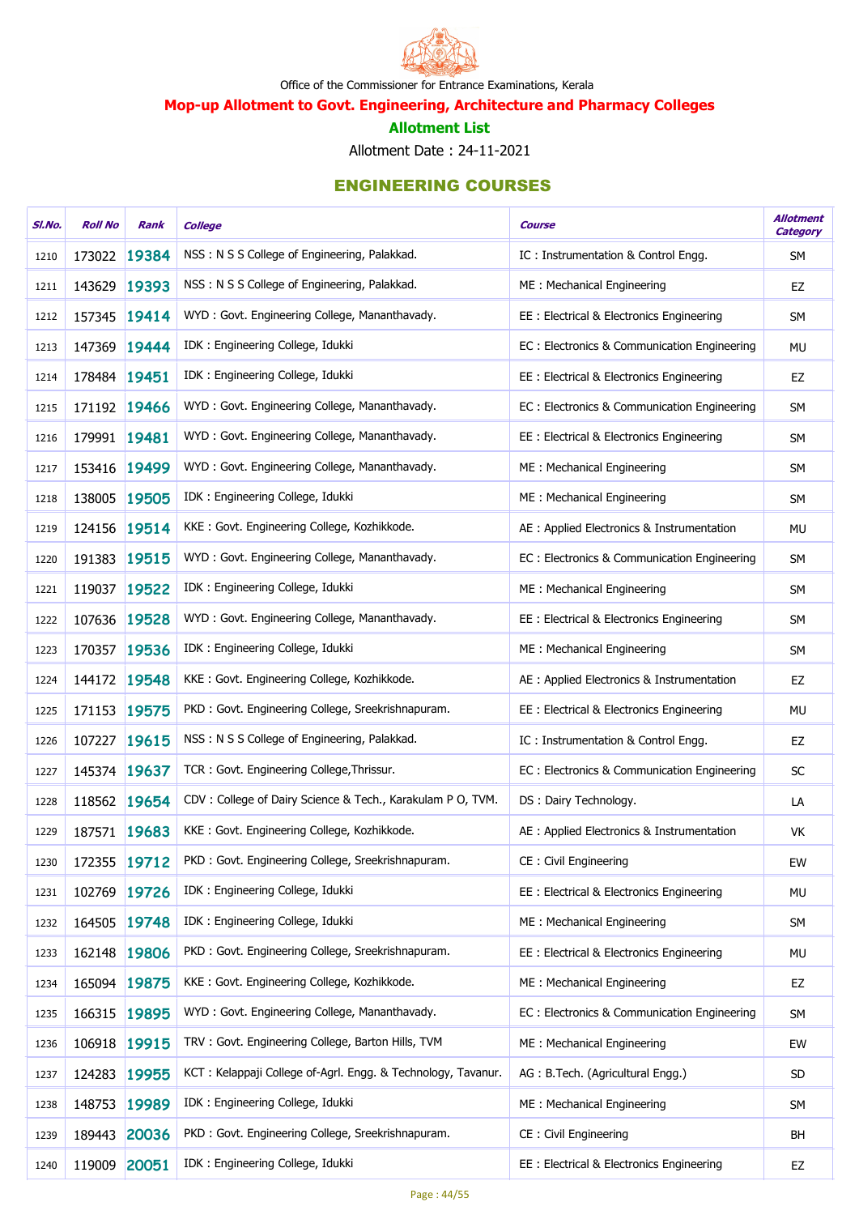Office of the Commissioner for Entrance Examinations, Kerala

## Mop-up Allotment to Govt. Engineering, Architecture and Pharmacy Colleges

### Allotment List

Allotment Date : 24-11-2021

### ENGINEERING COURSES

| Sl.No. | Roll No | Rank | College | Course | Allotment Category |
|---|---|---|---|---|---|
| 1210 | 173022 | 19384 | NSS : N S S College of Engineering, Palakkad. | IC : Instrumentation & Control Engg. | SM |
| 1211 | 143629 | 19393 | NSS : N S S College of Engineering, Palakkad. | ME : Mechanical Engineering | EZ |
| 1212 | 157345 | 19414 | WYD : Govt. Engineering College, Mananthavady. | EE : Electrical & Electronics Engineering | SM |
| 1213 | 147369 | 19444 | IDK : Engineering College, Idukki | EC : Electronics & Communication Engineering | MU |
| 1214 | 178484 | 19451 | IDK : Engineering College, Idukki | EE : Electrical & Electronics Engineering | EZ |
| 1215 | 171192 | 19466 | WYD : Govt. Engineering College, Mananthavady. | EC : Electronics & Communication Engineering | SM |
| 1216 | 179991 | 19481 | WYD : Govt. Engineering College, Mananthavady. | EE : Electrical & Electronics Engineering | SM |
| 1217 | 153416 | 19499 | WYD : Govt. Engineering College, Mananthavady. | ME : Mechanical Engineering | SM |
| 1218 | 138005 | 19505 | IDK : Engineering College, Idukki | ME : Mechanical Engineering | SM |
| 1219 | 124156 | 19514 | KKE : Govt. Engineering College, Kozhikkode. | AE : Applied Electronics & Instrumentation | MU |
| 1220 | 191383 | 19515 | WYD : Govt. Engineering College, Mananthavady. | EC : Electronics & Communication Engineering | SM |
| 1221 | 119037 | 19522 | IDK : Engineering College, Idukki | ME : Mechanical Engineering | SM |
| 1222 | 107636 | 19528 | WYD : Govt. Engineering College, Mananthavady. | EE : Electrical & Electronics Engineering | SM |
| 1223 | 170357 | 19536 | IDK : Engineering College, Idukki | ME : Mechanical Engineering | SM |
| 1224 | 144172 | 19548 | KKE : Govt. Engineering College, Kozhikkode. | AE : Applied Electronics & Instrumentation | EZ |
| 1225 | 171153 | 19575 | PKD : Govt. Engineering College, Sreekrishnapuram. | EE : Electrical & Electronics Engineering | MU |
| 1226 | 107227 | 19615 | NSS : N S S College of Engineering, Palakkad. | IC : Instrumentation & Control Engg. | EZ |
| 1227 | 145374 | 19637 | TCR : Govt. Engineering College,Thrissur. | EC : Electronics & Communication Engineering | SC |
| 1228 | 118562 | 19654 | CDV : College of Dairy Science & Tech., Karakulam P O, TVM. | DS : Dairy Technology. | LA |
| 1229 | 187571 | 19683 | KKE : Govt. Engineering College, Kozhikkode. | AE : Applied Electronics & Instrumentation | VK |
| 1230 | 172355 | 19712 | PKD : Govt. Engineering College, Sreekrishnapuram. | CE : Civil Engineering | EW |
| 1231 | 102769 | 19726 | IDK : Engineering College, Idukki | EE : Electrical & Electronics Engineering | MU |
| 1232 | 164505 | 19748 | IDK : Engineering College, Idukki | ME : Mechanical Engineering | SM |
| 1233 | 162148 | 19806 | PKD : Govt. Engineering College, Sreekrishnapuram. | EE : Electrical & Electronics Engineering | MU |
| 1234 | 165094 | 19875 | KKE : Govt. Engineering College, Kozhikkode. | ME : Mechanical Engineering | EZ |
| 1235 | 166315 | 19895 | WYD : Govt. Engineering College, Mananthavady. | EC : Electronics & Communication Engineering | SM |
| 1236 | 106918 | 19915 | TRV : Govt. Engineering College, Barton Hills, TVM | ME : Mechanical Engineering | EW |
| 1237 | 124283 | 19955 | KCT : Kelappaji College of-Agrl. Engg. & Technology, Tavanur. | AG : B.Tech. (Agricultural Engg.) | SD |
| 1238 | 148753 | 19989 | IDK : Engineering College, Idukki | ME : Mechanical Engineering | SM |
| 1239 | 189443 | 20036 | PKD : Govt. Engineering College, Sreekrishnapuram. | CE : Civil Engineering | BH |
| 1240 | 119009 | 20051 | IDK : Engineering College, Idukki | EE : Electrical & Electronics Engineering | EZ |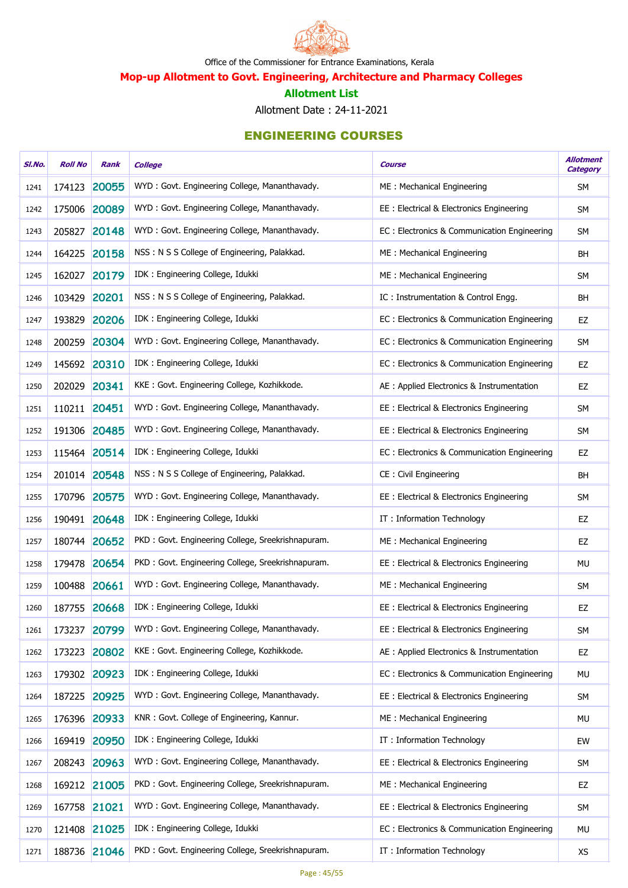Office of the Commissioner for Entrance Examinations, Kerala

## Mop-up Allotment to Govt. Engineering, Architecture and Pharmacy Colleges

### Allotment List

Allotment Date : 24-11-2021

### ENGINEERING COURSES

| Sl.No. | Roll No | Rank | College | Course | Allotment Category |
|---|---|---|---|---|---|
| 1241 | 174123 | 20055 | WYD : Govt. Engineering College, Mananthavady. | ME : Mechanical Engineering | SM |
| 1242 | 175006 | 20089 | WYD : Govt. Engineering College, Mananthavady. | EE : Electrical & Electronics Engineering | SM |
| 1243 | 205827 | 20148 | WYD : Govt. Engineering College, Mananthavady. | EC : Electronics & Communication Engineering | SM |
| 1244 | 164225 | 20158 | NSS : N S S College of Engineering, Palakkad. | ME : Mechanical Engineering | BH |
| 1245 | 162027 | 20179 | IDK : Engineering College, Idukki | ME : Mechanical Engineering | SM |
| 1246 | 103429 | 20201 | NSS : N S S College of Engineering, Palakkad. | IC : Instrumentation & Control Engg. | BH |
| 1247 | 193829 | 20206 | IDK : Engineering College, Idukki | EC : Electronics & Communication Engineering | EZ |
| 1248 | 200259 | 20304 | WYD : Govt. Engineering College, Mananthavady. | EC : Electronics & Communication Engineering | SM |
| 1249 | 145692 | 20310 | IDK : Engineering College, Idukki | EC : Electronics & Communication Engineering | EZ |
| 1250 | 202029 | 20341 | KKE : Govt. Engineering College, Kozhikkode. | AE : Applied Electronics & Instrumentation | EZ |
| 1251 | 110211 | 20451 | WYD : Govt. Engineering College, Mananthavady. | EE : Electrical & Electronics Engineering | SM |
| 1252 | 191306 | 20485 | WYD : Govt. Engineering College, Mananthavady. | EE : Electrical & Electronics Engineering | SM |
| 1253 | 115464 | 20514 | IDK : Engineering College, Idukki | EC : Electronics & Communication Engineering | EZ |
| 1254 | 201014 | 20548 | NSS : N S S College of Engineering, Palakkad. | CE : Civil Engineering | BH |
| 1255 | 170796 | 20575 | WYD : Govt. Engineering College, Mananthavady. | EE : Electrical & Electronics Engineering | SM |
| 1256 | 190491 | 20648 | IDK : Engineering College, Idukki | IT : Information Technology | EZ |
| 1257 | 180744 | 20652 | PKD : Govt. Engineering College, Sreekrishnapuram. | ME : Mechanical Engineering | EZ |
| 1258 | 179478 | 20654 | PKD : Govt. Engineering College, Sreekrishnapuram. | EE : Electrical & Electronics Engineering | MU |
| 1259 | 100488 | 20661 | WYD : Govt. Engineering College, Mananthavady. | ME : Mechanical Engineering | SM |
| 1260 | 187755 | 20668 | IDK : Engineering College, Idukki | EE : Electrical & Electronics Engineering | EZ |
| 1261 | 173237 | 20799 | WYD : Govt. Engineering College, Mananthavady. | EE : Electrical & Electronics Engineering | SM |
| 1262 | 173223 | 20802 | KKE : Govt. Engineering College, Kozhikkode. | AE : Applied Electronics & Instrumentation | EZ |
| 1263 | 179302 | 20923 | IDK : Engineering College, Idukki | EC : Electronics & Communication Engineering | MU |
| 1264 | 187225 | 20925 | WYD : Govt. Engineering College, Mananthavady. | EE : Electrical & Electronics Engineering | SM |
| 1265 | 176396 | 20933 | KNR : Govt. College of Engineering, Kannur. | ME : Mechanical Engineering | MU |
| 1266 | 169419 | 20950 | IDK : Engineering College, Idukki | IT : Information Technology | EW |
| 1267 | 208243 | 20963 | WYD : Govt. Engineering College, Mananthavady. | EE : Electrical & Electronics Engineering | SM |
| 1268 | 169212 | 21005 | PKD : Govt. Engineering College, Sreekrishnapuram. | ME : Mechanical Engineering | EZ |
| 1269 | 167758 | 21021 | WYD : Govt. Engineering College, Mananthavady. | EE : Electrical & Electronics Engineering | SM |
| 1270 | 121408 | 21025 | IDK : Engineering College, Idukki | EC : Electronics & Communication Engineering | MU |
| 1271 | 188736 | 21046 | PKD : Govt. Engineering College, Sreekrishnapuram. | IT : Information Technology | XS |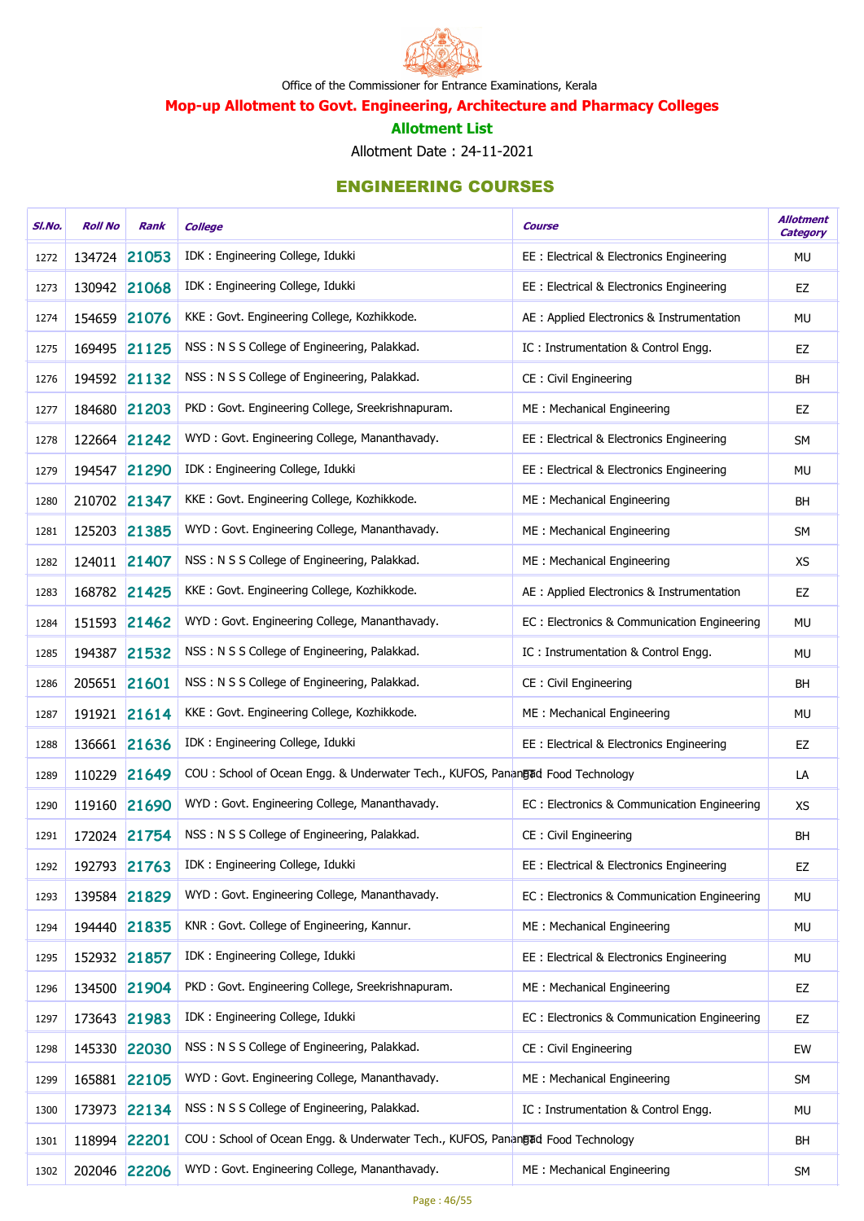Office of the Commissioner for Entrance Examinations, Kerala

**Mop-up Allotment to Govt. Engineering, Architecture and Pharmacy Colleges**

**Allotment List**

Allotment Date : 24-11-2021

## ENGINEERING COURSES

| Sl.No. | Roll No | Rank | College | Course | Allotment Category |
|---|---|---|---|---|---|
| 1272 | 134724 | 21053 | IDK : Engineering College, Idukki | EE : Electrical & Electronics Engineering | MU |
| 1273 | 130942 | 21068 | IDK : Engineering College, Idukki | EE : Electrical & Electronics Engineering | EZ |
| 1274 | 154659 | 21076 | KKE : Govt. Engineering College, Kozhikkode. | AE : Applied Electronics & Instrumentation | MU |
| 1275 | 169495 | 21125 | NSS : N S S College of Engineering, Palakkad. | IC : Instrumentation & Control Engg. | EZ |
| 1276 | 194592 | 21132 | NSS : N S S College of Engineering, Palakkad. | CE : Civil Engineering | BH |
| 1277 | 184680 | 21203 | PKD : Govt. Engineering College, Sreekrishnapuram. | ME : Mechanical Engineering | EZ |
| 1278 | 122664 | 21242 | WYD : Govt. Engineering College, Mananthavady. | EE : Electrical & Electronics Engineering | SM |
| 1279 | 194547 | 21290 | IDK : Engineering College, Idukki | EE : Electrical & Electronics Engineering | MU |
| 1280 | 210702 | 21347 | KKE : Govt. Engineering College, Kozhikkode. | ME : Mechanical Engineering | BH |
| 1281 | 125203 | 21385 | WYD : Govt. Engineering College, Mananthavady. | ME : Mechanical Engineering | SM |
| 1282 | 124011 | 21407 | NSS : N S S College of Engineering, Palakkad. | ME : Mechanical Engineering | XS |
| 1283 | 168782 | 21425 | KKE : Govt. Engineering College, Kozhikkode. | AE : Applied Electronics & Instrumentation | EZ |
| 1284 | 151593 | 21462 | WYD : Govt. Engineering College, Mananthavady. | EC : Electronics & Communication Engineering | MU |
| 1285 | 194387 | 21532 | NSS : N S S College of Engineering, Palakkad. | IC : Instrumentation & Control Engg. | MU |
| 1286 | 205651 | 21601 | NSS : N S S College of Engineering, Palakkad. | CE : Civil Engineering | BH |
| 1287 | 191921 | 21614 | KKE : Govt. Engineering College, Kozhikkode. | ME : Mechanical Engineering | MU |
| 1288 | 136661 | 21636 | IDK : Engineering College, Idukki | EE : Electrical & Electronics Engineering | EZ |
| 1289 | 110229 | 21649 | COU : School of Ocean Engg. & Underwater Tech., KUFOS, Panangad | FT : Food Technology | LA |
| 1290 | 119160 | 21690 | WYD : Govt. Engineering College, Mananthavady. | EC : Electronics & Communication Engineering | XS |
| 1291 | 172024 | 21754 | NSS : N S S College of Engineering, Palakkad. | CE : Civil Engineering | BH |
| 1292 | 192793 | 21763 | IDK : Engineering College, Idukki | EE : Electrical & Electronics Engineering | EZ |
| 1293 | 139584 | 21829 | WYD : Govt. Engineering College, Mananthavady. | EC : Electronics & Communication Engineering | MU |
| 1294 | 194440 | 21835 | KNR : Govt. College of Engineering, Kannur. | ME : Mechanical Engineering | MU |
| 1295 | 152932 | 21857 | IDK : Engineering College, Idukki | EE : Electrical & Electronics Engineering | MU |
| 1296 | 134500 | 21904 | PKD : Govt. Engineering College, Sreekrishnapuram. | ME : Mechanical Engineering | EZ |
| 1297 | 173643 | 21983 | IDK : Engineering College, Idukki | EC : Electronics & Communication Engineering | EZ |
| 1298 | 145330 | 22030 | NSS : N S S College of Engineering, Palakkad. | CE : Civil Engineering | EW |
| 1299 | 165881 | 22105 | WYD : Govt. Engineering College, Mananthavady. | ME : Mechanical Engineering | SM |
| 1300 | 173973 | 22134 | NSS : N S S College of Engineering, Palakkad. | IC : Instrumentation & Control Engg. | MU |
| 1301 | 118994 | 22201 | COU : School of Ocean Engg. & Underwater Tech., KUFOS, Panangad | FT : Food Technology | BH |
| 1302 | 202046 | 22206 | WYD : Govt. Engineering College, Mananthavady. | ME : Mechanical Engineering | SM |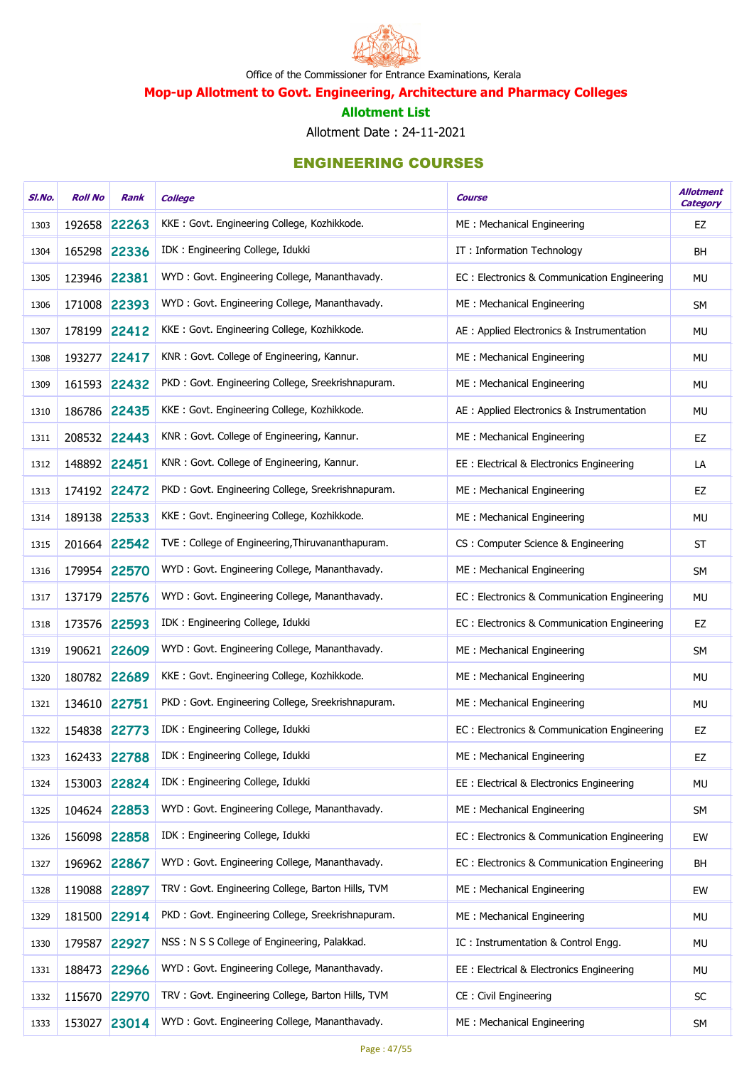Office of the Commissioner for Entrance Examinations, Kerala

## Mop-up Allotment to Govt. Engineering, Architecture and Pharmacy Colleges

### Allotment List

Allotment Date : 24-11-2021

### ENGINEERING COURSES

| Sl.No. | Roll No | Rank | College | Course | Allotment Category |
|---|---|---|---|---|---|
| 1303 | 192658 | 22263 | KKE : Govt. Engineering College, Kozhikkode. | ME : Mechanical Engineering | EZ |
| 1304 | 165298 | 22336 | IDK : Engineering College, Idukki | IT : Information Technology | BH |
| 1305 | 123946 | 22381 | WYD : Govt. Engineering College, Mananthavady. | EC : Electronics & Communication Engineering | MU |
| 1306 | 171008 | 22393 | WYD : Govt. Engineering College, Mananthavady. | ME : Mechanical Engineering | SM |
| 1307 | 178199 | 22412 | KKE : Govt. Engineering College, Kozhikkode. | AE : Applied Electronics & Instrumentation | MU |
| 1308 | 193277 | 22417 | KNR : Govt. College of Engineering, Kannur. | ME : Mechanical Engineering | MU |
| 1309 | 161593 | 22432 | PKD : Govt. Engineering College, Sreekrishnapuram. | ME : Mechanical Engineering | MU |
| 1310 | 186786 | 22435 | KKE : Govt. Engineering College, Kozhikkode. | AE : Applied Electronics & Instrumentation | MU |
| 1311 | 208532 | 22443 | KNR : Govt. College of Engineering, Kannur. | ME : Mechanical Engineering | EZ |
| 1312 | 148892 | 22451 | KNR : Govt. College of Engineering, Kannur. | EE : Electrical & Electronics Engineering | LA |
| 1313 | 174192 | 22472 | PKD : Govt. Engineering College, Sreekrishnapuram. | ME : Mechanical Engineering | EZ |
| 1314 | 189138 | 22533 | KKE : Govt. Engineering College, Kozhikkode. | ME : Mechanical Engineering | MU |
| 1315 | 201664 | 22542 | TVE : College of Engineering,Thiruvananthapuram. | CS : Computer Science & Engineering | ST |
| 1316 | 179954 | 22570 | WYD : Govt. Engineering College, Mananthavady. | ME : Mechanical Engineering | SM |
| 1317 | 137179 | 22576 | WYD : Govt. Engineering College, Mananthavady. | EC : Electronics & Communication Engineering | MU |
| 1318 | 173576 | 22593 | IDK : Engineering College, Idukki | EC : Electronics & Communication Engineering | EZ |
| 1319 | 190621 | 22609 | WYD : Govt. Engineering College, Mananthavady. | ME : Mechanical Engineering | SM |
| 1320 | 180782 | 22689 | KKE : Govt. Engineering College, Kozhikkode. | ME : Mechanical Engineering | MU |
| 1321 | 134610 | 22751 | PKD : Govt. Engineering College, Sreekrishnapuram. | ME : Mechanical Engineering | MU |
| 1322 | 154838 | 22773 | IDK : Engineering College, Idukki | EC : Electronics & Communication Engineering | EZ |
| 1323 | 162433 | 22788 | IDK : Engineering College, Idukki | ME : Mechanical Engineering | EZ |
| 1324 | 153003 | 22824 | IDK : Engineering College, Idukki | EE : Electrical & Electronics Engineering | MU |
| 1325 | 104624 | 22853 | WYD : Govt. Engineering College, Mananthavady. | ME : Mechanical Engineering | SM |
| 1326 | 156098 | 22858 | IDK : Engineering College, Idukki | EC : Electronics & Communication Engineering | EW |
| 1327 | 196962 | 22867 | WYD : Govt. Engineering College, Mananthavady. | EC : Electronics & Communication Engineering | BH |
| 1328 | 119088 | 22897 | TRV : Govt. Engineering College, Barton Hills, TVM | ME : Mechanical Engineering | EW |
| 1329 | 181500 | 22914 | PKD : Govt. Engineering College, Sreekrishnapuram. | ME : Mechanical Engineering | MU |
| 1330 | 179587 | 22927 | NSS : N S S College of Engineering, Palakkad. | IC : Instrumentation & Control Engg. | MU |
| 1331 | 188473 | 22966 | WYD : Govt. Engineering College, Mananthavady. | EE : Electrical & Electronics Engineering | MU |
| 1332 | 115670 | 22970 | TRV : Govt. Engineering College, Barton Hills, TVM | CE : Civil Engineering | SC |
| 1333 | 153027 | 23014 | WYD : Govt. Engineering College, Mananthavady. | ME : Mechanical Engineering | SM |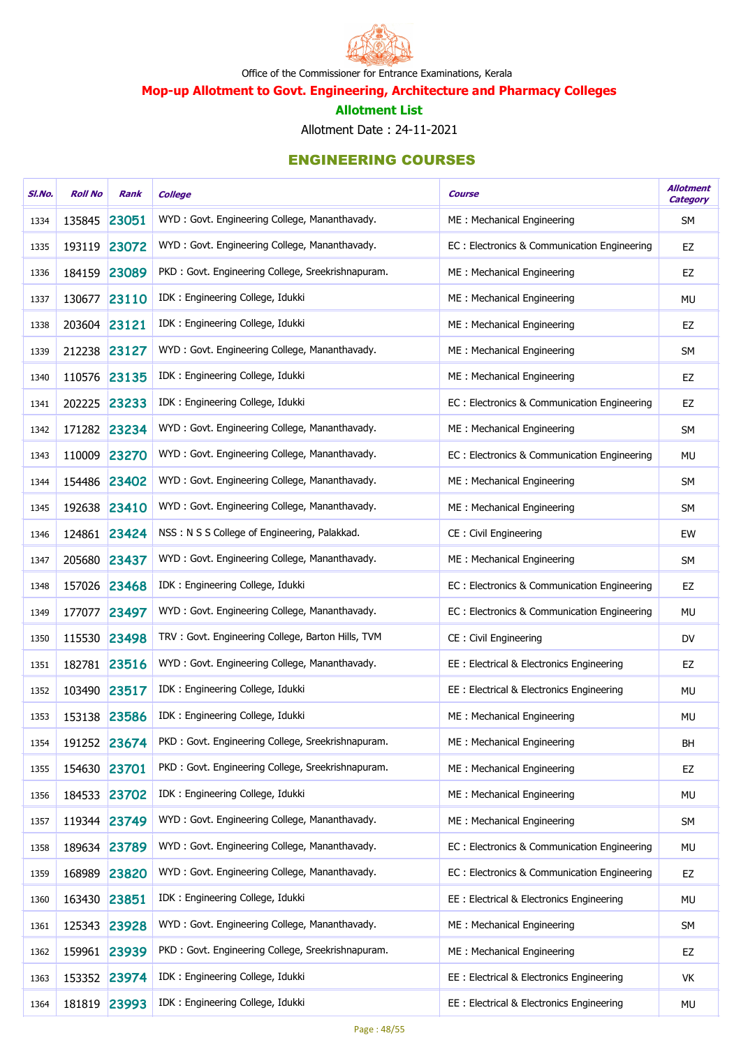Office of the Commissioner for Entrance Examinations, Kerala

## Mop-up Allotment to Govt. Engineering, Architecture and Pharmacy Colleges

### Allotment List

Allotment Date : 24-11-2021

## ENGINEERING COURSES

| Sl.No. | Roll No | Rank | College | Course | Allotment Category |
|---|---|---|---|---|---|
| 1334 | 135845 | 23051 | WYD : Govt. Engineering College, Mananthavady. | ME : Mechanical Engineering | SM |
| 1335 | 193119 | 23072 | WYD : Govt. Engineering College, Mananthavady. | EC : Electronics & Communication Engineering | EZ |
| 1336 | 184159 | 23089 | PKD : Govt. Engineering College, Sreekrishnapuram. | ME : Mechanical Engineering | EZ |
| 1337 | 130677 | 23110 | IDK : Engineering College, Idukki | ME : Mechanical Engineering | MU |
| 1338 | 203604 | 23121 | IDK : Engineering College, Idukki | ME : Mechanical Engineering | EZ |
| 1339 | 212238 | 23127 | WYD : Govt. Engineering College, Mananthavady. | ME : Mechanical Engineering | SM |
| 1340 | 110576 | 23135 | IDK : Engineering College, Idukki | ME : Mechanical Engineering | EZ |
| 1341 | 202225 | 23233 | IDK : Engineering College, Idukki | EC : Electronics & Communication Engineering | EZ |
| 1342 | 171282 | 23234 | WYD : Govt. Engineering College, Mananthavady. | ME : Mechanical Engineering | SM |
| 1343 | 110009 | 23270 | WYD : Govt. Engineering College, Mananthavady. | EC : Electronics & Communication Engineering | MU |
| 1344 | 154486 | 23402 | WYD : Govt. Engineering College, Mananthavady. | ME : Mechanical Engineering | SM |
| 1345 | 192638 | 23410 | WYD : Govt. Engineering College, Mananthavady. | ME : Mechanical Engineering | SM |
| 1346 | 124861 | 23424 | NSS : N S S College of Engineering, Palakkad. | CE : Civil Engineering | EW |
| 1347 | 205680 | 23437 | WYD : Govt. Engineering College, Mananthavady. | ME : Mechanical Engineering | SM |
| 1348 | 157026 | 23468 | IDK : Engineering College, Idukki | EC : Electronics & Communication Engineering | EZ |
| 1349 | 177077 | 23497 | WYD : Govt. Engineering College, Mananthavady. | EC : Electronics & Communication Engineering | MU |
| 1350 | 115530 | 23498 | TRV : Govt. Engineering College, Barton Hills, TVM | CE : Civil Engineering | DV |
| 1351 | 182781 | 23516 | WYD : Govt. Engineering College, Mananthavady. | EE : Electrical & Electronics Engineering | EZ |
| 1352 | 103490 | 23517 | IDK : Engineering College, Idukki | EE : Electrical & Electronics Engineering | MU |
| 1353 | 153138 | 23586 | IDK : Engineering College, Idukki | ME : Mechanical Engineering | MU |
| 1354 | 191252 | 23674 | PKD : Govt. Engineering College, Sreekrishnapuram. | ME : Mechanical Engineering | BH |
| 1355 | 154630 | 23701 | PKD : Govt. Engineering College, Sreekrishnapuram. | ME : Mechanical Engineering | EZ |
| 1356 | 184533 | 23702 | IDK : Engineering College, Idukki | ME : Mechanical Engineering | MU |
| 1357 | 119344 | 23749 | WYD : Govt. Engineering College, Mananthavady. | ME : Mechanical Engineering | SM |
| 1358 | 189634 | 23789 | WYD : Govt. Engineering College, Mananthavady. | EC : Electronics & Communication Engineering | MU |
| 1359 | 168989 | 23820 | WYD : Govt. Engineering College, Mananthavady. | EC : Electronics & Communication Engineering | EZ |
| 1360 | 163430 | 23851 | IDK : Engineering College, Idukki | EE : Electrical & Electronics Engineering | MU |
| 1361 | 125343 | 23928 | WYD : Govt. Engineering College, Mananthavady. | ME : Mechanical Engineering | SM |
| 1362 | 159961 | 23939 | PKD : Govt. Engineering College, Sreekrishnapuram. | ME : Mechanical Engineering | EZ |
| 1363 | 153352 | 23974 | IDK : Engineering College, Idukki | EE : Electrical & Electronics Engineering | VK |
| 1364 | 181819 | 23993 | IDK : Engineering College, Idukki | EE : Electrical & Electronics Engineering | MU |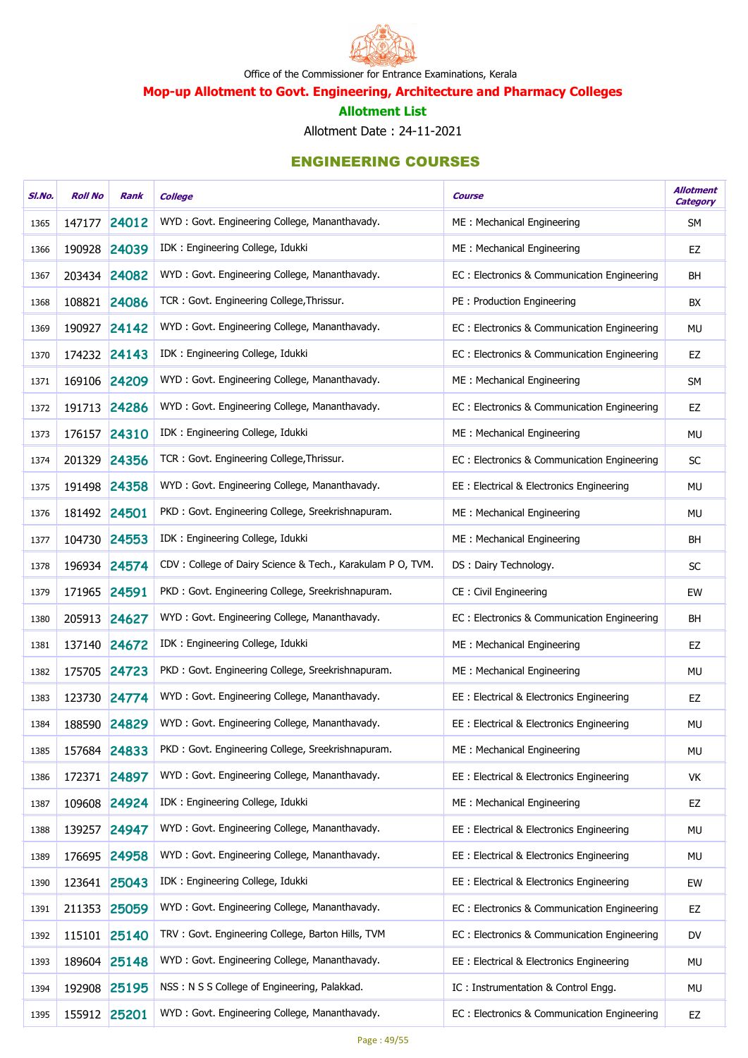Office of the Commissioner for Entrance Examinations, Kerala

## Mop-up Allotment to Govt. Engineering, Architecture and Pharmacy Colleges

### Allotment List

Allotment Date : 24-11-2021

### ENGINEERING COURSES

| Sl.No. | Roll No | Rank | College | Course | Allotment Category |
|---|---|---|---|---|---|
| 1365 | 147177 | 24012 | WYD : Govt. Engineering College, Mananthavady. | ME : Mechanical Engineering | SM |
| 1366 | 190928 | 24039 | IDK : Engineering College, Idukki | ME : Mechanical Engineering | EZ |
| 1367 | 203434 | 24082 | WYD : Govt. Engineering College, Mananthavady. | EC : Electronics & Communication Engineering | BH |
| 1368 | 108821 | 24086 | TCR : Govt. Engineering College,Thrissur. | PE : Production Engineering | BX |
| 1369 | 190927 | 24142 | WYD : Govt. Engineering College, Mananthavady. | EC : Electronics & Communication Engineering | MU |
| 1370 | 174232 | 24143 | IDK : Engineering College, Idukki | EC : Electronics & Communication Engineering | EZ |
| 1371 | 169106 | 24209 | WYD : Govt. Engineering College, Mananthavady. | ME : Mechanical Engineering | SM |
| 1372 | 191713 | 24286 | WYD : Govt. Engineering College, Mananthavady. | EC : Electronics & Communication Engineering | EZ |
| 1373 | 176157 | 24310 | IDK : Engineering College, Idukki | ME : Mechanical Engineering | MU |
| 1374 | 201329 | 24356 | TCR : Govt. Engineering College,Thrissur. | EC : Electronics & Communication Engineering | SC |
| 1375 | 191498 | 24358 | WYD : Govt. Engineering College, Mananthavady. | EE : Electrical & Electronics Engineering | MU |
| 1376 | 181492 | 24501 | PKD : Govt. Engineering College, Sreekrishnapuram. | ME : Mechanical Engineering | MU |
| 1377 | 104730 | 24553 | IDK : Engineering College, Idukki | ME : Mechanical Engineering | BH |
| 1378 | 196934 | 24574 | CDV : College of Dairy Science & Tech., Karakulam P O, TVM. | DS : Dairy Technology. | SC |
| 1379 | 171965 | 24591 | PKD : Govt. Engineering College, Sreekrishnapuram. | CE : Civil Engineering | EW |
| 1380 | 205913 | 24627 | WYD : Govt. Engineering College, Mananthavady. | EC : Electronics & Communication Engineering | BH |
| 1381 | 137140 | 24672 | IDK : Engineering College, Idukki | ME : Mechanical Engineering | EZ |
| 1382 | 175705 | 24723 | PKD : Govt. Engineering College, Sreekrishnapuram. | ME : Mechanical Engineering | MU |
| 1383 | 123730 | 24774 | WYD : Govt. Engineering College, Mananthavady. | EE : Electrical & Electronics Engineering | EZ |
| 1384 | 188590 | 24829 | WYD : Govt. Engineering College, Mananthavady. | EE : Electrical & Electronics Engineering | MU |
| 1385 | 157684 | 24833 | PKD : Govt. Engineering College, Sreekrishnapuram. | ME : Mechanical Engineering | MU |
| 1386 | 172371 | 24897 | WYD : Govt. Engineering College, Mananthavady. | EE : Electrical & Electronics Engineering | VK |
| 1387 | 109608 | 24924 | IDK : Engineering College, Idukki | ME : Mechanical Engineering | EZ |
| 1388 | 139257 | 24947 | WYD : Govt. Engineering College, Mananthavady. | EE : Electrical & Electronics Engineering | MU |
| 1389 | 176695 | 24958 | WYD : Govt. Engineering College, Mananthavady. | EE : Electrical & Electronics Engineering | MU |
| 1390 | 123641 | 25043 | IDK : Engineering College, Idukki | EE : Electrical & Electronics Engineering | EW |
| 1391 | 211353 | 25059 | WYD : Govt. Engineering College, Mananthavady. | EC : Electronics & Communication Engineering | EZ |
| 1392 | 115101 | 25140 | TRV : Govt. Engineering College, Barton Hills, TVM | EC : Electronics & Communication Engineering | DV |
| 1393 | 189604 | 25148 | WYD : Govt. Engineering College, Mananthavady. | EE : Electrical & Electronics Engineering | MU |
| 1394 | 192908 | 25195 | NSS : N S S College of Engineering, Palakkad. | IC : Instrumentation & Control Engg. | MU |
| 1395 | 155912 | 25201 | WYD : Govt. Engineering College, Mananthavady. | EC : Electronics & Communication Engineering | EZ |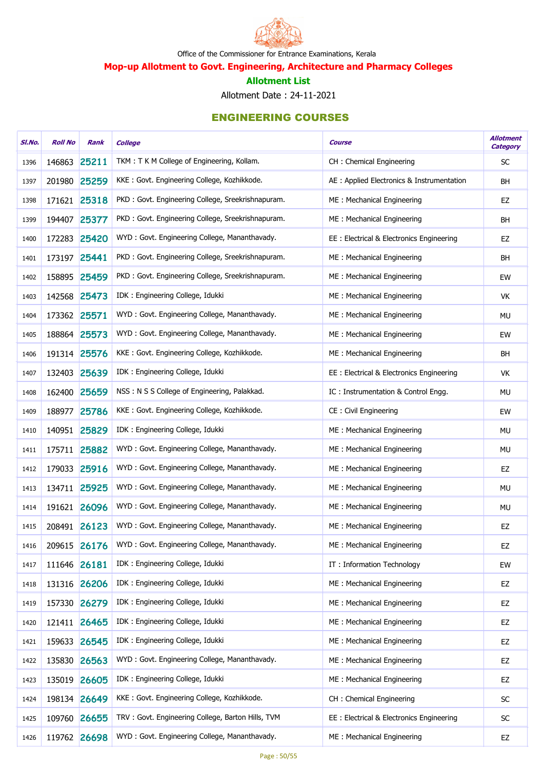Office of the Commissioner for Entrance Examinations, Kerala

**Mop-up Allotment to Govt. Engineering, Architecture and Pharmacy Colleges**

**Allotment List**

Allotment Date : 24-11-2021

## ENGINEERING COURSES

| Sl.No. | Roll No | Rank | College | Course | Allotment Category |
|---|---|---|---|---|---|
| 1396 | 146863 | 25211 | TKM : T K M College of Engineering, Kollam. | CH : Chemical Engineering | SC |
| 1397 | 201980 | 25259 | KKE : Govt. Engineering College, Kozhikkode. | AE : Applied Electronics & Instrumentation | BH |
| 1398 | 171621 | 25318 | PKD : Govt. Engineering College, Sreekrishnapuram. | ME : Mechanical Engineering | EZ |
| 1399 | 194407 | 25377 | PKD : Govt. Engineering College, Sreekrishnapuram. | ME : Mechanical Engineering | BH |
| 1400 | 172283 | 25420 | WYD : Govt. Engineering College, Mananthavady. | EE : Electrical & Electronics Engineering | EZ |
| 1401 | 173197 | 25441 | PKD : Govt. Engineering College, Sreekrishnapuram. | ME : Mechanical Engineering | BH |
| 1402 | 158895 | 25459 | PKD : Govt. Engineering College, Sreekrishnapuram. | ME : Mechanical Engineering | EW |
| 1403 | 142568 | 25473 | IDK : Engineering College, Idukki | ME : Mechanical Engineering | VK |
| 1404 | 173362 | 25571 | WYD : Govt. Engineering College, Mananthavady. | ME : Mechanical Engineering | MU |
| 1405 | 188864 | 25573 | WYD : Govt. Engineering College, Mananthavady. | ME : Mechanical Engineering | EW |
| 1406 | 191314 | 25576 | KKE : Govt. Engineering College, Kozhikkode. | ME : Mechanical Engineering | BH |
| 1407 | 132403 | 25639 | IDK : Engineering College, Idukki | EE : Electrical & Electronics Engineering | VK |
| 1408 | 162400 | 25659 | NSS : N S S College of Engineering, Palakkad. | IC : Instrumentation & Control Engg. | MU |
| 1409 | 188977 | 25786 | KKE : Govt. Engineering College, Kozhikkode. | CE : Civil Engineering | EW |
| 1410 | 140951 | 25829 | IDK : Engineering College, Idukki | ME : Mechanical Engineering | MU |
| 1411 | 175711 | 25882 | WYD : Govt. Engineering College, Mananthavady. | ME : Mechanical Engineering | MU |
| 1412 | 179033 | 25916 | WYD : Govt. Engineering College, Mananthavady. | ME : Mechanical Engineering | EZ |
| 1413 | 134711 | 25925 | WYD : Govt. Engineering College, Mananthavady. | ME : Mechanical Engineering | MU |
| 1414 | 191621 | 26096 | WYD : Govt. Engineering College, Mananthavady. | ME : Mechanical Engineering | MU |
| 1415 | 208491 | 26123 | WYD : Govt. Engineering College, Mananthavady. | ME : Mechanical Engineering | EZ |
| 1416 | 209615 | 26176 | WYD : Govt. Engineering College, Mananthavady. | ME : Mechanical Engineering | EZ |
| 1417 | 111646 | 26181 | IDK : Engineering College, Idukki | IT : Information Technology | EW |
| 1418 | 131316 | 26206 | IDK : Engineering College, Idukki | ME : Mechanical Engineering | EZ |
| 1419 | 157330 | 26279 | IDK : Engineering College, Idukki | ME : Mechanical Engineering | EZ |
| 1420 | 121411 | 26465 | IDK : Engineering College, Idukki | ME : Mechanical Engineering | EZ |
| 1421 | 159633 | 26545 | IDK : Engineering College, Idukki | ME : Mechanical Engineering | EZ |
| 1422 | 135830 | 26563 | WYD : Govt. Engineering College, Mananthavady. | ME : Mechanical Engineering | EZ |
| 1423 | 135019 | 26605 | IDK : Engineering College, Idukki | ME : Mechanical Engineering | EZ |
| 1424 | 198134 | 26649 | KKE : Govt. Engineering College, Kozhikkode. | CH : Chemical Engineering | SC |
| 1425 | 109760 | 26655 | TRV : Govt. Engineering College, Barton Hills, TVM | EE : Electrical & Electronics Engineering | SC |
| 1426 | 119762 | 26698 | WYD : Govt. Engineering College, Mananthavady. | ME : Mechanical Engineering | EZ |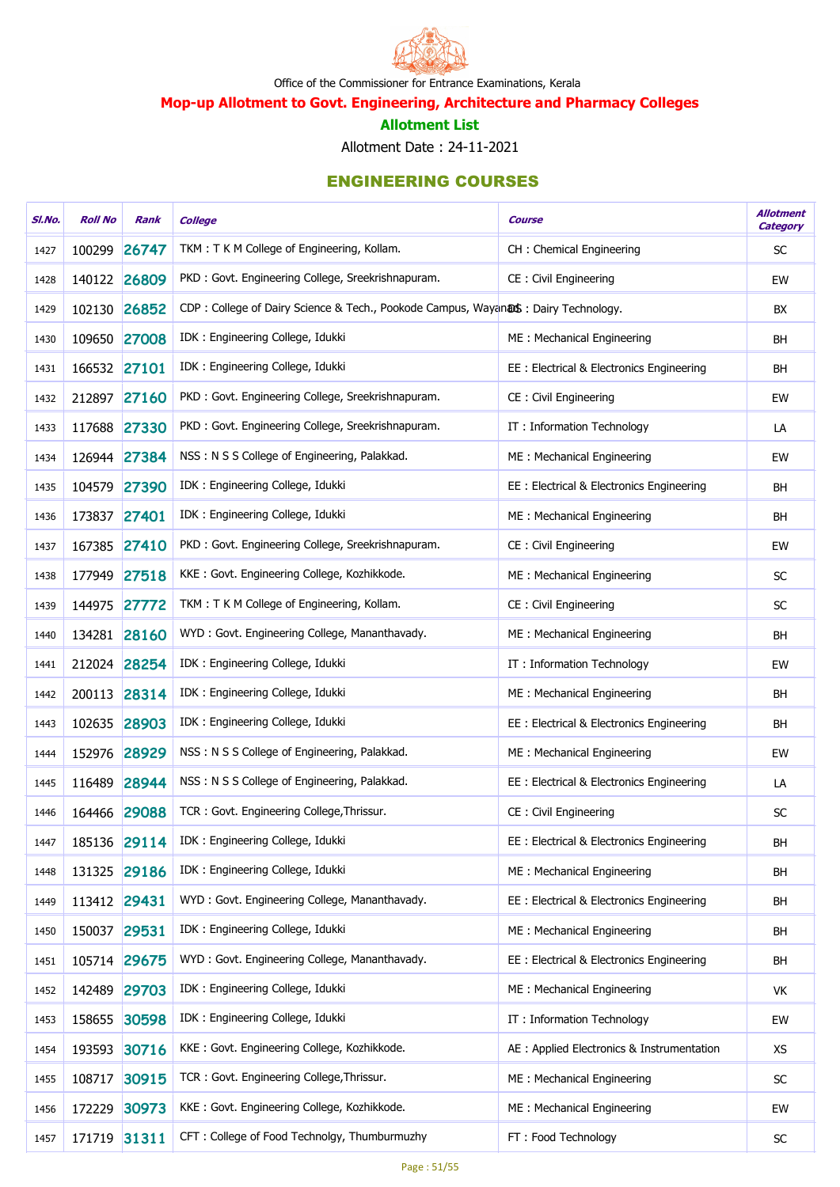Office of the Commissioner for Entrance Examinations, Kerala

## Mop-up Allotment to Govt. Engineering, Architecture and Pharmacy Colleges

### Allotment List

Allotment Date : 24-11-2021

### ENGINEERING COURSES

| Sl.No. | Roll No | Rank | College | Course | Allotment Category |
|---|---|---|---|---|---|
| 1427 | 100299 | 26747 | TKM : T K M College of Engineering, Kollam. | CH : Chemical Engineering | SC |
| 1428 | 140122 | 26809 | PKD : Govt. Engineering College, Sreekrishnapuram. | CE : Civil Engineering | EW |
| 1429 | 102130 | 26852 | CDP : College of Dairy Science & Tech., Pookode Campus, Wayanad | DS : Dairy Technology. | BX |
| 1430 | 109650 | 27008 | IDK : Engineering College, Idukki | ME : Mechanical Engineering | BH |
| 1431 | 166532 | 27101 | IDK : Engineering College, Idukki | EE : Electrical & Electronics Engineering | BH |
| 1432 | 212897 | 27160 | PKD : Govt. Engineering College, Sreekrishnapuram. | CE : Civil Engineering | EW |
| 1433 | 117688 | 27330 | PKD : Govt. Engineering College, Sreekrishnapuram. | IT : Information Technology | LA |
| 1434 | 126944 | 27384 | NSS : N S S College of Engineering, Palakkad. | ME : Mechanical Engineering | EW |
| 1435 | 104579 | 27390 | IDK : Engineering College, Idukki | EE : Electrical & Electronics Engineering | BH |
| 1436 | 173837 | 27401 | IDK : Engineering College, Idukki | ME : Mechanical Engineering | BH |
| 1437 | 167385 | 27410 | PKD : Govt. Engineering College, Sreekrishnapuram. | CE : Civil Engineering | EW |
| 1438 | 177949 | 27518 | KKE : Govt. Engineering College, Kozhikkode. | ME : Mechanical Engineering | SC |
| 1439 | 144975 | 27772 | TKM : T K M College of Engineering, Kollam. | CE : Civil Engineering | SC |
| 1440 | 134281 | 28160 | WYD : Govt. Engineering College, Mananthavady. | ME : Mechanical Engineering | BH |
| 1441 | 212024 | 28254 | IDK : Engineering College, Idukki | IT : Information Technology | EW |
| 1442 | 200113 | 28314 | IDK : Engineering College, Idukki | ME : Mechanical Engineering | BH |
| 1443 | 102635 | 28903 | IDK : Engineering College, Idukki | EE : Electrical & Electronics Engineering | BH |
| 1444 | 152976 | 28929 | NSS : N S S College of Engineering, Palakkad. | ME : Mechanical Engineering | EW |
| 1445 | 116489 | 28944 | NSS : N S S College of Engineering, Palakkad. | EE : Electrical & Electronics Engineering | LA |
| 1446 | 164466 | 29088 | TCR : Govt. Engineering College,Thrissur. | CE : Civil Engineering | SC |
| 1447 | 185136 | 29114 | IDK : Engineering College, Idukki | EE : Electrical & Electronics Engineering | BH |
| 1448 | 131325 | 29186 | IDK : Engineering College, Idukki | ME : Mechanical Engineering | BH |
| 1449 | 113412 | 29431 | WYD : Govt. Engineering College, Mananthavady. | EE : Electrical & Electronics Engineering | BH |
| 1450 | 150037 | 29531 | IDK : Engineering College, Idukki | ME : Mechanical Engineering | BH |
| 1451 | 105714 | 29675 | WYD : Govt. Engineering College, Mananthavady. | EE : Electrical & Electronics Engineering | BH |
| 1452 | 142489 | 29703 | IDK : Engineering College, Idukki | ME : Mechanical Engineering | VK |
| 1453 | 158655 | 30598 | IDK : Engineering College, Idukki | IT : Information Technology | EW |
| 1454 | 193593 | 30716 | KKE : Govt. Engineering College, Kozhikkode. | AE : Applied Electronics & Instrumentation | XS |
| 1455 | 108717 | 30915 | TCR : Govt. Engineering College,Thrissur. | ME : Mechanical Engineering | SC |
| 1456 | 172229 | 30973 | KKE : Govt. Engineering College, Kozhikkode. | ME : Mechanical Engineering | EW |
| 1457 | 171719 | 31311 | CFT : College of Food Technolgy, Thumburmuzhy | FT : Food Technology | SC |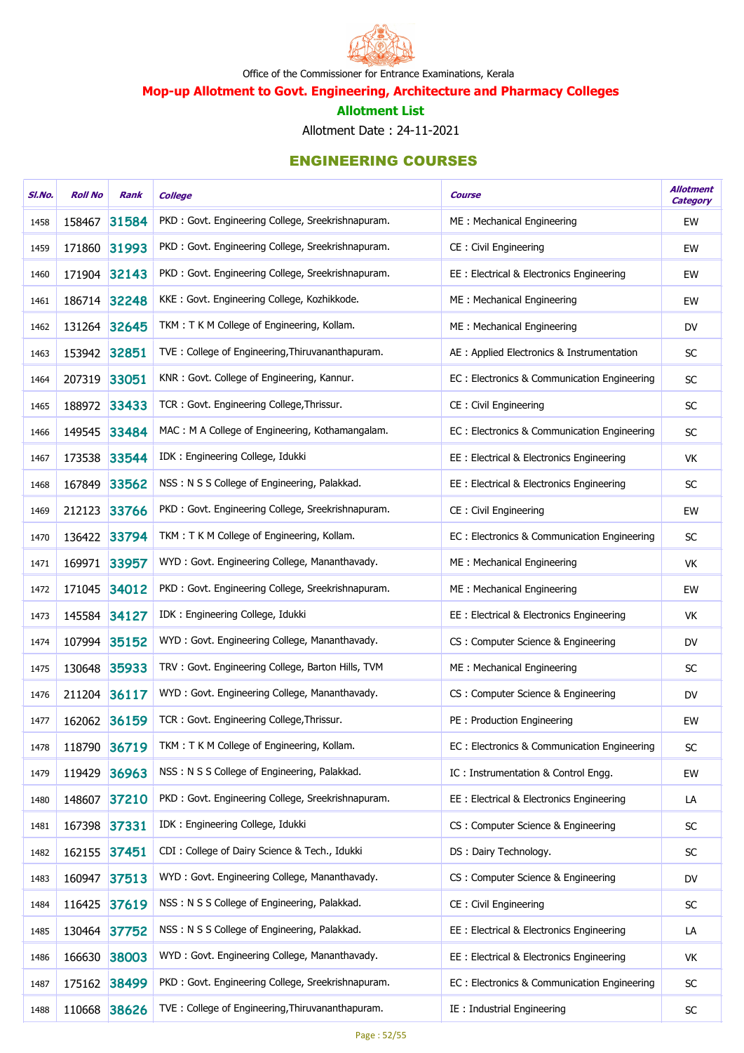Office of the Commissioner for Entrance Examinations, Kerala

## Mop-up Allotment to Govt. Engineering, Architecture and Pharmacy Colleges

### Allotment List

Allotment Date : 24-11-2021

### ENGINEERING COURSES

| Sl.No. | Roll No | Rank | College | Course | Allotment Category |
|---|---|---|---|---|---|
| 1458 | 158467 | 31584 | PKD : Govt. Engineering College, Sreekrishnapuram. | ME : Mechanical Engineering | EW |
| 1459 | 171860 | 31993 | PKD : Govt. Engineering College, Sreekrishnapuram. | CE : Civil Engineering | EW |
| 1460 | 171904 | 32143 | PKD : Govt. Engineering College, Sreekrishnapuram. | EE : Electrical & Electronics Engineering | EW |
| 1461 | 186714 | 32248 | KKE : Govt. Engineering College, Kozhikkode. | ME : Mechanical Engineering | EW |
| 1462 | 131264 | 32645 | TKM : T K M College of Engineering, Kollam. | ME : Mechanical Engineering | DV |
| 1463 | 153942 | 32851 | TVE : College of Engineering,Thiruvananthapuram. | AE : Applied Electronics & Instrumentation | SC |
| 1464 | 207319 | 33051 | KNR : Govt. College of Engineering, Kannur. | EC : Electronics & Communication Engineering | SC |
| 1465 | 188972 | 33433 | TCR : Govt. Engineering College,Thrissur. | CE : Civil Engineering | SC |
| 1466 | 149545 | 33484 | MAC : M A College of Engineering, Kothamangalam. | EC : Electronics & Communication Engineering | SC |
| 1467 | 173538 | 33544 | IDK : Engineering College, Idukki | EE : Electrical & Electronics Engineering | VK |
| 1468 | 167849 | 33562 | NSS : N S S College of Engineering, Palakkad. | EE : Electrical & Electronics Engineering | SC |
| 1469 | 212123 | 33766 | PKD : Govt. Engineering College, Sreekrishnapuram. | CE : Civil Engineering | EW |
| 1470 | 136422 | 33794 | TKM : T K M College of Engineering, Kollam. | EC : Electronics & Communication Engineering | SC |
| 1471 | 169971 | 33957 | WYD : Govt. Engineering College, Mananthavady. | ME : Mechanical Engineering | VK |
| 1472 | 171045 | 34012 | PKD : Govt. Engineering College, Sreekrishnapuram. | ME : Mechanical Engineering | EW |
| 1473 | 145584 | 34127 | IDK : Engineering College, Idukki | EE : Electrical & Electronics Engineering | VK |
| 1474 | 107994 | 35152 | WYD : Govt. Engineering College, Mananthavady. | CS : Computer Science & Engineering | DV |
| 1475 | 130648 | 35933 | TRV : Govt. Engineering College, Barton Hills, TVM | ME : Mechanical Engineering | SC |
| 1476 | 211204 | 36117 | WYD : Govt. Engineering College, Mananthavady. | CS : Computer Science & Engineering | DV |
| 1477 | 162062 | 36159 | TCR : Govt. Engineering College,Thrissur. | PE : Production Engineering | EW |
| 1478 | 118790 | 36719 | TKM : T K M College of Engineering, Kollam. | EC : Electronics & Communication Engineering | SC |
| 1479 | 119429 | 36963 | NSS : N S S College of Engineering, Palakkad. | IC : Instrumentation & Control Engg. | EW |
| 1480 | 148607 | 37210 | PKD : Govt. Engineering College, Sreekrishnapuram. | EE : Electrical & Electronics Engineering | LA |
| 1481 | 167398 | 37331 | IDK : Engineering College, Idukki | CS : Computer Science & Engineering | SC |
| 1482 | 162155 | 37451 | CDI : College of Dairy Science & Tech., Idukki | DS : Dairy Technology. | SC |
| 1483 | 160947 | 37513 | WYD : Govt. Engineering College, Mananthavady. | CS : Computer Science & Engineering | DV |
| 1484 | 116425 | 37619 | NSS : N S S College of Engineering, Palakkad. | CE : Civil Engineering | SC |
| 1485 | 130464 | 37752 | NSS : N S S College of Engineering, Palakkad. | EE : Electrical & Electronics Engineering | LA |
| 1486 | 166630 | 38003 | WYD : Govt. Engineering College, Mananthavady. | EE : Electrical & Electronics Engineering | VK |
| 1487 | 175162 | 38499 | PKD : Govt. Engineering College, Sreekrishnapuram. | EC : Electronics & Communication Engineering | SC |
| 1488 | 110668 | 38626 | TVE : College of Engineering,Thiruvananthapuram. | IE : Industrial Engineering | SC |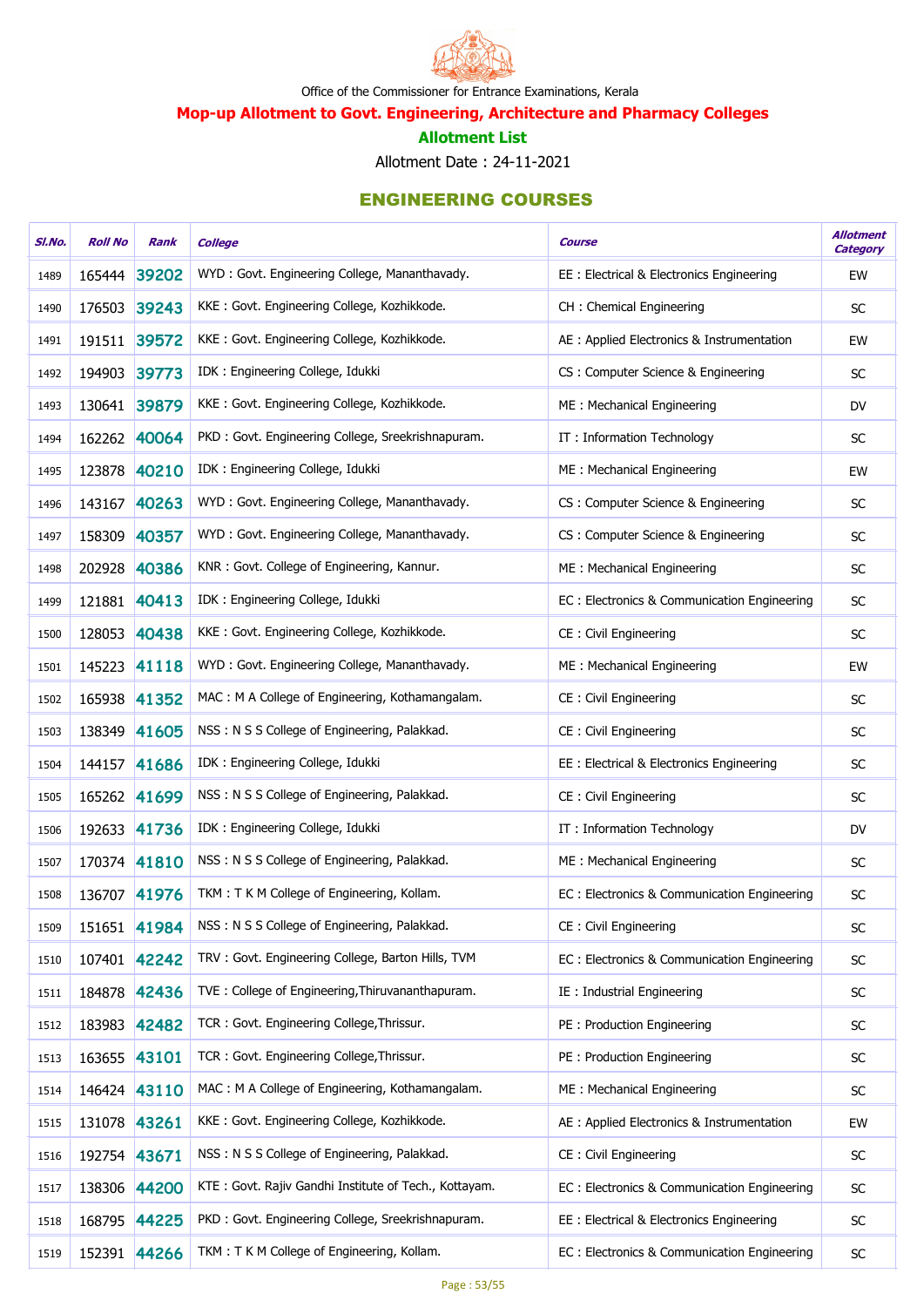Office of the Commissioner for Entrance Examinations, Kerala

## Mop-up Allotment to Govt. Engineering, Architecture and Pharmacy Colleges

### Allotment List

Allotment Date : 24-11-2021

### ENGINEERING COURSES

| Sl.No. | Roll No | Rank | College | Course | Allotment Category |
|---|---|---|---|---|---|
| 1489 | 165444 | 39202 | WYD : Govt. Engineering College, Mananthavady. | EE : Electrical & Electronics Engineering | EW |
| 1490 | 176503 | 39243 | KKE : Govt. Engineering College, Kozhikkode. | CH : Chemical Engineering | SC |
| 1491 | 191511 | 39572 | KKE : Govt. Engineering College, Kozhikkode. | AE : Applied Electronics & Instrumentation | EW |
| 1492 | 194903 | 39773 | IDK : Engineering College, Idukki | CS : Computer Science & Engineering | SC |
| 1493 | 130641 | 39879 | KKE : Govt. Engineering College, Kozhikkode. | ME : Mechanical Engineering | DV |
| 1494 | 162262 | 40064 | PKD : Govt. Engineering College, Sreekrishnapuram. | IT : Information Technology | SC |
| 1495 | 123878 | 40210 | IDK : Engineering College, Idukki | ME : Mechanical Engineering | EW |
| 1496 | 143167 | 40263 | WYD : Govt. Engineering College, Mananthavady. | CS : Computer Science & Engineering | SC |
| 1497 | 158309 | 40357 | WYD : Govt. Engineering College, Mananthavady. | CS : Computer Science & Engineering | SC |
| 1498 | 202928 | 40386 | KNR : Govt. College of Engineering, Kannur. | ME : Mechanical Engineering | SC |
| 1499 | 121881 | 40413 | IDK : Engineering College, Idukki | EC : Electronics & Communication Engineering | SC |
| 1500 | 128053 | 40438 | KKE : Govt. Engineering College, Kozhikkode. | CE : Civil Engineering | SC |
| 1501 | 145223 | 41118 | WYD : Govt. Engineering College, Mananthavady. | ME : Mechanical Engineering | EW |
| 1502 | 165938 | 41352 | MAC : M A College of Engineering, Kothamangalam. | CE : Civil Engineering | SC |
| 1503 | 138349 | 41605 | NSS : N S S College of Engineering, Palakkad. | CE : Civil Engineering | SC |
| 1504 | 144157 | 41686 | IDK : Engineering College, Idukki | EE : Electrical & Electronics Engineering | SC |
| 1505 | 165262 | 41699 | NSS : N S S College of Engineering, Palakkad. | CE : Civil Engineering | SC |
| 1506 | 192633 | 41736 | IDK : Engineering College, Idukki | IT : Information Technology | DV |
| 1507 | 170374 | 41810 | NSS : N S S College of Engineering, Palakkad. | ME : Mechanical Engineering | SC |
| 1508 | 136707 | 41976 | TKM : T K M College of Engineering, Kollam. | EC : Electronics & Communication Engineering | SC |
| 1509 | 151651 | 41984 | NSS : N S S College of Engineering, Palakkad. | CE : Civil Engineering | SC |
| 1510 | 107401 | 42242 | TRV : Govt. Engineering College, Barton Hills, TVM | EC : Electronics & Communication Engineering | SC |
| 1511 | 184878 | 42436 | TVE : College of Engineering,Thiruvananthapuram. | IE : Industrial Engineering | SC |
| 1512 | 183983 | 42482 | TCR : Govt. Engineering College,Thrissur. | PE : Production Engineering | SC |
| 1513 | 163655 | 43101 | TCR : Govt. Engineering College,Thrissur. | PE : Production Engineering | SC |
| 1514 | 146424 | 43110 | MAC : M A College of Engineering, Kothamangalam. | ME : Mechanical Engineering | SC |
| 1515 | 131078 | 43261 | KKE : Govt. Engineering College, Kozhikkode. | AE : Applied Electronics & Instrumentation | EW |
| 1516 | 192754 | 43671 | NSS : N S S College of Engineering, Palakkad. | CE : Civil Engineering | SC |
| 1517 | 138306 | 44200 | KTE : Govt. Rajiv Gandhi Institute of Tech., Kottayam. | EC : Electronics & Communication Engineering | SC |
| 1518 | 168795 | 44225 | PKD : Govt. Engineering College, Sreekrishnapuram. | EE : Electrical & Electronics Engineering | SC |
| 1519 | 152391 | 44266 | TKM : T K M College of Engineering, Kollam. | EC : Electronics & Communication Engineering | SC |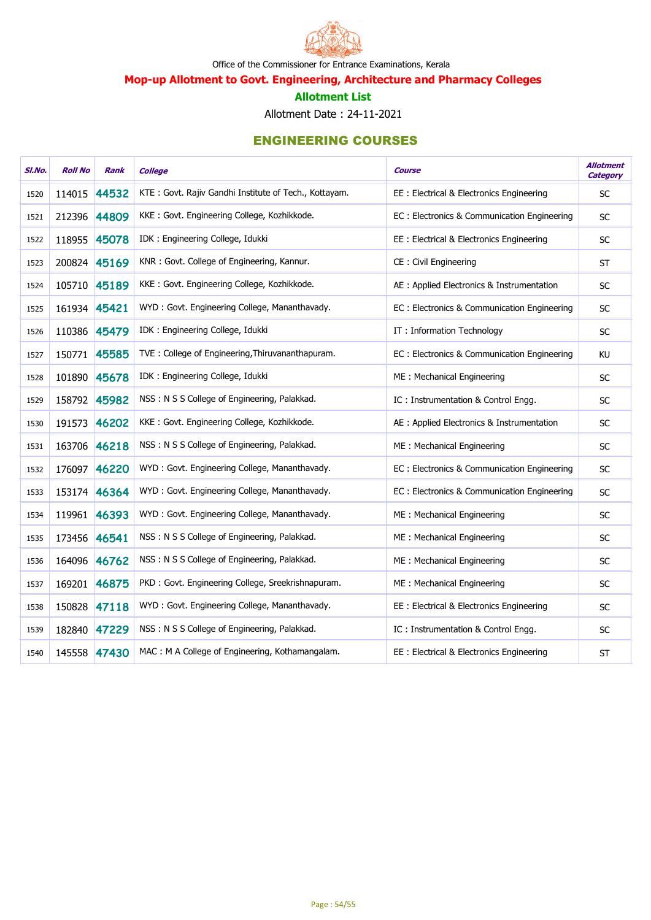Office of the Commissioner for Entrance Examinations, Kerala

## Mop-up Allotment to Govt. Engineering, Architecture and Pharmacy Colleges

### Allotment List

Allotment Date : 24-11-2021

### ENGINEERING COURSES

| Sl.No. | Roll No | Rank | College | Course | Allotment Category |
|---|---|---|---|---|---|
| 1520 | 114015 | 44532 | KTE : Govt. Rajiv Gandhi Institute of Tech., Kottayam. | EE : Electrical & Electronics Engineering | SC |
| 1521 | 212396 | 44809 | KKE : Govt. Engineering College, Kozhikkode. | EC : Electronics & Communication Engineering | SC |
| 1522 | 118955 | 45078 | IDK : Engineering College, Idukki | EE : Electrical & Electronics Engineering | SC |
| 1523 | 200824 | 45169 | KNR : Govt. College of Engineering, Kannur. | CE : Civil Engineering | ST |
| 1524 | 105710 | 45189 | KKE : Govt. Engineering College, Kozhikkode. | AE : Applied Electronics & Instrumentation | SC |
| 1525 | 161934 | 45421 | WYD : Govt. Engineering College, Mananthavady. | EC : Electronics & Communication Engineering | SC |
| 1526 | 110386 | 45479 | IDK : Engineering College, Idukki | IT : Information Technology | SC |
| 1527 | 150771 | 45585 | TVE : College of Engineering,Thiruvananthapuram. | EC : Electronics & Communication Engineering | KU |
| 1528 | 101890 | 45678 | IDK : Engineering College, Idukki | ME : Mechanical Engineering | SC |
| 1529 | 158792 | 45982 | NSS : N S S College of Engineering, Palakkad. | IC : Instrumentation & Control Engg. | SC |
| 1530 | 191573 | 46202 | KKE : Govt. Engineering College, Kozhikkode. | AE : Applied Electronics & Instrumentation | SC |
| 1531 | 163706 | 46218 | NSS : N S S College of Engineering, Palakkad. | ME : Mechanical Engineering | SC |
| 1532 | 176097 | 46220 | WYD : Govt. Engineering College, Mananthavady. | EC : Electronics & Communication Engineering | SC |
| 1533 | 153174 | 46364 | WYD : Govt. Engineering College, Mananthavady. | EC : Electronics & Communication Engineering | SC |
| 1534 | 119961 | 46393 | WYD : Govt. Engineering College, Mananthavady. | ME : Mechanical Engineering | SC |
| 1535 | 173456 | 46541 | NSS : N S S College of Engineering, Palakkad. | ME : Mechanical Engineering | SC |
| 1536 | 164096 | 46762 | NSS : N S S College of Engineering, Palakkad. | ME : Mechanical Engineering | SC |
| 1537 | 169201 | 46875 | PKD : Govt. Engineering College, Sreekrishnapuram. | ME : Mechanical Engineering | SC |
| 1538 | 150828 | 47118 | WYD : Govt. Engineering College, Mananthavady. | EE : Electrical & Electronics Engineering | SC |
| 1539 | 182840 | 47229 | NSS : N S S College of Engineering, Palakkad. | IC : Instrumentation & Control Engg. | SC |
| 1540 | 145558 | 47430 | MAC : M A College of Engineering, Kothamangalam. | EE : Electrical & Electronics Engineering | ST |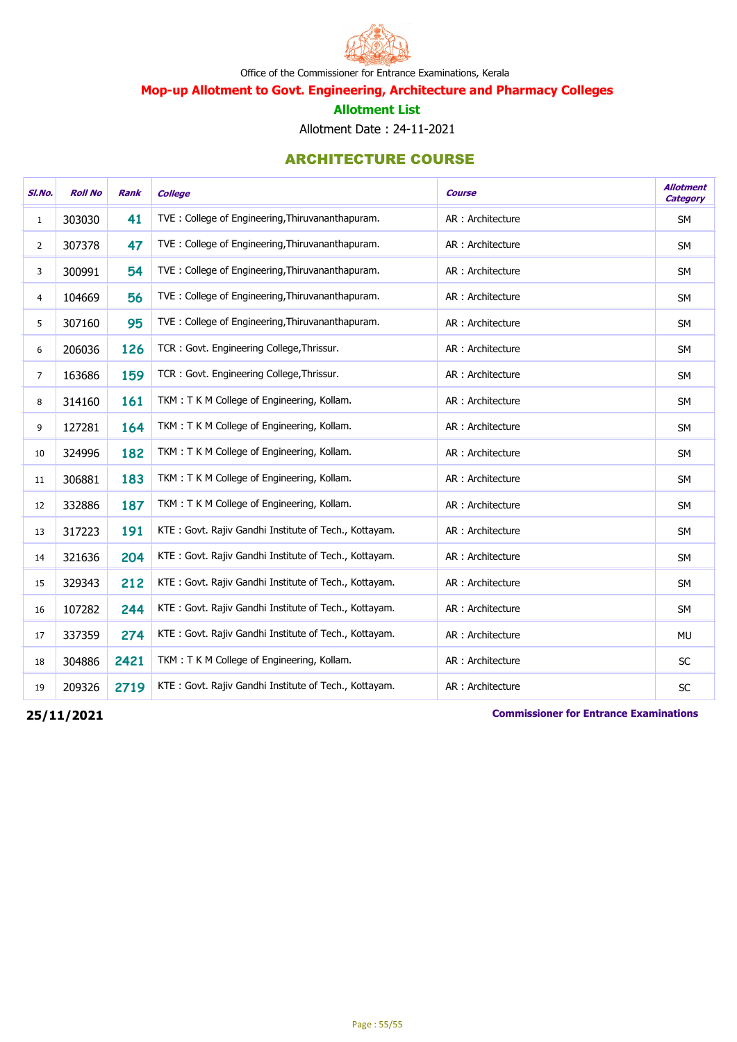Office of the Commissioner for Entrance Examinations, Kerala

## Mop-up Allotment to Govt. Engineering, Architecture and Pharmacy Colleges

### Allotment List

Allotment Date : 24-11-2021

### ARCHITECTURE COURSE

| Sl.No. | Roll No | Rank | College | Course | Allotment Category |
|---|---|---|---|---|---|
| 1 | 303030 | 41 | TVE : College of Engineering,Thiruvananthapuram. | AR : Architecture | SM |
| 2 | 307378 | 47 | TVE : College of Engineering,Thiruvananthapuram. | AR : Architecture | SM |
| 3 | 300991 | 54 | TVE : College of Engineering,Thiruvananthapuram. | AR : Architecture | SM |
| 4 | 104669 | 56 | TVE : College of Engineering,Thiruvananthapuram. | AR : Architecture | SM |
| 5 | 307160 | 95 | TVE : College of Engineering,Thiruvananthapuram. | AR : Architecture | SM |
| 6 | 206036 | 126 | TCR : Govt. Engineering College,Thrissur. | AR : Architecture | SM |
| 7 | 163686 | 159 | TCR : Govt. Engineering College,Thrissur. | AR : Architecture | SM |
| 8 | 314160 | 161 | TKM : T K M College of Engineering, Kollam. | AR : Architecture | SM |
| 9 | 127281 | 164 | TKM : T K M College of Engineering, Kollam. | AR : Architecture | SM |
| 10 | 324996 | 182 | TKM : T K M College of Engineering, Kollam. | AR : Architecture | SM |
| 11 | 306881 | 183 | TKM : T K M College of Engineering, Kollam. | AR : Architecture | SM |
| 12 | 332886 | 187 | TKM : T K M College of Engineering, Kollam. | AR : Architecture | SM |
| 13 | 317223 | 191 | KTE : Govt. Rajiv Gandhi Institute of Tech., Kottayam. | AR : Architecture | SM |
| 14 | 321636 | 204 | KTE : Govt. Rajiv Gandhi Institute of Tech., Kottayam. | AR : Architecture | SM |
| 15 | 329343 | 212 | KTE : Govt. Rajiv Gandhi Institute of Tech., Kottayam. | AR : Architecture | SM |
| 16 | 107282 | 244 | KTE : Govt. Rajiv Gandhi Institute of Tech., Kottayam. | AR : Architecture | SM |
| 17 | 337359 | 274 | KTE : Govt. Rajiv Gandhi Institute of Tech., Kottayam. | AR : Architecture | MU |
| 18 | 304886 | 2421 | TKM : T K M College of Engineering, Kollam. | AR : Architecture | SC |
| 19 | 209326 | 2719 | KTE : Govt. Rajiv Gandhi Institute of Tech., Kottayam. | AR : Architecture | SC |

**25/11/2021**

**Commissioner for Entrance Examinations**